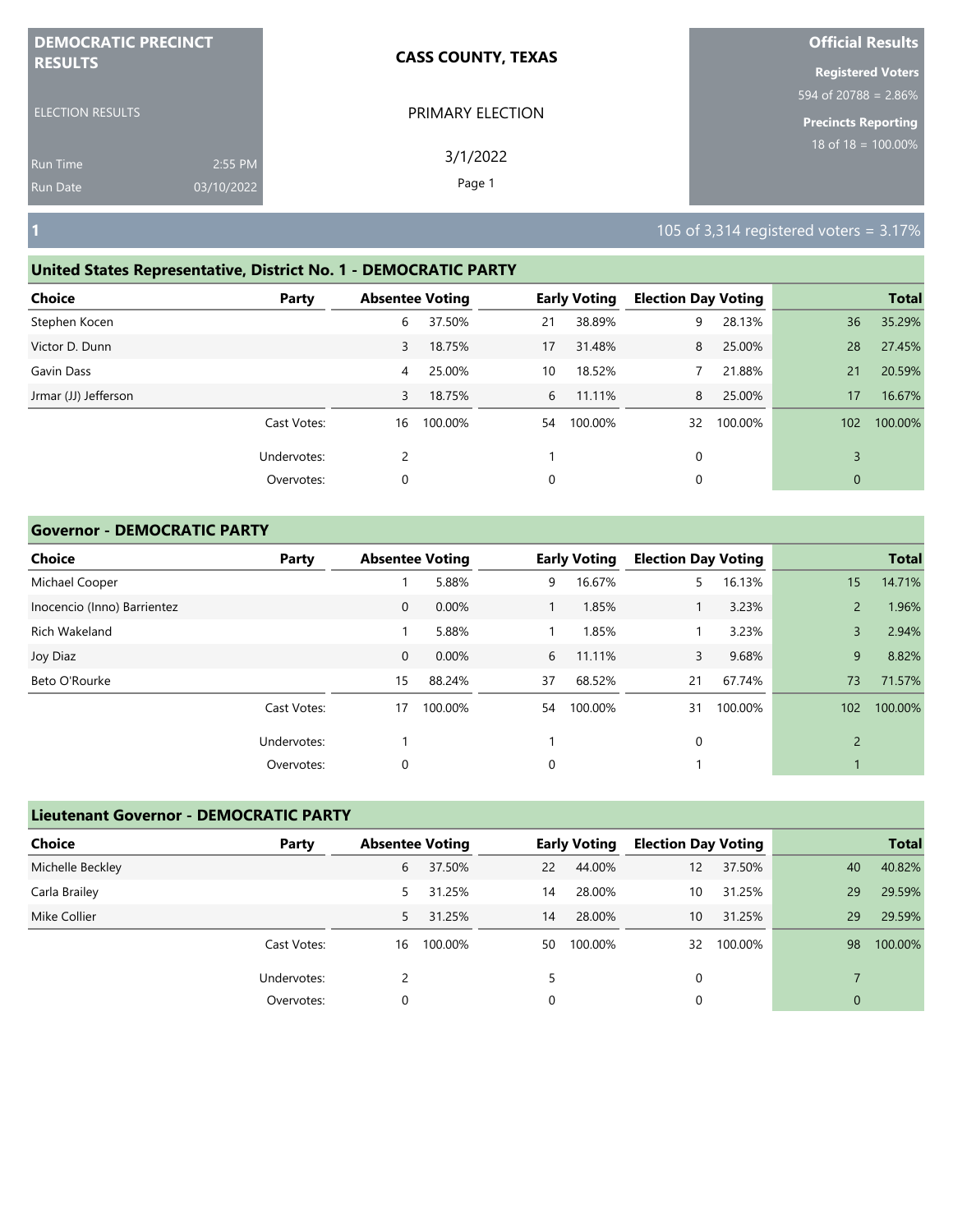**DEMOCRATIC PRECINCT RESULTS**

ELECTION RESULTS

Run Time 2:55 PM

Run Date 03/10/2022

**CASS COUNTY, TEXAS**

PRIMARY ELECTION

3/1/2022

**Official Results**

**Registered Voters**

594 of 20788 = 2.86%

**Precincts Reporting**

18 of 18 = 100.00%

## 1

105 of 3,314 registered voters = 3.17%

### United States Representative, District No. 1 - DEMOCRATIC PARTY

| Choice | Party | Absentee Voting | | Early Voting | | Election Day Voting | | Total | |
|---|---|---|---|---|---|---|---|---|---|
| Stephen Kocen | | 6 | 37.50% | 21 | 38.89% | 9 | 28.13% | 36 | 35.29% |
| Victor D. Dunn | | 3 | 18.75% | 17 | 31.48% | 8 | 25.00% | 28 | 27.45% |
| Gavin Dass | | 4 | 25.00% | 10 | 18.52% | 7 | 21.88% | 21 | 20.59% |
| Jrmar (JJ) Jefferson | | 3 | 18.75% | 6 | 11.11% | 8 | 25.00% | 17 | 16.67% |
| | Cast Votes: | 16 | 100.00% | 54 | 100.00% | 32 | 100.00% | 102 | 100.00% |
| | Undervotes: | 2 | | 1 | | 0 | | 3 | |
| | Overvotes: | 0 | | 0 | | 0 | | 0 | |

### Governor - DEMOCRATIC PARTY

| Choice | Party | Absentee Voting | | Early Voting | | Election Day Voting | | Total | |
|---|---|---|---|---|---|---|---|---|---|
| Michael Cooper | | 1 | 5.88% | 9 | 16.67% | 5 | 16.13% | 15 | 14.71% |
| Inocencio (Inno) Barrientez | | 0 | 0.00% | 1 | 1.85% | 1 | 3.23% | 2 | 1.96% |
| Rich Wakeland | | 1 | 5.88% | 1 | 1.85% | 1 | 3.23% | 3 | 2.94% |
| Joy Diaz | | 0 | 0.00% | 6 | 11.11% | 3 | 9.68% | 9 | 8.82% |
| Beto O'Rourke | | 15 | 88.24% | 37 | 68.52% | 21 | 67.74% | 73 | 71.57% |
| | Cast Votes: | 17 | 100.00% | 54 | 100.00% | 31 | 100.00% | 102 | 100.00% |
| | Undervotes: | 1 | | 1 | | 0 | | 2 | |
| | Overvotes: | 0 | | 0 | | 1 | | 1 | |

### Lieutenant Governor - DEMOCRATIC PARTY

| Choice | Party | Absentee Voting | | Early Voting | | Election Day Voting | | Total | |
|---|---|---|---|---|---|---|---|---|---|
| Michelle Beckley | | 6 | 37.50% | 22 | 44.00% | 12 | 37.50% | 40 | 40.82% |
| Carla Brailey | | 5 | 31.25% | 14 | 28.00% | 10 | 31.25% | 29 | 29.59% |
| Mike Collier | | 5 | 31.25% | 14 | 28.00% | 10 | 31.25% | 29 | 29.59% |
| | Cast Votes: | 16 | 100.00% | 50 | 100.00% | 32 | 100.00% | 98 | 100.00% |
| | Undervotes: | 2 | | 5 | | 0 | | 7 | |
| | Overvotes: | 0 | | 0 | | 0 | | 0 | |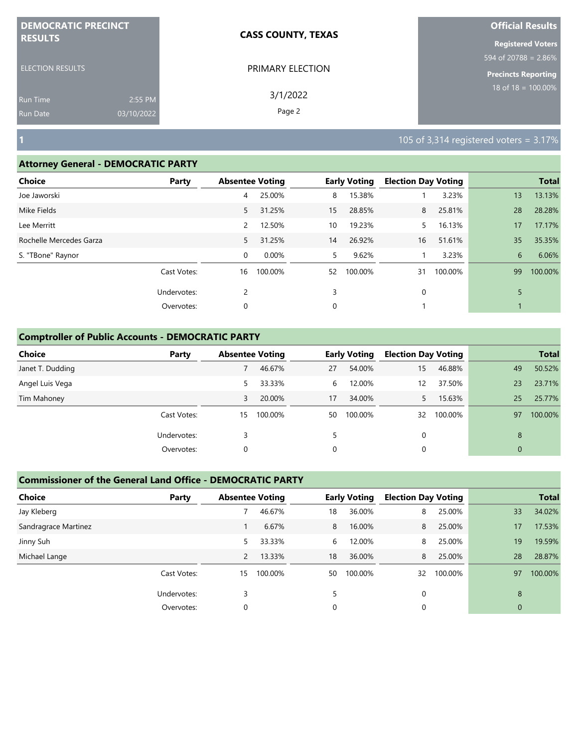**DEMOCRATIC PRECINCT RESULTS**

ELECTION RESULTS

Run Time 2:55 PM
Run Date 03/10/2022

**CASS COUNTY, TEXAS**

PRIMARY ELECTION

3/1/2022

**Official Results**

**Registered Voters**
594 of 20788 = 2.86%

**Precincts Reporting**
18 of 18 = 100.00%

## 1

105 of 3,314 registered voters = 3.17%

### Attorney General - DEMOCRATIC PARTY

| Choice | Party | Absentee Voting | | Early Voting | | Election Day Voting | | Total | |
|---|---|---|---|---|---|---|---|---|---|
| Joe Jaworski | | 4 | 25.00% | 8 | 15.38% | 1 | 3.23% | 13 | 13.13% |
| Mike Fields | | 5 | 31.25% | 15 | 28.85% | 8 | 25.81% | 28 | 28.28% |
| Lee Merritt | | 2 | 12.50% | 10 | 19.23% | 5 | 16.13% | 17 | 17.17% |
| Rochelle Mercedes Garza | | 5 | 31.25% | 14 | 26.92% | 16 | 51.61% | 35 | 35.35% |
| S. "TBone" Raynor | | 0 | 0.00% | 5 | 9.62% | 1 | 3.23% | 6 | 6.06% |
| | Cast Votes: | 16 | 100.00% | 52 | 100.00% | 31 | 100.00% | 99 | 100.00% |
| | Undervotes: | 2 | | 3 | | 0 | | 5 | |
| | Overvotes: | 0 | | 0 | | 1 | | 1 | |

### Comptroller of Public Accounts - DEMOCRATIC PARTY

| Choice | Party | Absentee Voting | | Early Voting | | Election Day Voting | | Total | |
|---|---|---|---|---|---|---|---|---|---|
| Janet T. Dudding | | 7 | 46.67% | 27 | 54.00% | 15 | 46.88% | 49 | 50.52% |
| Angel Luis Vega | | 5 | 33.33% | 6 | 12.00% | 12 | 37.50% | 23 | 23.71% |
| Tim Mahoney | | 3 | 20.00% | 17 | 34.00% | 5 | 15.63% | 25 | 25.77% |
| | Cast Votes: | 15 | 100.00% | 50 | 100.00% | 32 | 100.00% | 97 | 100.00% |
| | Undervotes: | 3 | | 5 | | 0 | | 8 | |
| | Overvotes: | 0 | | 0 | | 0 | | 0 | |

### Commissioner of the General Land Office - DEMOCRATIC PARTY

| Choice | Party | Absentee Voting | | Early Voting | | Election Day Voting | | Total | |
|---|---|---|---|---|---|---|---|---|---|
| Jay Kleberg | | 7 | 46.67% | 18 | 36.00% | 8 | 25.00% | 33 | 34.02% |
| Sandragrace Martinez | | 1 | 6.67% | 8 | 16.00% | 8 | 25.00% | 17 | 17.53% |
| Jinny Suh | | 5 | 33.33% | 6 | 12.00% | 8 | 25.00% | 19 | 19.59% |
| Michael Lange | | 2 | 13.33% | 18 | 36.00% | 8 | 25.00% | 28 | 28.87% |
| | Cast Votes: | 15 | 100.00% | 50 | 100.00% | 32 | 100.00% | 97 | 100.00% |
| | Undervotes: | 3 | | 5 | | 0 | | 8 | |
| | Overvotes: | 0 | | 0 | | 0 | | 0 | |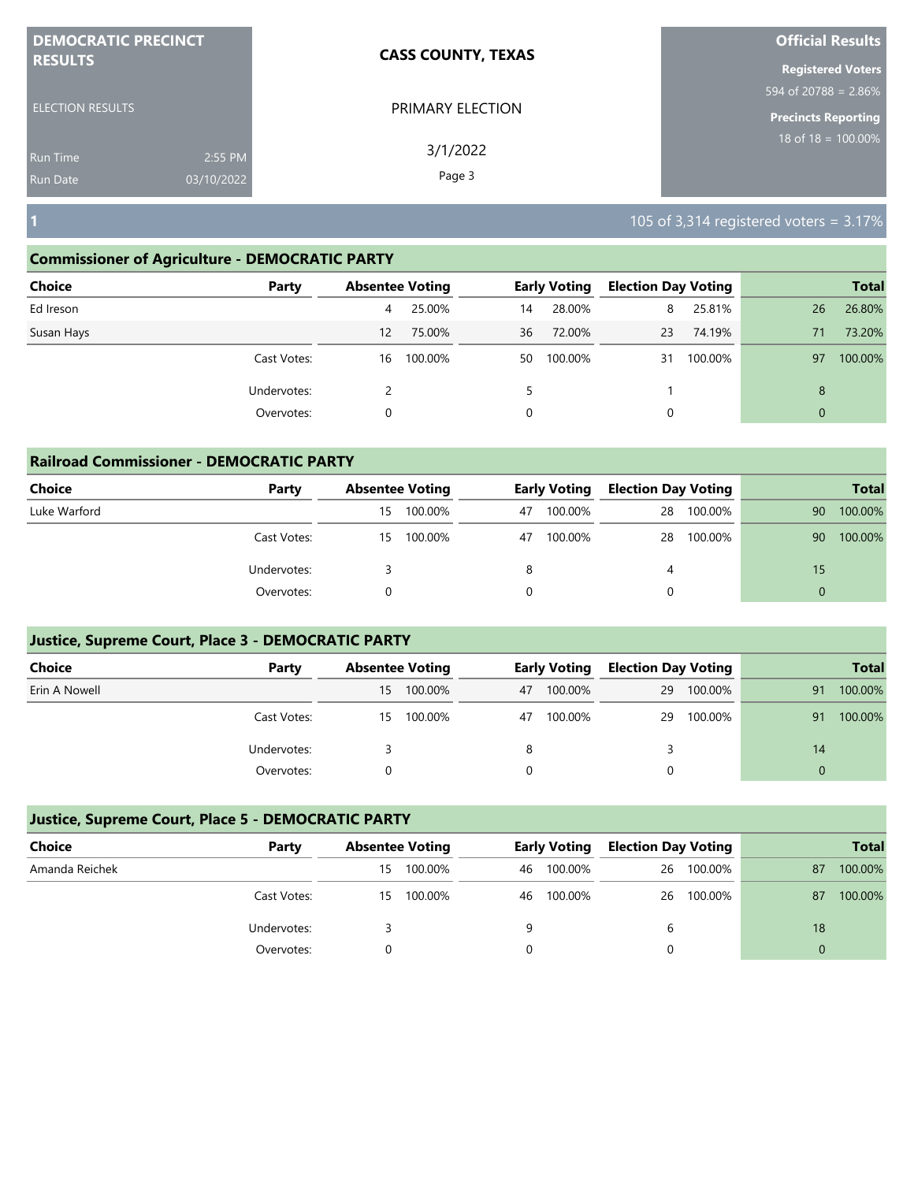**DEMOCRATIC PRECINCT RESULTS**

ELECTION RESULTS

Run Time 2:55 PM
Run Date 03/10/2022

**CASS COUNTY, TEXAS**

PRIMARY ELECTION

3/1/2022

**Official Results**

**Registered Voters**
594 of 20788 = 2.86%

**Precincts Reporting**
18 of 18 = 100.00%

## 1

105 of 3,314 registered voters = 3.17%

### Commissioner of Agriculture - DEMOCRATIC PARTY

| Choice | Party | Absentee Voting | | Early Voting | | Election Day Voting | | Total | |
|---|---|---|---|---|---|---|---|---|---|
| Ed Ireson | | 4 | 25.00% | 14 | 28.00% | 8 | 25.81% | 26 | 26.80% |
| Susan Hays | | 12 | 75.00% | 36 | 72.00% | 23 | 74.19% | 71 | 73.20% |
| | Cast Votes: | 16 | 100.00% | 50 | 100.00% | 31 | 100.00% | 97 | 100.00% |
| | Undervotes: | 2 | | 5 | | 1 | | 8 | |
| | Overvotes: | 0 | | 0 | | 0 | | 0 | |

### Railroad Commissioner - DEMOCRATIC PARTY

| Choice | Party | Absentee Voting | | Early Voting | | Election Day Voting | | Total | |
|---|---|---|---|---|---|---|---|---|---|
| Luke Warford | | 15 | 100.00% | 47 | 100.00% | 28 | 100.00% | 90 | 100.00% |
| | Cast Votes: | 15 | 100.00% | 47 | 100.00% | 28 | 100.00% | 90 | 100.00% |
| | Undervotes: | 3 | | 8 | | 4 | | 15 | |
| | Overvotes: | 0 | | 0 | | 0 | | 0 | |

### Justice, Supreme Court, Place 3 - DEMOCRATIC PARTY

| Choice | Party | Absentee Voting | | Early Voting | | Election Day Voting | | Total | |
|---|---|---|---|---|---|---|---|---|---|
| Erin A Nowell | | 15 | 100.00% | 47 | 100.00% | 29 | 100.00% | 91 | 100.00% |
| | Cast Votes: | 15 | 100.00% | 47 | 100.00% | 29 | 100.00% | 91 | 100.00% |
| | Undervotes: | 3 | | 8 | | 3 | | 14 | |
| | Overvotes: | 0 | | 0 | | 0 | | 0 | |

### Justice, Supreme Court, Place 5 - DEMOCRATIC PARTY

| Choice | Party | Absentee Voting | | Early Voting | | Election Day Voting | | Total | |
|---|---|---|---|---|---|---|---|---|---|
| Amanda Reichek | | 15 | 100.00% | 46 | 100.00% | 26 | 100.00% | 87 | 100.00% |
| | Cast Votes: | 15 | 100.00% | 46 | 100.00% | 26 | 100.00% | 87 | 100.00% |
| | Undervotes: | 3 | | 9 | | 6 | | 18 | |
| | Overvotes: | 0 | | 0 | | 0 | | 0 | |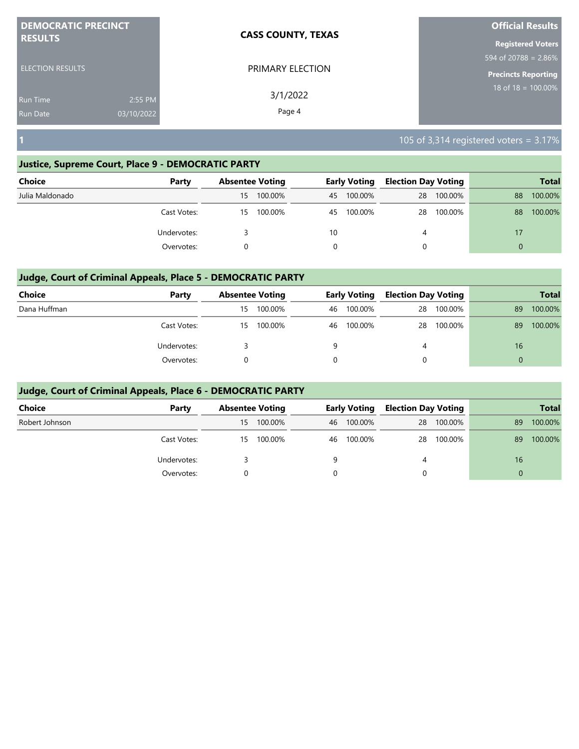**DEMOCRATIC PRECINCT RESULTS**

ELECTION RESULTS

Run Time 2:55 PM
Run Date 03/10/2022

**CASS COUNTY, TEXAS**

PRIMARY ELECTION

3/1/2022

**Official Results**

**Registered Voters**
594 of 20788 = 2.86%

**Precincts Reporting**
18 of 18 = 100.00%

## 1

105 of 3,314 registered voters = 3.17%

### Justice, Supreme Court, Place 9 - DEMOCRATIC PARTY

| Choice | Party | Absentee Voting | | Early Voting | | Election Day Voting | | Total | |
|---|---|---|---|---|---|---|---|---|---|
| Julia Maldonado | | 15 | 100.00% | 45 | 100.00% | 28 | 100.00% | 88 | 100.00% |
| | Cast Votes: | 15 | 100.00% | 45 | 100.00% | 28 | 100.00% | 88 | 100.00% |
| | Undervotes: | 3 | | 10 | | 4 | | 17 | |
| | Overvotes: | 0 | | 0 | | 0 | | 0 | |

### Judge, Court of Criminal Appeals, Place 5 - DEMOCRATIC PARTY

| Choice | Party | Absentee Voting | | Early Voting | | Election Day Voting | | Total | |
|---|---|---|---|---|---|---|---|---|---|
| Dana Huffman | | 15 | 100.00% | 46 | 100.00% | 28 | 100.00% | 89 | 100.00% |
| | Cast Votes: | 15 | 100.00% | 46 | 100.00% | 28 | 100.00% | 89 | 100.00% |
| | Undervotes: | 3 | | 9 | | 4 | | 16 | |
| | Overvotes: | 0 | | 0 | | 0 | | 0 | |

### Judge, Court of Criminal Appeals, Place 6 - DEMOCRATIC PARTY

| Choice | Party | Absentee Voting | | Early Voting | | Election Day Voting | | Total | |
|---|---|---|---|---|---|---|---|---|---|
| Robert Johnson | | 15 | 100.00% | 46 | 100.00% | 28 | 100.00% | 89 | 100.00% |
| | Cast Votes: | 15 | 100.00% | 46 | 100.00% | 28 | 100.00% | 89 | 100.00% |
| | Undervotes: | 3 | | 9 | | 4 | | 16 | |
| | Overvotes: | 0 | | 0 | | 0 | | 0 | |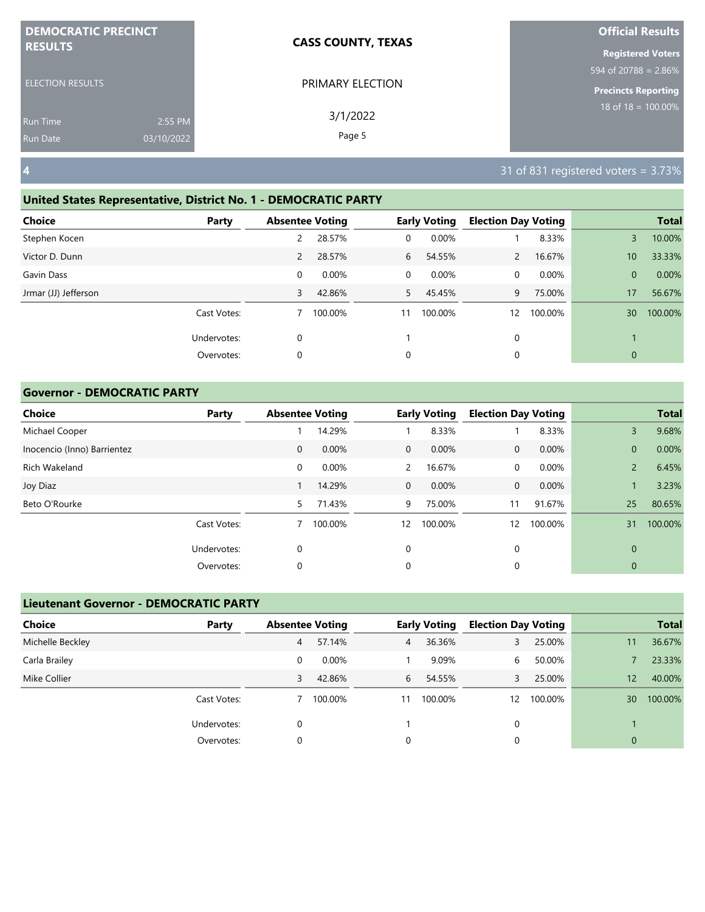**DEMOCRATIC PRECINCT RESULTS**

ELECTION RESULTS

Run Time 2:55 PM
Run Date 03/10/2022

**CASS COUNTY, TEXAS**

PRIMARY ELECTION

3/1/2022

**Official Results**

**Registered Voters**
594 of 20788 = 2.86%

**Precincts Reporting**
18 of 18 = 100.00%

## 4

31 of 831 registered voters = 3.73%

### United States Representative, District No. 1 - DEMOCRATIC PARTY

| Choice | Party | Absentee Voting | | Early Voting | | Election Day Voting | | Total | |
|---|---|---|---|---|---|---|---|---|---|
| Stephen Kocen | | 2 | 28.57% | 0 | 0.00% | 1 | 8.33% | 3 | 10.00% |
| Victor D. Dunn | | 2 | 28.57% | 6 | 54.55% | 2 | 16.67% | 10 | 33.33% |
| Gavin Dass | | 0 | 0.00% | 0 | 0.00% | 0 | 0.00% | 0 | 0.00% |
| Jrmar (JJ) Jefferson | | 3 | 42.86% | 5 | 45.45% | 9 | 75.00% | 17 | 56.67% |
| | Cast Votes: | 7 | 100.00% | 11 | 100.00% | 12 | 100.00% | 30 | 100.00% |
| | Undervotes: | 0 | | 1 | | 0 | | 1 | |
| | Overvotes: | 0 | | 0 | | 0 | | 0 | |

### Governor - DEMOCRATIC PARTY

| Choice | Party | Absentee Voting | | Early Voting | | Election Day Voting | | Total | |
|---|---|---|---|---|---|---|---|---|---|
| Michael Cooper | | 1 | 14.29% | 1 | 8.33% | 1 | 8.33% | 3 | 9.68% |
| Inocencio (Inno) Barrientez | | 0 | 0.00% | 0 | 0.00% | 0 | 0.00% | 0 | 0.00% |
| Rich Wakeland | | 0 | 0.00% | 2 | 16.67% | 0 | 0.00% | 2 | 6.45% |
| Joy Diaz | | 1 | 14.29% | 0 | 0.00% | 0 | 0.00% | 1 | 3.23% |
| Beto O'Rourke | | 5 | 71.43% | 9 | 75.00% | 11 | 91.67% | 25 | 80.65% |
| | Cast Votes: | 7 | 100.00% | 12 | 100.00% | 12 | 100.00% | 31 | 100.00% |
| | Undervotes: | 0 | | 0 | | 0 | | 0 | |
| | Overvotes: | 0 | | 0 | | 0 | | 0 | |

### Lieutenant Governor - DEMOCRATIC PARTY

| Choice | Party | Absentee Voting | | Early Voting | | Election Day Voting | | Total | |
|---|---|---|---|---|---|---|---|---|---|
| Michelle Beckley | | 4 | 57.14% | 4 | 36.36% | 3 | 25.00% | 11 | 36.67% |
| Carla Brailey | | 0 | 0.00% | 1 | 9.09% | 6 | 50.00% | 7 | 23.33% |
| Mike Collier | | 3 | 42.86% | 6 | 54.55% | 3 | 25.00% | 12 | 40.00% |
| | Cast Votes: | 7 | 100.00% | 11 | 100.00% | 12 | 100.00% | 30 | 100.00% |
| | Undervotes: | 0 | | 1 | | 0 | | 1 | |
| | Overvotes: | 0 | | 0 | | 0 | | 0 | |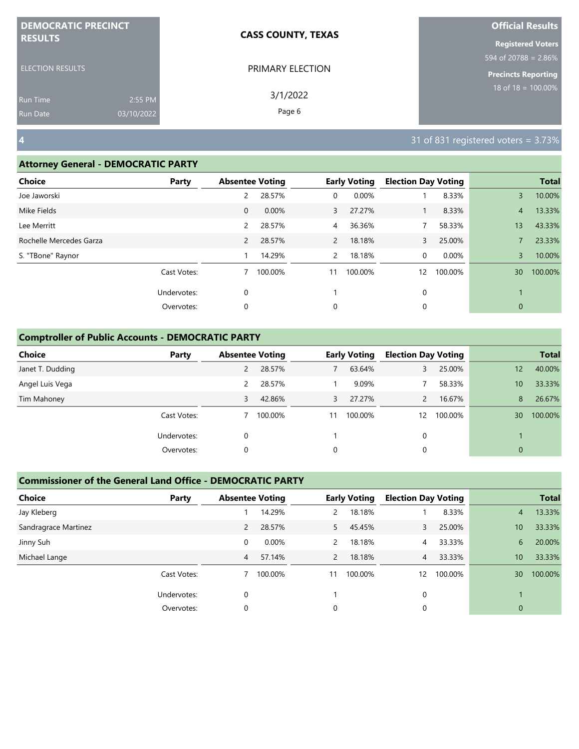DEMOCRATIC PRECINCT RESULTS

ELECTION RESULTS

Run Time 2:55 PM
Run Date 03/10/2022

**CASS COUNTY, TEXAS**

PRIMARY ELECTION

3/1/2022

**Official Results**

**Registered Voters**
594 of 20788 = 2.86%

**Precincts Reporting**
18 of 18 = 100.00%

## 4

31 of 831 registered voters = 3.73%

### Attorney General - DEMOCRATIC PARTY

| Choice | Party | Absentee Voting | | Early Voting | | Election Day Voting | | Total | |
|---|---|---|---|---|---|---|---|---|---|
| Joe Jaworski | | 2 | 28.57% | 0 | 0.00% | 1 | 8.33% | 3 | 10.00% |
| Mike Fields | | 0 | 0.00% | 3 | 27.27% | 1 | 8.33% | 4 | 13.33% |
| Lee Merritt | | 2 | 28.57% | 4 | 36.36% | 7 | 58.33% | 13 | 43.33% |
| Rochelle Mercedes Garza | | 2 | 28.57% | 2 | 18.18% | 3 | 25.00% | 7 | 23.33% |
| S. "TBone" Raynor | | 1 | 14.29% | 2 | 18.18% | 0 | 0.00% | 3 | 10.00% |
| | Cast Votes: | 7 | 100.00% | 11 | 100.00% | 12 | 100.00% | 30 | 100.00% |
| | Undervotes: | 0 | | 1 | | 0 | | 1 | |
| | Overvotes: | 0 | | 0 | | 0 | | 0 | |

### Comptroller of Public Accounts - DEMOCRATIC PARTY

| Choice | Party | Absentee Voting | | Early Voting | | Election Day Voting | | Total | |
|---|---|---|---|---|---|---|---|---|---|
| Janet T. Dudding | | 2 | 28.57% | 7 | 63.64% | 3 | 25.00% | 12 | 40.00% |
| Angel Luis Vega | | 2 | 28.57% | 1 | 9.09% | 7 | 58.33% | 10 | 33.33% |
| Tim Mahoney | | 3 | 42.86% | 3 | 27.27% | 2 | 16.67% | 8 | 26.67% |
| | Cast Votes: | 7 | 100.00% | 11 | 100.00% | 12 | 100.00% | 30 | 100.00% |
| | Undervotes: | 0 | | 1 | | 0 | | 1 | |
| | Overvotes: | 0 | | 0 | | 0 | | 0 | |

### Commissioner of the General Land Office - DEMOCRATIC PARTY

| Choice | Party | Absentee Voting | | Early Voting | | Election Day Voting | | Total | |
|---|---|---|---|---|---|---|---|---|---|
| Jay Kleberg | | 1 | 14.29% | 2 | 18.18% | 1 | 8.33% | 4 | 13.33% |
| Sandragrace Martinez | | 2 | 28.57% | 5 | 45.45% | 3 | 25.00% | 10 | 33.33% |
| Jinny Suh | | 0 | 0.00% | 2 | 18.18% | 4 | 33.33% | 6 | 20.00% |
| Michael Lange | | 4 | 57.14% | 2 | 18.18% | 4 | 33.33% | 10 | 33.33% |
| | Cast Votes: | 7 | 100.00% | 11 | 100.00% | 12 | 100.00% | 30 | 100.00% |
| | Undervotes: | 0 | | 1 | | 0 | | 1 | |
| | Overvotes: | 0 | | 0 | | 0 | | 0 | |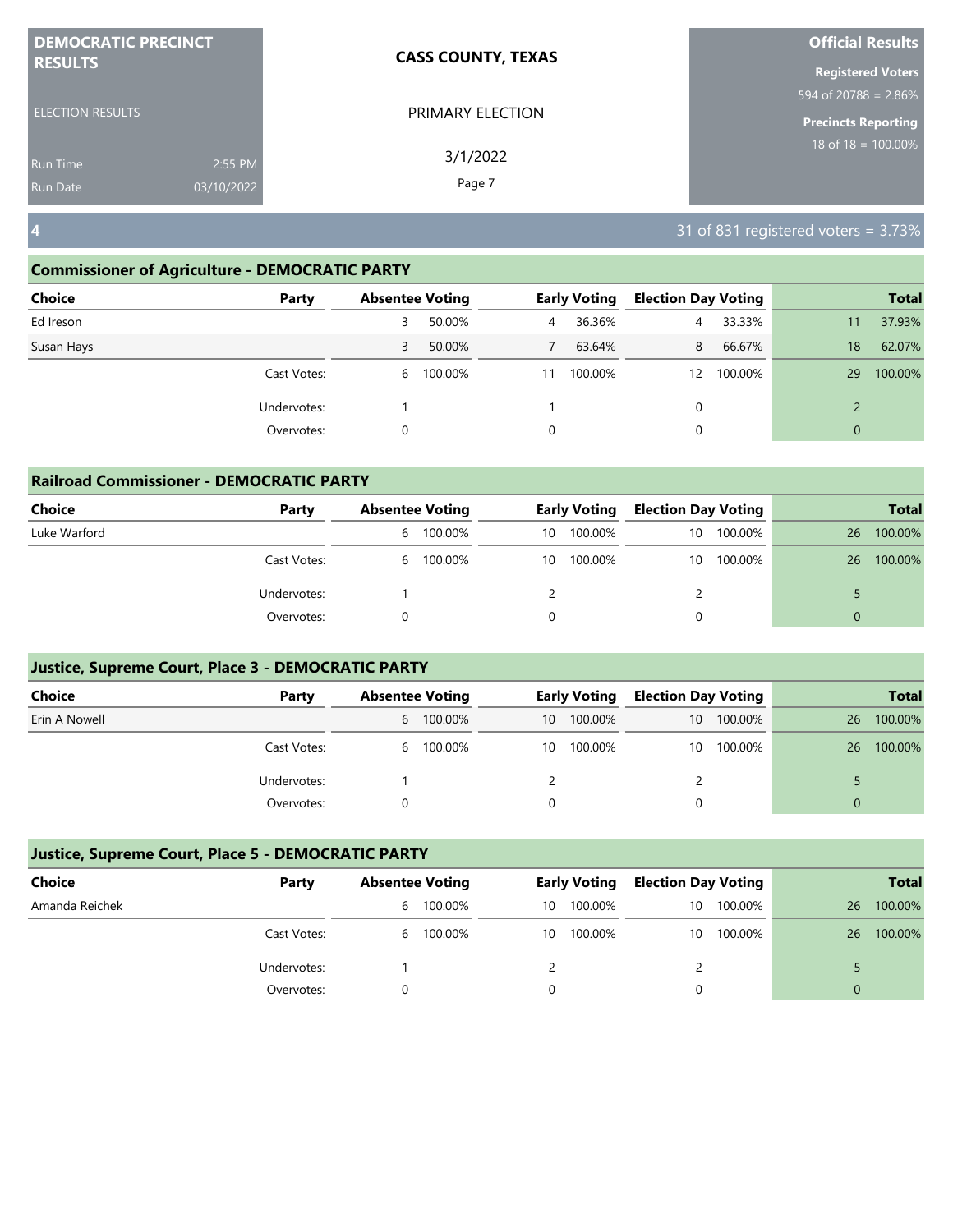**DEMOCRATIC PRECINCT RESULTS**

ELECTION RESULTS

Run Time 2:55 PM
Run Date 03/10/2022

**CASS COUNTY, TEXAS**

PRIMARY ELECTION

3/1/2022

**Official Results**

**Registered Voters**
594 of 20788 = 2.86%

**Precincts Reporting**
18 of 18 = 100.00%

## 4

31 of 831 registered voters = 3.73%

### Commissioner of Agriculture - DEMOCRATIC PARTY

| Choice | Party | Absentee Voting | | Early Voting | | Election Day Voting | | Total | |
|---|---|---|---|---|---|---|---|---|---|
| Ed Ireson | | 3 | 50.00% | 4 | 36.36% | 4 | 33.33% | 11 | 37.93% |
| Susan Hays | | 3 | 50.00% | 7 | 63.64% | 8 | 66.67% | 18 | 62.07% |
| | Cast Votes: | 6 | 100.00% | 11 | 100.00% | 12 | 100.00% | 29 | 100.00% |
| | Undervotes: | 1 | | 1 | | 0 | | 2 | |
| | Overvotes: | 0 | | 0 | | 0 | | 0 | |

### Railroad Commissioner - DEMOCRATIC PARTY

| Choice | Party | Absentee Voting | | Early Voting | | Election Day Voting | | Total | |
|---|---|---|---|---|---|---|---|---|---|
| Luke Warford | | 6 | 100.00% | 10 | 100.00% | 10 | 100.00% | 26 | 100.00% |
| | Cast Votes: | 6 | 100.00% | 10 | 100.00% | 10 | 100.00% | 26 | 100.00% |
| | Undervotes: | 1 | | 2 | | 2 | | 5 | |
| | Overvotes: | 0 | | 0 | | 0 | | 0 | |

### Justice, Supreme Court, Place 3 - DEMOCRATIC PARTY

| Choice | Party | Absentee Voting | | Early Voting | | Election Day Voting | | Total | |
|---|---|---|---|---|---|---|---|---|---|
| Erin A Nowell | | 6 | 100.00% | 10 | 100.00% | 10 | 100.00% | 26 | 100.00% |
| | Cast Votes: | 6 | 100.00% | 10 | 100.00% | 10 | 100.00% | 26 | 100.00% |
| | Undervotes: | 1 | | 2 | | 2 | | 5 | |
| | Overvotes: | 0 | | 0 | | 0 | | 0 | |

### Justice, Supreme Court, Place 5 - DEMOCRATIC PARTY

| Choice | Party | Absentee Voting | | Early Voting | | Election Day Voting | | Total | |
|---|---|---|---|---|---|---|---|---|---|
| Amanda Reichek | | 6 | 100.00% | 10 | 100.00% | 10 | 100.00% | 26 | 100.00% |
| | Cast Votes: | 6 | 100.00% | 10 | 100.00% | 10 | 100.00% | 26 | 100.00% |
| | Undervotes: | 1 | | 2 | | 2 | | 5 | |
| | Overvotes: | 0 | | 0 | | 0 | | 0 | |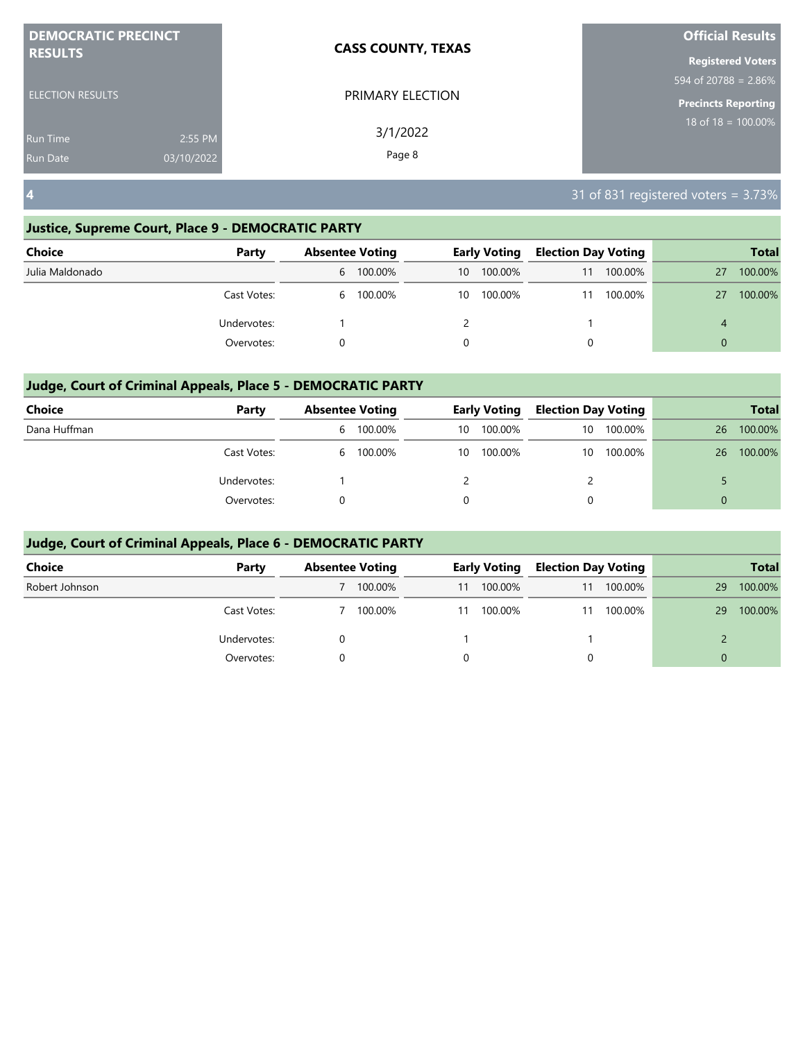**DEMOCRATIC PRECINCT RESULTS**

ELECTION RESULTS

Run Time 2:55 PM
Run Date 03/10/2022

**CASS COUNTY, TEXAS**

PRIMARY ELECTION

3/1/2022

**Official Results**

**Registered Voters**
594 of 20788 = 2.86%

**Precincts Reporting**
18 of 18 = 100.00%

## 4

31 of 831 registered voters = 3.73%

### Justice, Supreme Court, Place 9 - DEMOCRATIC PARTY

| Choice | Party | Absentee Voting | | Early Voting | | Election Day Voting | | Total | |
|---|---|---|---|---|---|---|---|---|---|
| Julia Maldonado | | 6 | 100.00% | 10 | 100.00% | 11 | 100.00% | 27 | 100.00% |
| | Cast Votes: | 6 | 100.00% | 10 | 100.00% | 11 | 100.00% | 27 | 100.00% |
| | Undervotes: | 1 | | 2 | | 1 | | 4 | |
| | Overvotes: | 0 | | 0 | | 0 | | 0 | |

### Judge, Court of Criminal Appeals, Place 5 - DEMOCRATIC PARTY

| Choice | Party | Absentee Voting | | Early Voting | | Election Day Voting | | Total | |
|---|---|---|---|---|---|---|---|---|---|
| Dana Huffman | | 6 | 100.00% | 10 | 100.00% | 10 | 100.00% | 26 | 100.00% |
| | Cast Votes: | 6 | 100.00% | 10 | 100.00% | 10 | 100.00% | 26 | 100.00% |
| | Undervotes: | 1 | | 2 | | 2 | | 5 | |
| | Overvotes: | 0 | | 0 | | 0 | | 0 | |

### Judge, Court of Criminal Appeals, Place 6 - DEMOCRATIC PARTY

| Choice | Party | Absentee Voting | | Early Voting | | Election Day Voting | | Total | |
|---|---|---|---|---|---|---|---|---|---|
| Robert Johnson | | 7 | 100.00% | 11 | 100.00% | 11 | 100.00% | 29 | 100.00% |
| | Cast Votes: | 7 | 100.00% | 11 | 100.00% | 11 | 100.00% | 29 | 100.00% |
| | Undervotes: | 0 | | 1 | | 1 | | 2 | |
| | Overvotes: | 0 | | 0 | | 0 | | 0 | |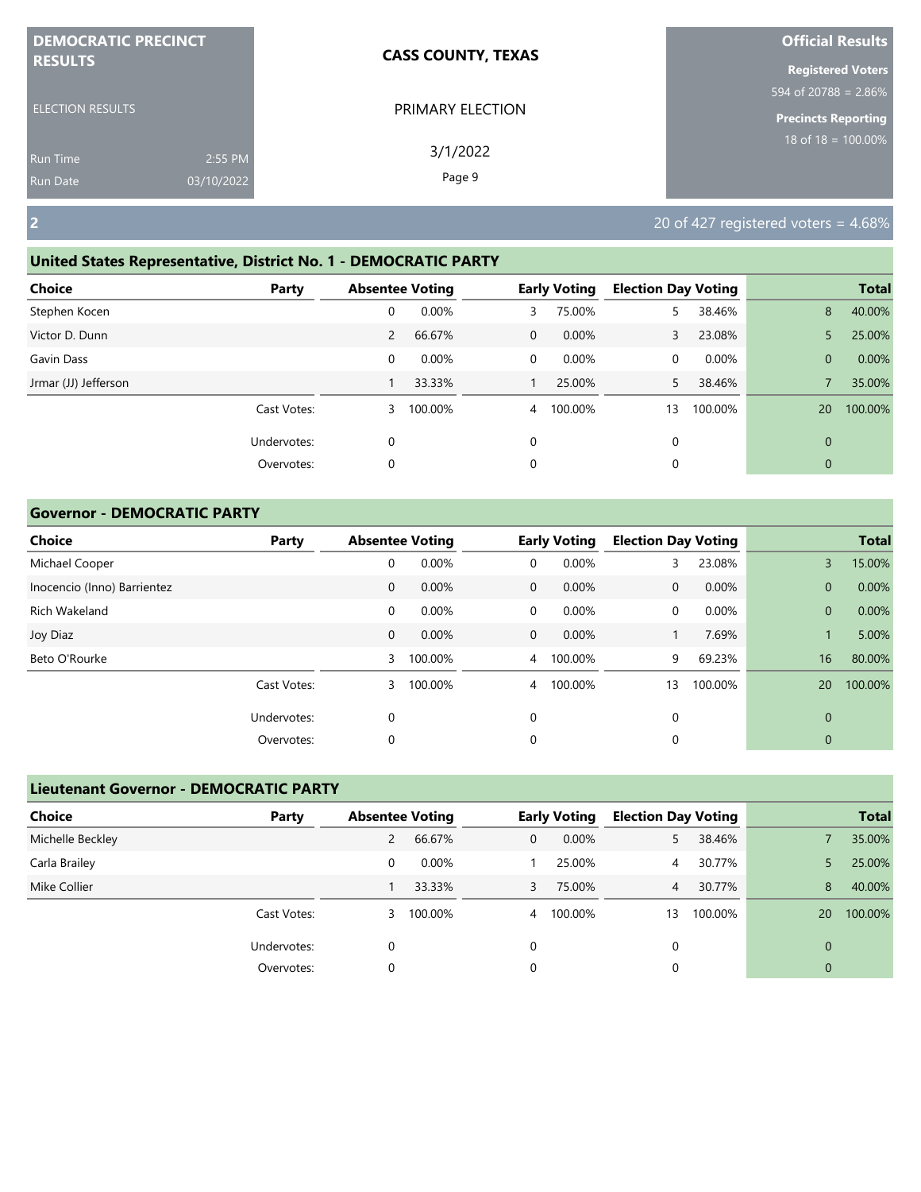**DEMOCRATIC PRECINCT RESULTS**

ELECTION RESULTS

Run Time 2:55 PM
Run Date 03/10/2022

**CASS COUNTY, TEXAS**

PRIMARY ELECTION

3/1/2022

**Official Results**

**Registered Voters**
594 of 20788 = 2.86%

**Precincts Reporting**
18 of 18 = 100.00%

**2** — 20 of 427 registered voters = 4.68%

## United States Representative, District No. 1 - DEMOCRATIC PARTY

| Choice | Party | Absentee Voting | | Early Voting | | Election Day Voting | | Total | |
|---|---|---|---|---|---|---|---|---|---|
| Stephen Kocen | | 0 | 0.00% | 3 | 75.00% | 5 | 38.46% | 8 | 40.00% |
| Victor D. Dunn | | 2 | 66.67% | 0 | 0.00% | 3 | 23.08% | 5 | 25.00% |
| Gavin Dass | | 0 | 0.00% | 0 | 0.00% | 0 | 0.00% | 0 | 0.00% |
| Jrmar (JJ) Jefferson | | 1 | 33.33% | 1 | 25.00% | 5 | 38.46% | 7 | 35.00% |
| | Cast Votes: | 3 | 100.00% | 4 | 100.00% | 13 | 100.00% | 20 | 100.00% |
| | Undervotes: | 0 | | 0 | | 0 | | 0 | |
| | Overvotes: | 0 | | 0 | | 0 | | 0 | |

## Governor - DEMOCRATIC PARTY

| Choice | Party | Absentee Voting | | Early Voting | | Election Day Voting | | Total | |
|---|---|---|---|---|---|---|---|---|---|
| Michael Cooper | | 0 | 0.00% | 0 | 0.00% | 3 | 23.08% | 3 | 15.00% |
| Inocencio (Inno) Barrientez | | 0 | 0.00% | 0 | 0.00% | 0 | 0.00% | 0 | 0.00% |
| Rich Wakeland | | 0 | 0.00% | 0 | 0.00% | 0 | 0.00% | 0 | 0.00% |
| Joy Diaz | | 0 | 0.00% | 0 | 0.00% | 1 | 7.69% | 1 | 5.00% |
| Beto O'Rourke | | 3 | 100.00% | 4 | 100.00% | 9 | 69.23% | 16 | 80.00% |
| | Cast Votes: | 3 | 100.00% | 4 | 100.00% | 13 | 100.00% | 20 | 100.00% |
| | Undervotes: | 0 | | 0 | | 0 | | 0 | |
| | Overvotes: | 0 | | 0 | | 0 | | 0 | |

## Lieutenant Governor - DEMOCRATIC PARTY

| Choice | Party | Absentee Voting | | Early Voting | | Election Day Voting | | Total | |
|---|---|---|---|---|---|---|---|---|---|
| Michelle Beckley | | 2 | 66.67% | 0 | 0.00% | 5 | 38.46% | 7 | 35.00% |
| Carla Brailey | | 0 | 0.00% | 1 | 25.00% | 4 | 30.77% | 5 | 25.00% |
| Mike Collier | | 1 | 33.33% | 3 | 75.00% | 4 | 30.77% | 8 | 40.00% |
| | Cast Votes: | 3 | 100.00% | 4 | 100.00% | 13 | 100.00% | 20 | 100.00% |
| | Undervotes: | 0 | | 0 | | 0 | | 0 | |
| | Overvotes: | 0 | | 0 | | 0 | | 0 | |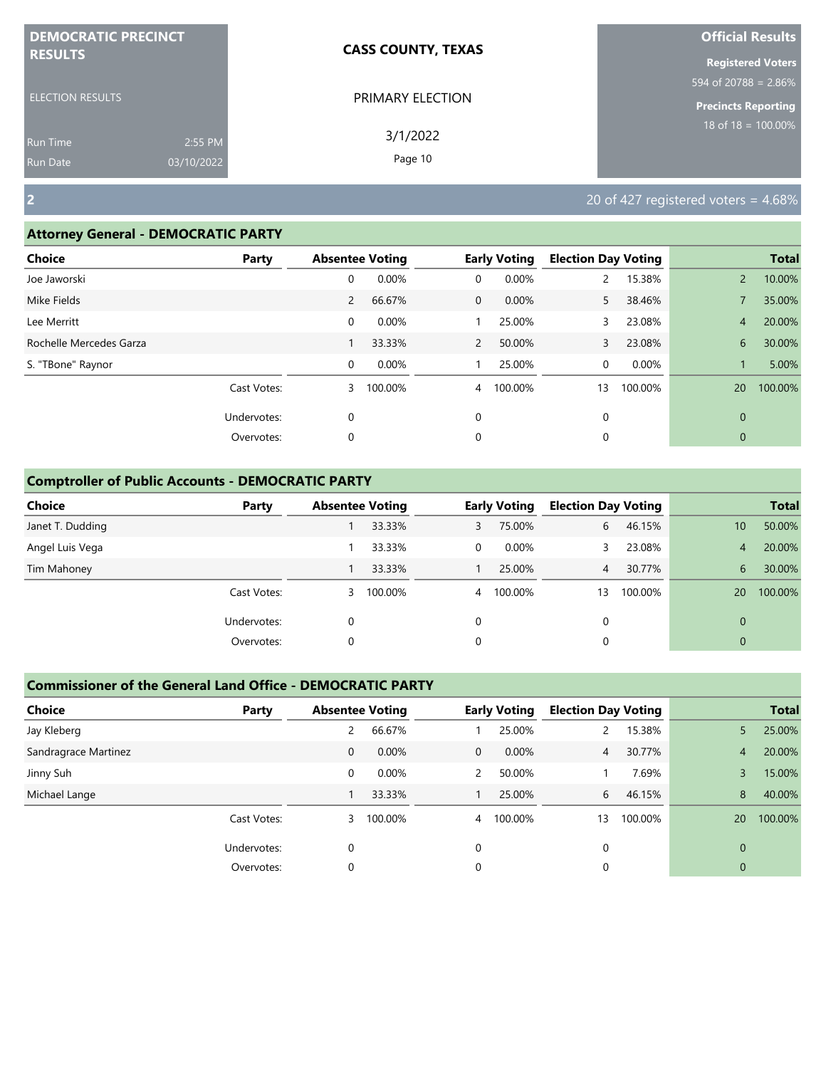**DEMOCRATIC PRECINCT RESULTS**

ELECTION RESULTS

Run Time 2:55 PM

Run Date 03/10/2022

**CASS COUNTY, TEXAS**

PRIMARY ELECTION

3/1/2022

**Official Results**

**Registered Voters**

594 of 20788 = 2.86%

**Precincts Reporting**

18 of 18 = 100.00%

## 2

20 of 427 registered voters = 4.68%

### Attorney General - DEMOCRATIC PARTY

| Choice | Party | Absentee Voting | | Early Voting | | Election Day Voting | | Total | |
|---|---|---|---|---|---|---|---|---|---|
| Joe Jaworski | | 0 | 0.00% | 0 | 0.00% | 2 | 15.38% | 2 | 10.00% |
| Mike Fields | | 2 | 66.67% | 0 | 0.00% | 5 | 38.46% | 7 | 35.00% |
| Lee Merritt | | 0 | 0.00% | 1 | 25.00% | 3 | 23.08% | 4 | 20.00% |
| Rochelle Mercedes Garza | | 1 | 33.33% | 2 | 50.00% | 3 | 23.08% | 6 | 30.00% |
| S. "TBone" Raynor | | 0 | 0.00% | 1 | 25.00% | 0 | 0.00% | 1 | 5.00% |
| | Cast Votes: | 3 | 100.00% | 4 | 100.00% | 13 | 100.00% | 20 | 100.00% |
| | Undervotes: | 0 | | 0 | | 0 | | 0 | |
| | Overvotes: | 0 | | 0 | | 0 | | 0 | |

### Comptroller of Public Accounts - DEMOCRATIC PARTY

| Choice | Party | Absentee Voting | | Early Voting | | Election Day Voting | | Total | |
|---|---|---|---|---|---|---|---|---|---|
| Janet T. Dudding | | 1 | 33.33% | 3 | 75.00% | 6 | 46.15% | 10 | 50.00% |
| Angel Luis Vega | | 1 | 33.33% | 0 | 0.00% | 3 | 23.08% | 4 | 20.00% |
| Tim Mahoney | | 1 | 33.33% | 1 | 25.00% | 4 | 30.77% | 6 | 30.00% |
| | Cast Votes: | 3 | 100.00% | 4 | 100.00% | 13 | 100.00% | 20 | 100.00% |
| | Undervotes: | 0 | | 0 | | 0 | | 0 | |
| | Overvotes: | 0 | | 0 | | 0 | | 0 | |

### Commissioner of the General Land Office - DEMOCRATIC PARTY

| Choice | Party | Absentee Voting | | Early Voting | | Election Day Voting | | Total | |
|---|---|---|---|---|---|---|---|---|---|
| Jay Kleberg | | 2 | 66.67% | 1 | 25.00% | 2 | 15.38% | 5 | 25.00% |
| Sandragrace Martinez | | 0 | 0.00% | 0 | 0.00% | 4 | 30.77% | 4 | 20.00% |
| Jinny Suh | | 0 | 0.00% | 2 | 50.00% | 1 | 7.69% | 3 | 15.00% |
| Michael Lange | | 1 | 33.33% | 1 | 25.00% | 6 | 46.15% | 8 | 40.00% |
| | Cast Votes: | 3 | 100.00% | 4 | 100.00% | 13 | 100.00% | 20 | 100.00% |
| | Undervotes: | 0 | | 0 | | 0 | | 0 | |
| | Overvotes: | 0 | | 0 | | 0 | | 0 | |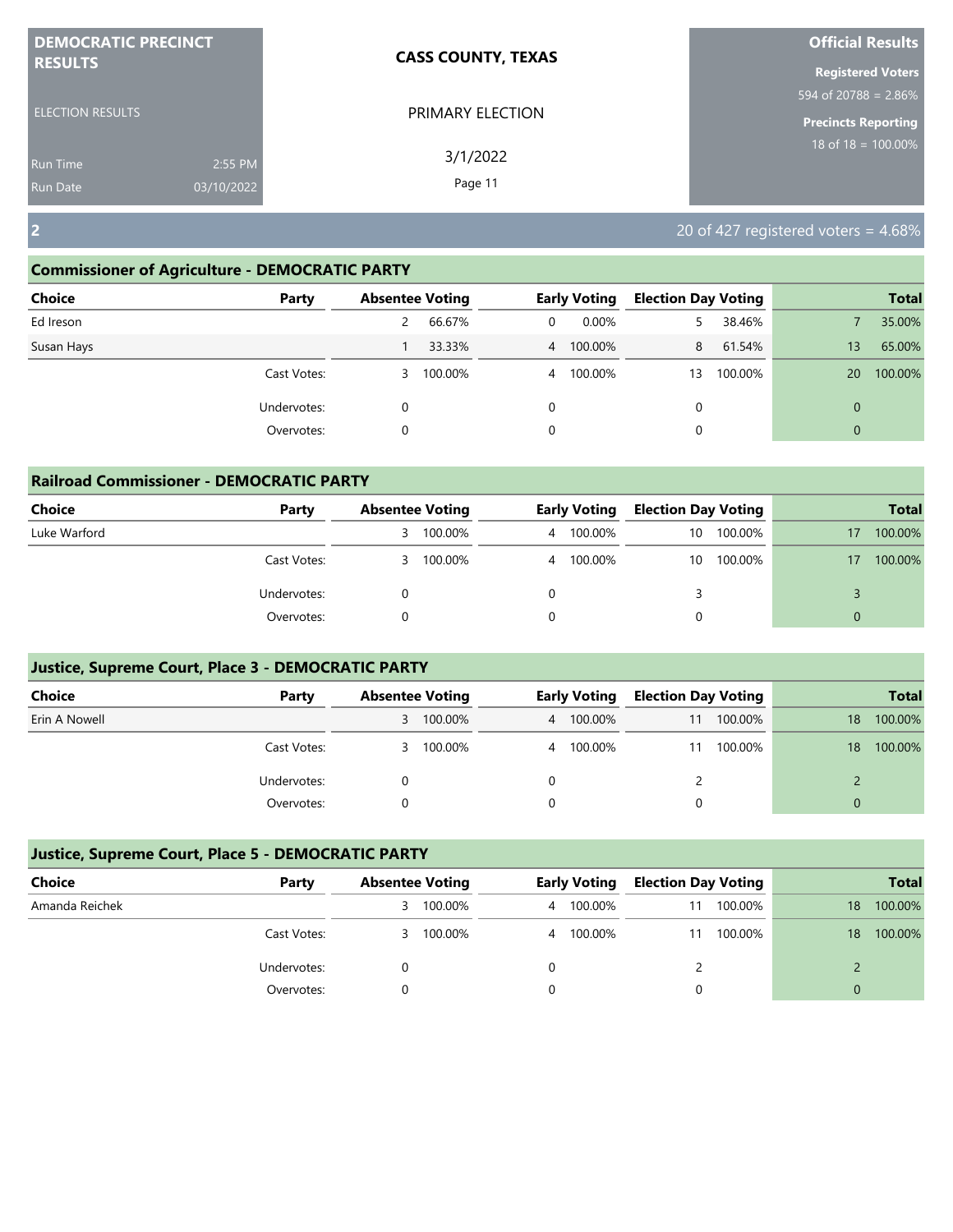DEMOCRATIC PRECINCT RESULTS

ELECTION RESULTS

Run Time 2:55 PM
Run Date 03/10/2022

**CASS COUNTY, TEXAS**

PRIMARY ELECTION

3/1/2022

**Official Results**

**Registered Voters**
594 of 20788 = 2.86%

**Precincts Reporting**
18 of 18 = 100.00%

## 2

20 of 427 registered voters = 4.68%

### Commissioner of Agriculture - DEMOCRATIC PARTY

| Choice | Party | Absentee Voting | | Early Voting | | Election Day Voting | | Total | |
|---|---|---|---|---|---|---|---|---|---|
| Ed Ireson | | 2 | 66.67% | 0 | 0.00% | 5 | 38.46% | 7 | 35.00% |
| Susan Hays | | 1 | 33.33% | 4 | 100.00% | 8 | 61.54% | 13 | 65.00% |
| | Cast Votes: | 3 | 100.00% | 4 | 100.00% | 13 | 100.00% | 20 | 100.00% |
| | Undervotes: | 0 | | 0 | | 0 | | 0 | |
| | Overvotes: | 0 | | 0 | | 0 | | 0 | |

### Railroad Commissioner - DEMOCRATIC PARTY

| Choice | Party | Absentee Voting | | Early Voting | | Election Day Voting | | Total | |
|---|---|---|---|---|---|---|---|---|---|
| Luke Warford | | 3 | 100.00% | 4 | 100.00% | 10 | 100.00% | 17 | 100.00% |
| | Cast Votes: | 3 | 100.00% | 4 | 100.00% | 10 | 100.00% | 17 | 100.00% |
| | Undervotes: | 0 | | 0 | | 3 | | 3 | |
| | Overvotes: | 0 | | 0 | | 0 | | 0 | |

### Justice, Supreme Court, Place 3 - DEMOCRATIC PARTY

| Choice | Party | Absentee Voting | | Early Voting | | Election Day Voting | | Total | |
|---|---|---|---|---|---|---|---|---|---|
| Erin A Nowell | | 3 | 100.00% | 4 | 100.00% | 11 | 100.00% | 18 | 100.00% |
| | Cast Votes: | 3 | 100.00% | 4 | 100.00% | 11 | 100.00% | 18 | 100.00% |
| | Undervotes: | 0 | | 0 | | 2 | | 2 | |
| | Overvotes: | 0 | | 0 | | 0 | | 0 | |

### Justice, Supreme Court, Place 5 - DEMOCRATIC PARTY

| Choice | Party | Absentee Voting | | Early Voting | | Election Day Voting | | Total | |
|---|---|---|---|---|---|---|---|---|---|
| Amanda Reichek | | 3 | 100.00% | 4 | 100.00% | 11 | 100.00% | 18 | 100.00% |
| | Cast Votes: | 3 | 100.00% | 4 | 100.00% | 11 | 100.00% | 18 | 100.00% |
| | Undervotes: | 0 | | 0 | | 2 | | 2 | |
| | Overvotes: | 0 | | 0 | | 0 | | 0 | |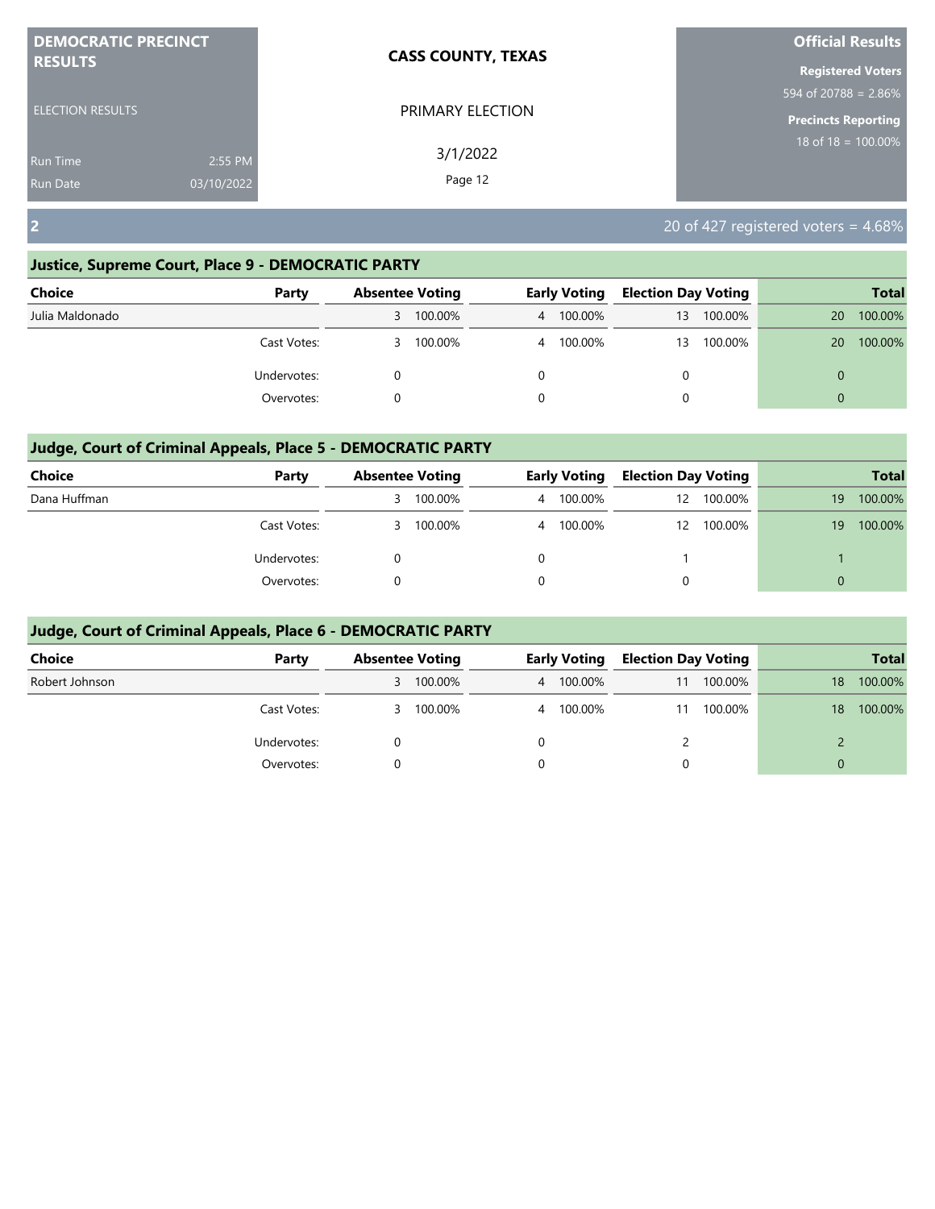**DEMOCRATIC PRECINCT RESULTS**

ELECTION RESULTS

Run Time 2:55 PM
Run Date 03/10/2022

**CASS COUNTY, TEXAS**

PRIMARY ELECTION

3/1/2022

**Official Results**

**Registered Voters**
594 of 20788 = 2.86%

**Precincts Reporting**
18 of 18 = 100.00%

## 2

20 of 427 registered voters = 4.68%

### Justice, Supreme Court, Place 9 - DEMOCRATIC PARTY

| Choice | Party | Absentee Voting | | Early Voting | | Election Day Voting | | Total | |
|---|---|---|---|---|---|---|---|---|---|
| Julia Maldonado | | 3 | 100.00% | 4 | 100.00% | 13 | 100.00% | 20 | 100.00% |
| | Cast Votes: | 3 | 100.00% | 4 | 100.00% | 13 | 100.00% | 20 | 100.00% |
| | Undervotes: | 0 | | 0 | | 0 | | 0 | |
| | Overvotes: | 0 | | 0 | | 0 | | 0 | |

### Judge, Court of Criminal Appeals, Place 5 - DEMOCRATIC PARTY

| Choice | Party | Absentee Voting | | Early Voting | | Election Day Voting | | Total | |
|---|---|---|---|---|---|---|---|---|---|
| Dana Huffman | | 3 | 100.00% | 4 | 100.00% | 12 | 100.00% | 19 | 100.00% |
| | Cast Votes: | 3 | 100.00% | 4 | 100.00% | 12 | 100.00% | 19 | 100.00% |
| | Undervotes: | 0 | | 0 | | 1 | | 1 | |
| | Overvotes: | 0 | | 0 | | 0 | | 0 | |

### Judge, Court of Criminal Appeals, Place 6 - DEMOCRATIC PARTY

| Choice | Party | Absentee Voting | | Early Voting | | Election Day Voting | | Total | |
|---|---|---|---|---|---|---|---|---|---|
| Robert Johnson | | 3 | 100.00% | 4 | 100.00% | 11 | 100.00% | 18 | 100.00% |
| | Cast Votes: | 3 | 100.00% | 4 | 100.00% | 11 | 100.00% | 18 | 100.00% |
| | Undervotes: | 0 | | 0 | | 2 | | 2 | |
| | Overvotes: | 0 | | 0 | | 0 | | 0 | |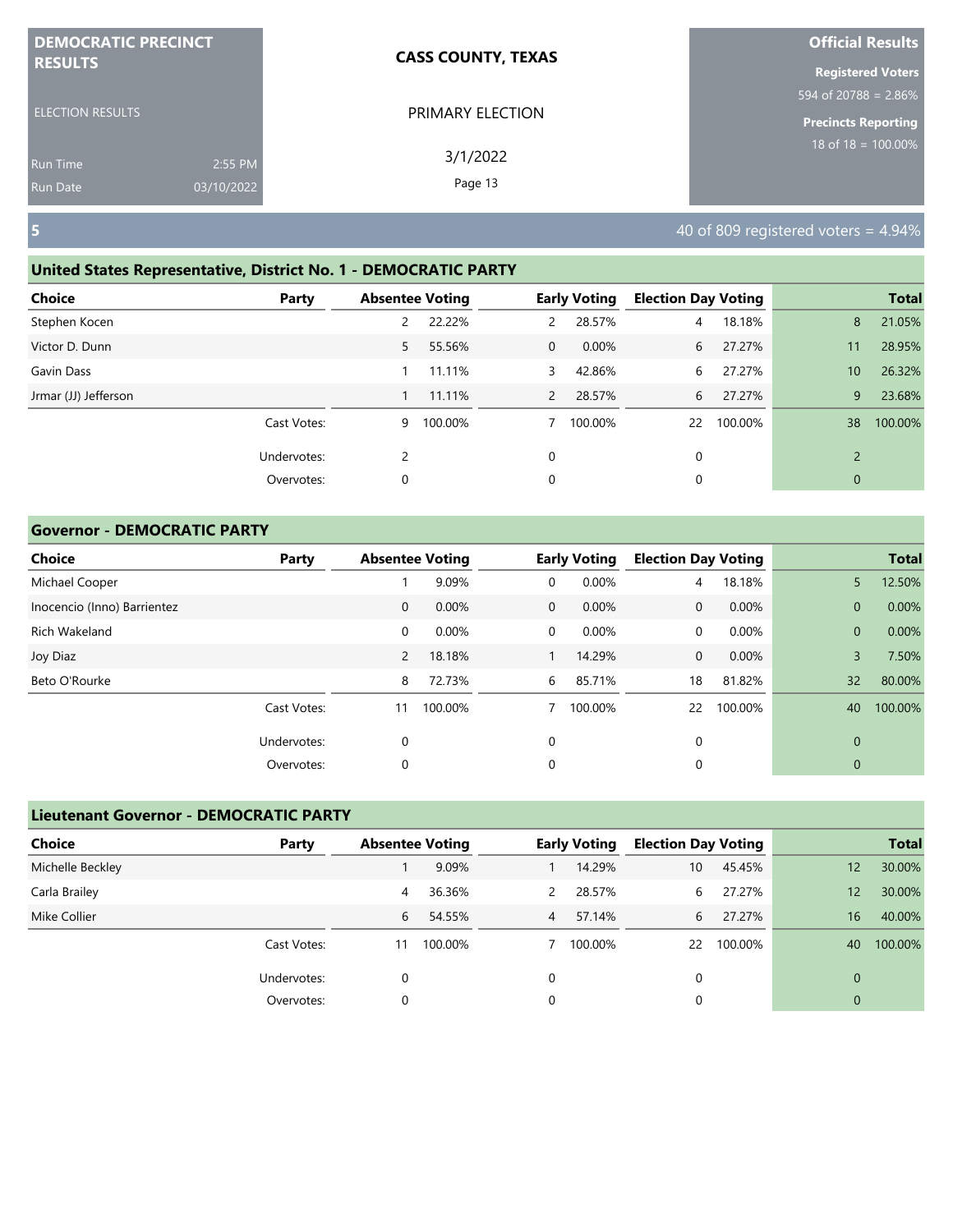**DEMOCRATIC PRECINCT RESULTS**

ELECTION RESULTS

Run Time 2:55 PM
Run Date 03/10/2022

**CASS COUNTY, TEXAS**

PRIMARY ELECTION

3/1/2022

**Official Results**

**Registered Voters**
594 of 20788 = 2.86%

**Precincts Reporting**
18 of 18 = 100.00%

## 5

40 of 809 registered voters = 4.94%

### United States Representative, District No. 1 - DEMOCRATIC PARTY

| Choice | Party | Absentee Voting | | Early Voting | | Election Day Voting | | Total | |
|---|---|---|---|---|---|---|---|---|---|
| Stephen Kocen | | 2 | 22.22% | 2 | 28.57% | 4 | 18.18% | 8 | 21.05% |
| Victor D. Dunn | | 5 | 55.56% | 0 | 0.00% | 6 | 27.27% | 11 | 28.95% |
| Gavin Dass | | 1 | 11.11% | 3 | 42.86% | 6 | 27.27% | 10 | 26.32% |
| Jrmar (JJ) Jefferson | | 1 | 11.11% | 2 | 28.57% | 6 | 27.27% | 9 | 23.68% |
| | Cast Votes: | 9 | 100.00% | 7 | 100.00% | 22 | 100.00% | 38 | 100.00% |
| | Undervotes: | 2 | | 0 | | 0 | | 2 | |
| | Overvotes: | 0 | | 0 | | 0 | | 0 | |

### Governor - DEMOCRATIC PARTY

| Choice | Party | Absentee Voting | | Early Voting | | Election Day Voting | | Total | |
|---|---|---|---|---|---|---|---|---|---|
| Michael Cooper | | 1 | 9.09% | 0 | 0.00% | 4 | 18.18% | 5 | 12.50% |
| Inocencio (Inno) Barrientez | | 0 | 0.00% | 0 | 0.00% | 0 | 0.00% | 0 | 0.00% |
| Rich Wakeland | | 0 | 0.00% | 0 | 0.00% | 0 | 0.00% | 0 | 0.00% |
| Joy Diaz | | 2 | 18.18% | 1 | 14.29% | 0 | 0.00% | 3 | 7.50% |
| Beto O'Rourke | | 8 | 72.73% | 6 | 85.71% | 18 | 81.82% | 32 | 80.00% |
| | Cast Votes: | 11 | 100.00% | 7 | 100.00% | 22 | 100.00% | 40 | 100.00% |
| | Undervotes: | 0 | | 0 | | 0 | | 0 | |
| | Overvotes: | 0 | | 0 | | 0 | | 0 | |

### Lieutenant Governor - DEMOCRATIC PARTY

| Choice | Party | Absentee Voting | | Early Voting | | Election Day Voting | | Total | |
|---|---|---|---|---|---|---|---|---|---|
| Michelle Beckley | | 1 | 9.09% | 1 | 14.29% | 10 | 45.45% | 12 | 30.00% |
| Carla Brailey | | 4 | 36.36% | 2 | 28.57% | 6 | 27.27% | 12 | 30.00% |
| Mike Collier | | 6 | 54.55% | 4 | 57.14% | 6 | 27.27% | 16 | 40.00% |
| | Cast Votes: | 11 | 100.00% | 7 | 100.00% | 22 | 100.00% | 40 | 100.00% |
| | Undervotes: | 0 | | 0 | | 0 | | 0 | |
| | Overvotes: | 0 | | 0 | | 0 | | 0 | |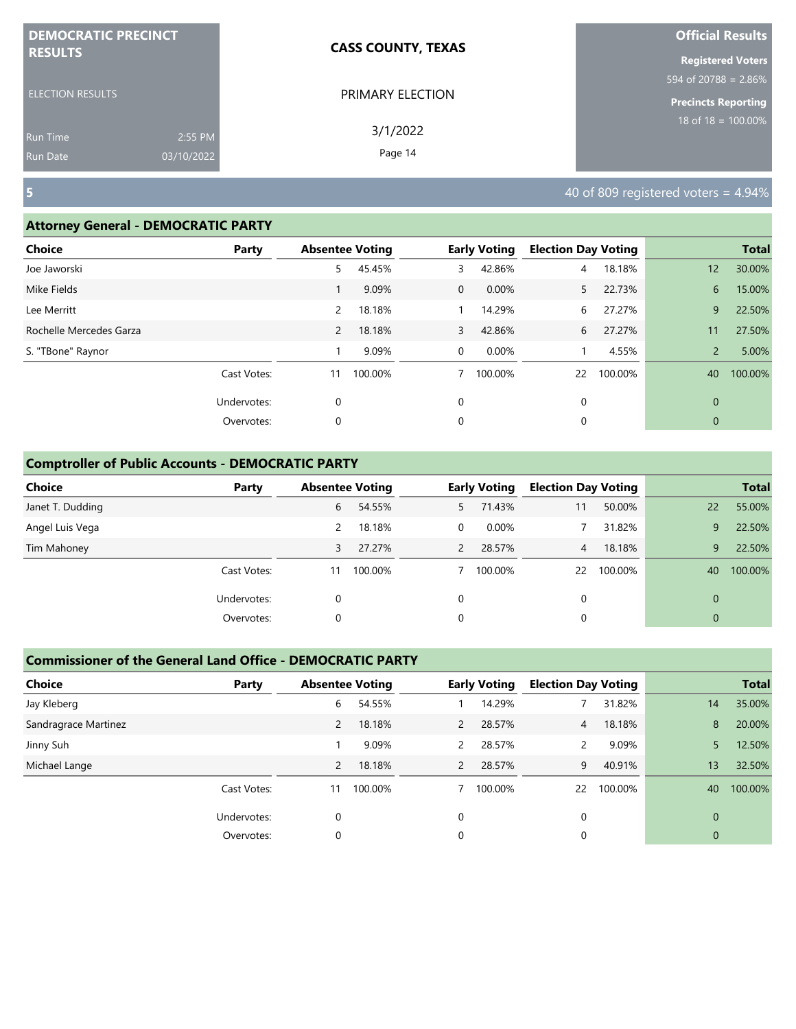**DEMOCRATIC PRECINCT RESULTS**

ELECTION RESULTS

Run Time 2:55 PM
Run Date 03/10/2022

**CASS COUNTY, TEXAS**

PRIMARY ELECTION

3/1/2022

**Official Results**

**Registered Voters**
594 of 20788 = 2.86%

**Precincts Reporting**
18 of 18 = 100.00%

## 5

40 of 809 registered voters = 4.94%

### Attorney General - DEMOCRATIC PARTY

| Choice | Party | Absentee Voting | | Early Voting | | Election Day Voting | | Total | |
|---|---|---|---|---|---|---|---|---|---|
| Joe Jaworski | | 5 | 45.45% | 3 | 42.86% | 4 | 18.18% | 12 | 30.00% |
| Mike Fields | | 1 | 9.09% | 0 | 0.00% | 5 | 22.73% | 6 | 15.00% |
| Lee Merritt | | 2 | 18.18% | 1 | 14.29% | 6 | 27.27% | 9 | 22.50% |
| Rochelle Mercedes Garza | | 2 | 18.18% | 3 | 42.86% | 6 | 27.27% | 11 | 27.50% |
| S. "TBone" Raynor | | 1 | 9.09% | 0 | 0.00% | 1 | 4.55% | 2 | 5.00% |
| | Cast Votes: | 11 | 100.00% | 7 | 100.00% | 22 | 100.00% | 40 | 100.00% |
| | Undervotes: | 0 | | 0 | | 0 | | 0 | |
| | Overvotes: | 0 | | 0 | | 0 | | 0 | |

### Comptroller of Public Accounts - DEMOCRATIC PARTY

| Choice | Party | Absentee Voting | | Early Voting | | Election Day Voting | | Total | |
|---|---|---|---|---|---|---|---|---|---|
| Janet T. Dudding | | 6 | 54.55% | 5 | 71.43% | 11 | 50.00% | 22 | 55.00% |
| Angel Luis Vega | | 2 | 18.18% | 0 | 0.00% | 7 | 31.82% | 9 | 22.50% |
| Tim Mahoney | | 3 | 27.27% | 2 | 28.57% | 4 | 18.18% | 9 | 22.50% |
| | Cast Votes: | 11 | 100.00% | 7 | 100.00% | 22 | 100.00% | 40 | 100.00% |
| | Undervotes: | 0 | | 0 | | 0 | | 0 | |
| | Overvotes: | 0 | | 0 | | 0 | | 0 | |

### Commissioner of the General Land Office - DEMOCRATIC PARTY

| Choice | Party | Absentee Voting | | Early Voting | | Election Day Voting | | Total | |
|---|---|---|---|---|---|---|---|---|---|
| Jay Kleberg | | 6 | 54.55% | 1 | 14.29% | 7 | 31.82% | 14 | 35.00% |
| Sandragrace Martinez | | 2 | 18.18% | 2 | 28.57% | 4 | 18.18% | 8 | 20.00% |
| Jinny Suh | | 1 | 9.09% | 2 | 28.57% | 2 | 9.09% | 5 | 12.50% |
| Michael Lange | | 2 | 18.18% | 2 | 28.57% | 9 | 40.91% | 13 | 32.50% |
| | Cast Votes: | 11 | 100.00% | 7 | 100.00% | 22 | 100.00% | 40 | 100.00% |
| | Undervotes: | 0 | | 0 | | 0 | | 0 | |
| | Overvotes: | 0 | | 0 | | 0 | | 0 | |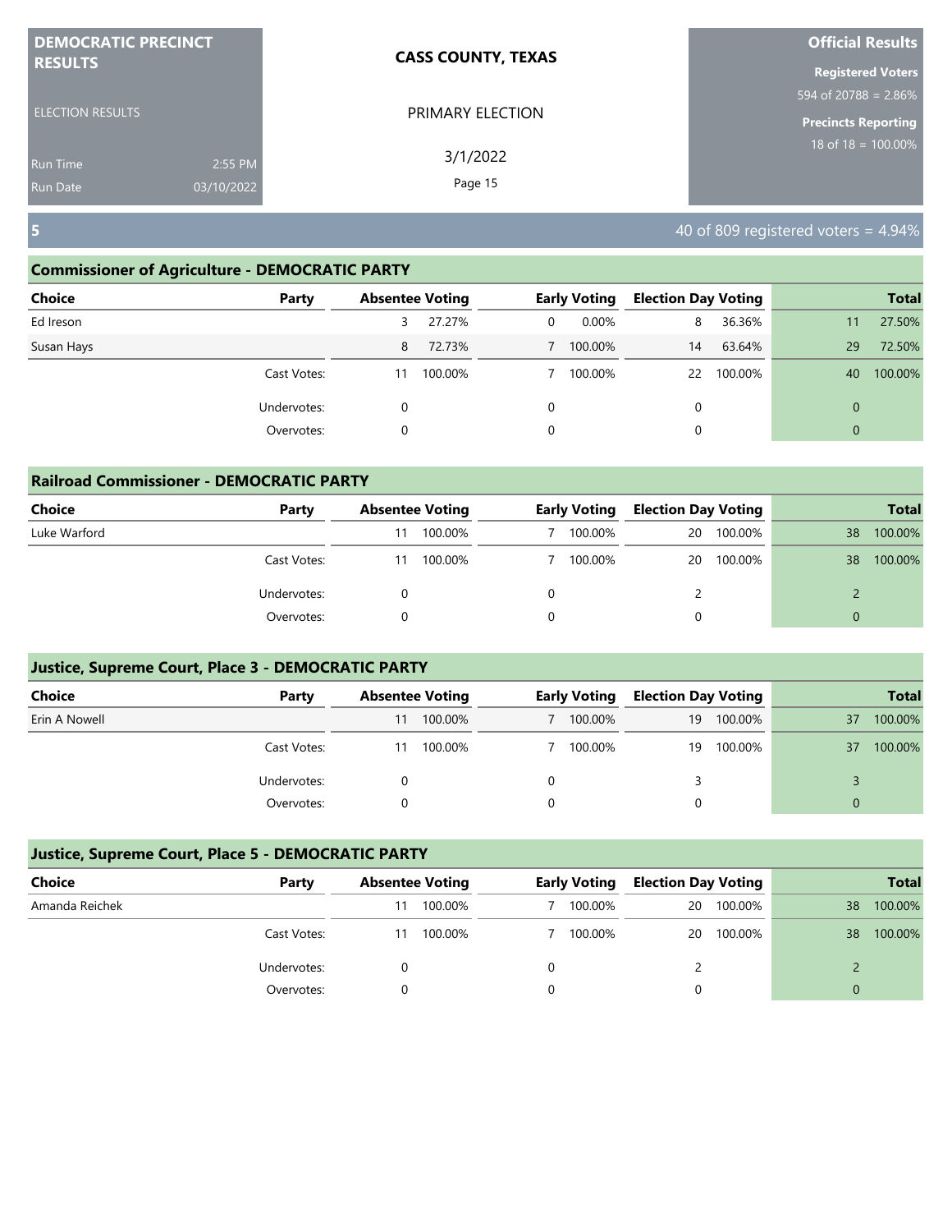**DEMOCRATIC PRECINCT RESULTS**

ELECTION RESULTS

Run Time 2:55 PM
Run Date 03/10/2022

**CASS COUNTY, TEXAS**

PRIMARY ELECTION

3/1/2022

**Official Results**

**Registered Voters**
594 of 20788 = 2.86%

**Precincts Reporting**
18 of 18 = 100.00%

## 5

40 of 809 registered voters = 4.94%

### Commissioner of Agriculture - DEMOCRATIC PARTY

| Choice | Party | Absentee Voting | | Early Voting | | Election Day Voting | | Total | |
|---|---|---|---|---|---|---|---|---|---|
| Ed Ireson | | 3 | 27.27% | 0 | 0.00% | 8 | 36.36% | 11 | 27.50% |
| Susan Hays | | 8 | 72.73% | 7 | 100.00% | 14 | 63.64% | 29 | 72.50% |
| | Cast Votes: | 11 | 100.00% | 7 | 100.00% | 22 | 100.00% | 40 | 100.00% |
| | Undervotes: | 0 | | 0 | | 0 | | 0 | |
| | Overvotes: | 0 | | 0 | | 0 | | 0 | |

### Railroad Commissioner - DEMOCRATIC PARTY

| Choice | Party | Absentee Voting | | Early Voting | | Election Day Voting | | Total | |
|---|---|---|---|---|---|---|---|---|---|
| Luke Warford | | 11 | 100.00% | 7 | 100.00% | 20 | 100.00% | 38 | 100.00% |
| | Cast Votes: | 11 | 100.00% | 7 | 100.00% | 20 | 100.00% | 38 | 100.00% |
| | Undervotes: | 0 | | 0 | | 2 | | 2 | |
| | Overvotes: | 0 | | 0 | | 0 | | 0 | |

### Justice, Supreme Court, Place 3 - DEMOCRATIC PARTY

| Choice | Party | Absentee Voting | | Early Voting | | Election Day Voting | | Total | |
|---|---|---|---|---|---|---|---|---|---|
| Erin A Nowell | | 11 | 100.00% | 7 | 100.00% | 19 | 100.00% | 37 | 100.00% |
| | Cast Votes: | 11 | 100.00% | 7 | 100.00% | 19 | 100.00% | 37 | 100.00% |
| | Undervotes: | 0 | | 0 | | 3 | | 3 | |
| | Overvotes: | 0 | | 0 | | 0 | | 0 | |

### Justice, Supreme Court, Place 5 - DEMOCRATIC PARTY

| Choice | Party | Absentee Voting | | Early Voting | | Election Day Voting | | Total | |
|---|---|---|---|---|---|---|---|---|---|
| Amanda Reichek | | 11 | 100.00% | 7 | 100.00% | 20 | 100.00% | 38 | 100.00% |
| | Cast Votes: | 11 | 100.00% | 7 | 100.00% | 20 | 100.00% | 38 | 100.00% |
| | Undervotes: | 0 | | 0 | | 2 | | 2 | |
| | Overvotes: | 0 | | 0 | | 0 | | 0 | |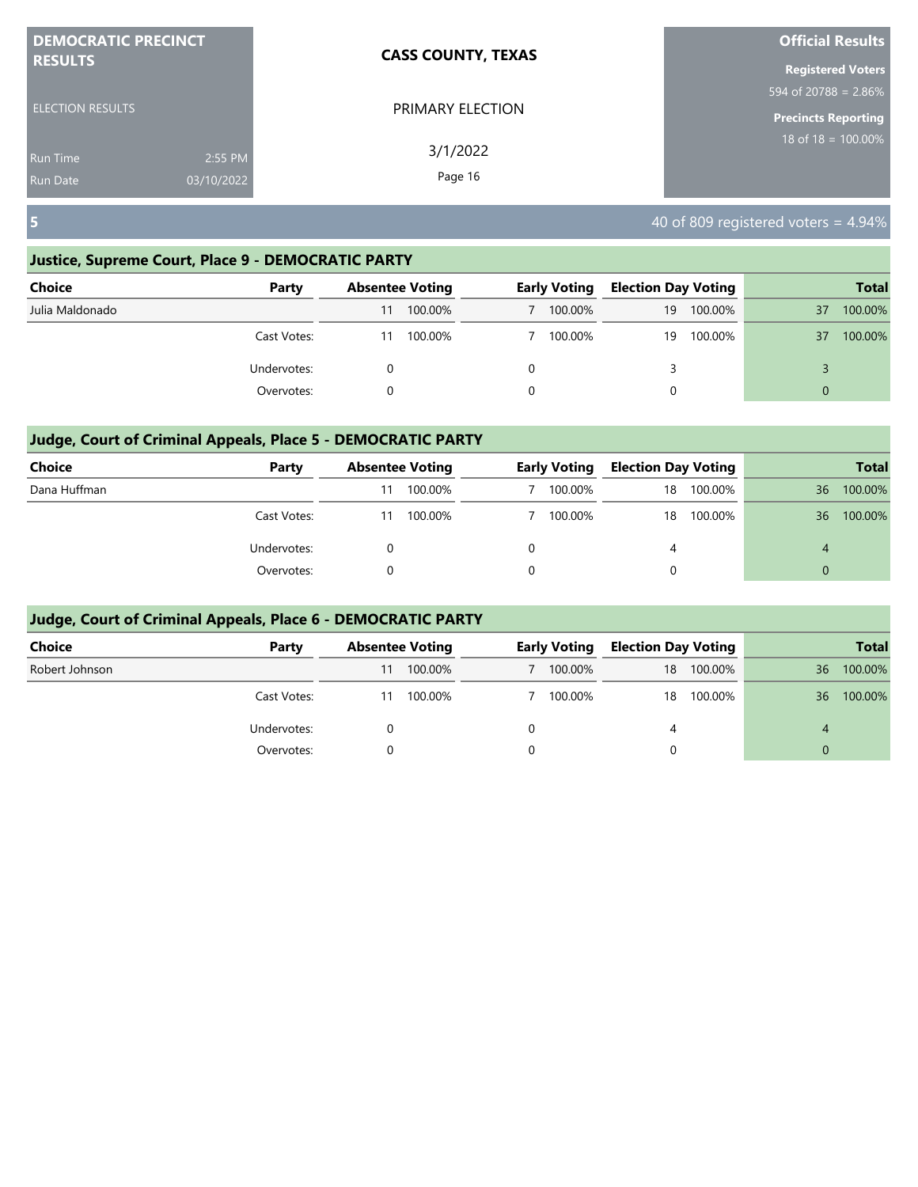**DEMOCRATIC PRECINCT RESULTS**

ELECTION RESULTS

Run Time 2:55 PM
Run Date 03/10/2022

**CASS COUNTY, TEXAS**

PRIMARY ELECTION

3/1/2022

**Official Results**

**Registered Voters**
594 of 20788 = 2.86%

**Precincts Reporting**
18 of 18 = 100.00%

## 5

40 of 809 registered voters = 4.94%

### Justice, Supreme Court, Place 9 - DEMOCRATIC PARTY

| Choice | Party | Absentee Voting | | Early Voting | | Election Day Voting | | Total | |
|---|---|---|---|---|---|---|---|---|---|
| Julia Maldonado | | 11 | 100.00% | 7 | 100.00% | 19 | 100.00% | 37 | 100.00% |
| | Cast Votes: | 11 | 100.00% | 7 | 100.00% | 19 | 100.00% | 37 | 100.00% |
| | Undervotes: | 0 | | 0 | | 3 | | 3 | |
| | Overvotes: | 0 | | 0 | | 0 | | 0 | |

### Judge, Court of Criminal Appeals, Place 5 - DEMOCRATIC PARTY

| Choice | Party | Absentee Voting | | Early Voting | | Election Day Voting | | Total | |
|---|---|---|---|---|---|---|---|---|---|
| Dana Huffman | | 11 | 100.00% | 7 | 100.00% | 18 | 100.00% | 36 | 100.00% |
| | Cast Votes: | 11 | 100.00% | 7 | 100.00% | 18 | 100.00% | 36 | 100.00% |
| | Undervotes: | 0 | | 0 | | 4 | | 4 | |
| | Overvotes: | 0 | | 0 | | 0 | | 0 | |

### Judge, Court of Criminal Appeals, Place 6 - DEMOCRATIC PARTY

| Choice | Party | Absentee Voting | | Early Voting | | Election Day Voting | | Total | |
|---|---|---|---|---|---|---|---|---|---|
| Robert Johnson | | 11 | 100.00% | 7 | 100.00% | 18 | 100.00% | 36 | 100.00% |
| | Cast Votes: | 11 | 100.00% | 7 | 100.00% | 18 | 100.00% | 36 | 100.00% |
| | Undervotes: | 0 | | 0 | | 4 | | 4 | |
| | Overvotes: | 0 | | 0 | | 0 | | 0 | |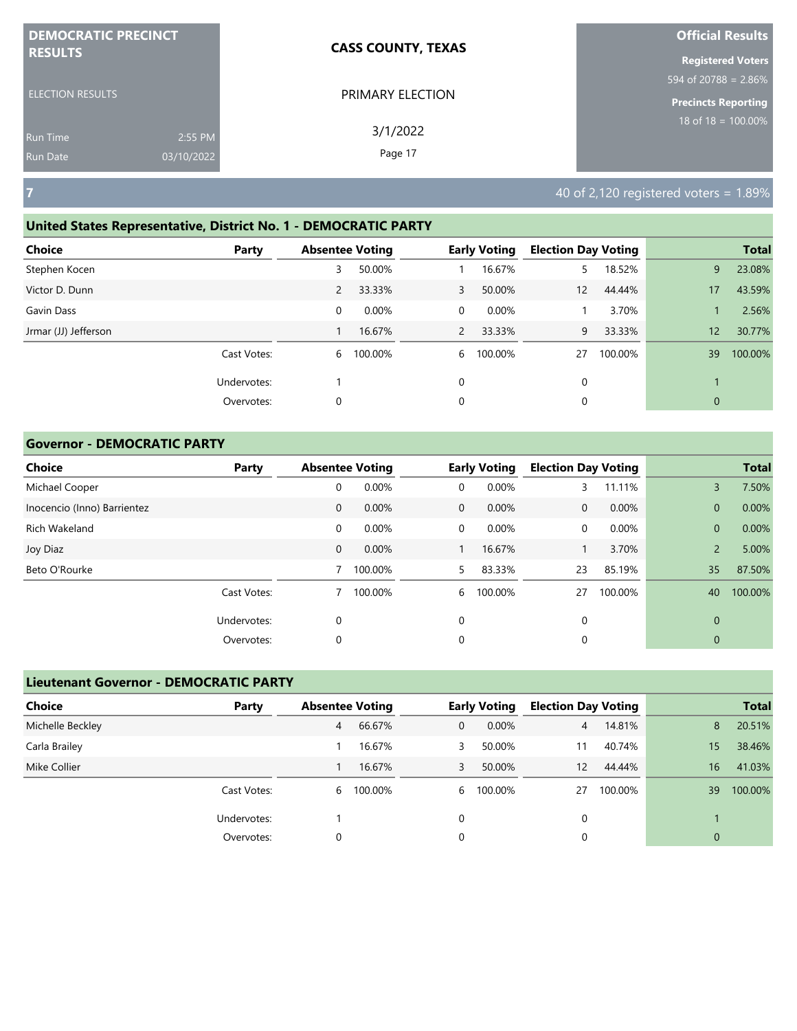**DEMOCRATIC PRECINCT RESULTS**

ELECTION RESULTS

Run Time 2:55 PM
Run Date 03/10/2022

**CASS COUNTY, TEXAS**

PRIMARY ELECTION

3/1/2022

**Official Results**

**Registered Voters**
594 of 20788 = 2.86%

**Precincts Reporting**
18 of 18 = 100.00%

## 7

40 of 2,120 registered voters = 1.89%

### United States Representative, District No. 1 - DEMOCRATIC PARTY

| Choice | Party | Absentee Voting | | Early Voting | | Election Day Voting | | Total | |
|---|---|---|---|---|---|---|---|---|---|
| Stephen Kocen | | 3 | 50.00% | 1 | 16.67% | 5 | 18.52% | 9 | 23.08% |
| Victor D. Dunn | | 2 | 33.33% | 3 | 50.00% | 12 | 44.44% | 17 | 43.59% |
| Gavin Dass | | 0 | 0.00% | 0 | 0.00% | 1 | 3.70% | 1 | 2.56% |
| Jrmar (JJ) Jefferson | | 1 | 16.67% | 2 | 33.33% | 9 | 33.33% | 12 | 30.77% |
| | Cast Votes: | 6 | 100.00% | 6 | 100.00% | 27 | 100.00% | 39 | 100.00% |
| | Undervotes: | 1 | | 0 | | 0 | | 1 | |
| | Overvotes: | 0 | | 0 | | 0 | | 0 | |

### Governor - DEMOCRATIC PARTY

| Choice | Party | Absentee Voting | | Early Voting | | Election Day Voting | | Total | |
|---|---|---|---|---|---|---|---|---|---|
| Michael Cooper | | 0 | 0.00% | 0 | 0.00% | 3 | 11.11% | 3 | 7.50% |
| Inocencio (Inno) Barrientez | | 0 | 0.00% | 0 | 0.00% | 0 | 0.00% | 0 | 0.00% |
| Rich Wakeland | | 0 | 0.00% | 0 | 0.00% | 0 | 0.00% | 0 | 0.00% |
| Joy Diaz | | 0 | 0.00% | 1 | 16.67% | 1 | 3.70% | 2 | 5.00% |
| Beto O'Rourke | | 7 | 100.00% | 5 | 83.33% | 23 | 85.19% | 35 | 87.50% |
| | Cast Votes: | 7 | 100.00% | 6 | 100.00% | 27 | 100.00% | 40 | 100.00% |
| | Undervotes: | 0 | | 0 | | 0 | | 0 | |
| | Overvotes: | 0 | | 0 | | 0 | | 0 | |

### Lieutenant Governor - DEMOCRATIC PARTY

| Choice | Party | Absentee Voting | | Early Voting | | Election Day Voting | | Total | |
|---|---|---|---|---|---|---|---|---|---|
| Michelle Beckley | | 4 | 66.67% | 0 | 0.00% | 4 | 14.81% | 8 | 20.51% |
| Carla Brailey | | 1 | 16.67% | 3 | 50.00% | 11 | 40.74% | 15 | 38.46% |
| Mike Collier | | 1 | 16.67% | 3 | 50.00% | 12 | 44.44% | 16 | 41.03% |
| | Cast Votes: | 6 | 100.00% | 6 | 100.00% | 27 | 100.00% | 39 | 100.00% |
| | Undervotes: | 1 | | 0 | | 0 | | 1 | |
| | Overvotes: | 0 | | 0 | | 0 | | 0 | |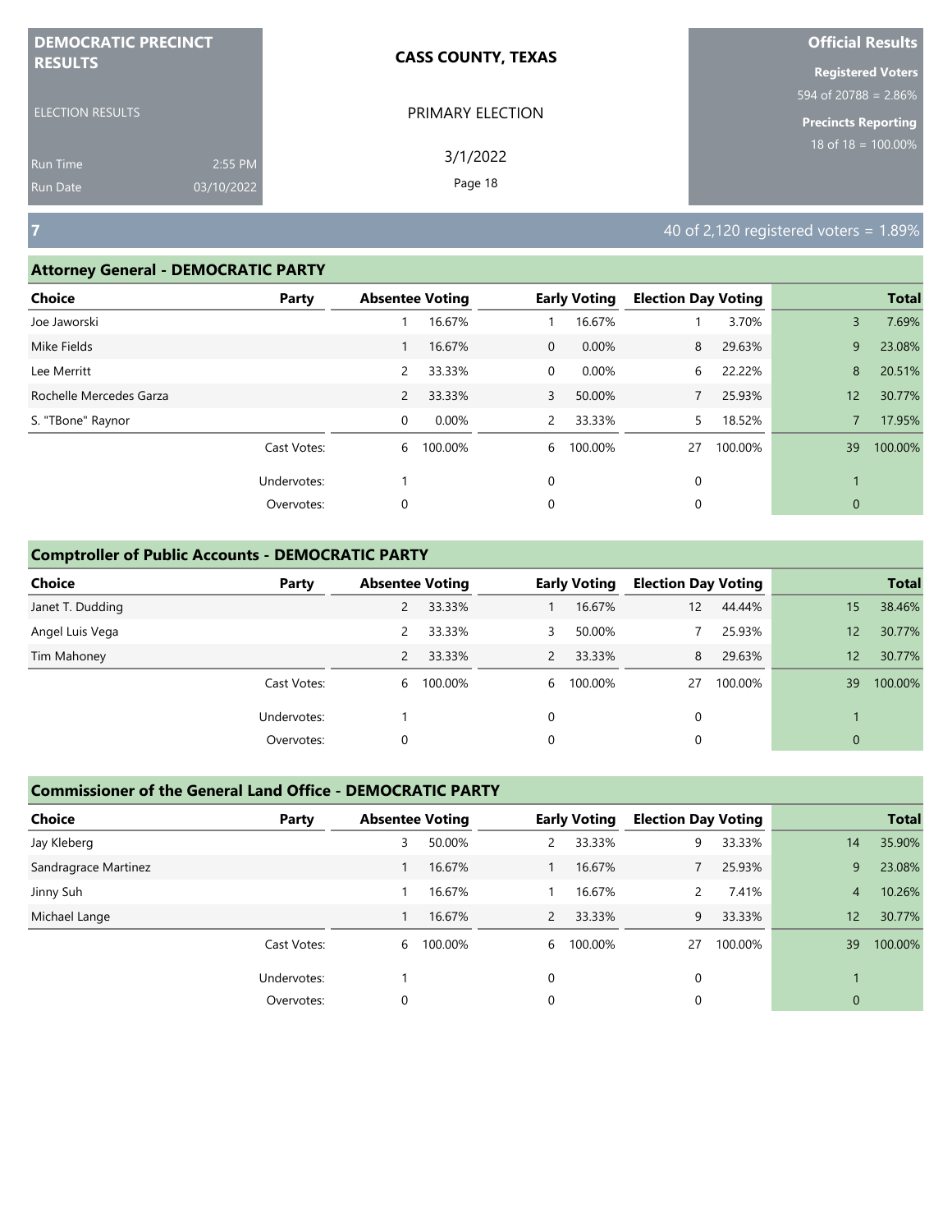DEMOCRATIC PRECINCT RESULTS

ELECTION RESULTS

Run Time 2:55 PM
Run Date 03/10/2022

**CASS COUNTY, TEXAS**

PRIMARY ELECTION

3/1/2022

**Official Results**

**Registered Voters**
594 of 20788 = 2.86%

**Precincts Reporting**
18 of 18 = 100.00%

## 7

40 of 2,120 registered voters = 1.89%

### Attorney General - DEMOCRATIC PARTY

| Choice | Party | Absentee Voting | | Early Voting | | Election Day Voting | | Total | |
|---|---|---|---|---|---|---|---|---|---|
| Joe Jaworski | | 1 | 16.67% | 1 | 16.67% | 1 | 3.70% | 3 | 7.69% |
| Mike Fields | | 1 | 16.67% | 0 | 0.00% | 8 | 29.63% | 9 | 23.08% |
| Lee Merritt | | 2 | 33.33% | 0 | 0.00% | 6 | 22.22% | 8 | 20.51% |
| Rochelle Mercedes Garza | | 2 | 33.33% | 3 | 50.00% | 7 | 25.93% | 12 | 30.77% |
| S. "TBone" Raynor | | 0 | 0.00% | 2 | 33.33% | 5 | 18.52% | 7 | 17.95% |
| | Cast Votes: | 6 | 100.00% | 6 | 100.00% | 27 | 100.00% | 39 | 100.00% |
| | Undervotes: | 1 | | 0 | | 0 | | 1 | |
| | Overvotes: | 0 | | 0 | | 0 | | 0 | |

### Comptroller of Public Accounts - DEMOCRATIC PARTY

| Choice | Party | Absentee Voting | | Early Voting | | Election Day Voting | | Total | |
|---|---|---|---|---|---|---|---|---|---|
| Janet T. Dudding | | 2 | 33.33% | 1 | 16.67% | 12 | 44.44% | 15 | 38.46% |
| Angel Luis Vega | | 2 | 33.33% | 3 | 50.00% | 7 | 25.93% | 12 | 30.77% |
| Tim Mahoney | | 2 | 33.33% | 2 | 33.33% | 8 | 29.63% | 12 | 30.77% |
| | Cast Votes: | 6 | 100.00% | 6 | 100.00% | 27 | 100.00% | 39 | 100.00% |
| | Undervotes: | 1 | | 0 | | 0 | | 1 | |
| | Overvotes: | 0 | | 0 | | 0 | | 0 | |

### Commissioner of the General Land Office - DEMOCRATIC PARTY

| Choice | Party | Absentee Voting | | Early Voting | | Election Day Voting | | Total | |
|---|---|---|---|---|---|---|---|---|---|
| Jay Kleberg | | 3 | 50.00% | 2 | 33.33% | 9 | 33.33% | 14 | 35.90% |
| Sandragrace Martinez | | 1 | 16.67% | 1 | 16.67% | 7 | 25.93% | 9 | 23.08% |
| Jinny Suh | | 1 | 16.67% | 1 | 16.67% | 2 | 7.41% | 4 | 10.26% |
| Michael Lange | | 1 | 16.67% | 2 | 33.33% | 9 | 33.33% | 12 | 30.77% |
| | Cast Votes: | 6 | 100.00% | 6 | 100.00% | 27 | 100.00% | 39 | 100.00% |
| | Undervotes: | 1 | | 0 | | 0 | | 1 | |
| | Overvotes: | 0 | | 0 | | 0 | | 0 | |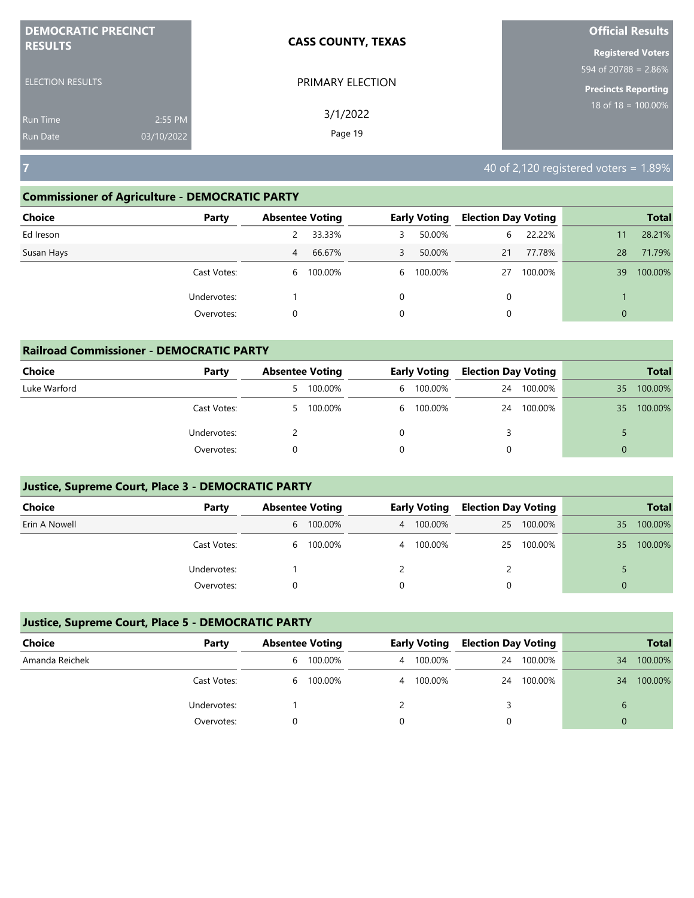**DEMOCRATIC PRECINCT RESULTS**

ELECTION RESULTS

Run Time 2:55 PM
Run Date 03/10/2022

**CASS COUNTY, TEXAS**

PRIMARY ELECTION

3/1/2022

**Official Results**

**Registered Voters**
594 of 20788 = 2.86%

**Precincts Reporting**
18 of 18 = 100.00%

## 7

40 of 2,120 registered voters = 1.89%

### Commissioner of Agriculture - DEMOCRATIC PARTY

| Choice | Party | Absentee Voting | | Early Voting | | Election Day Voting | | Total | |
|---|---|---|---|---|---|---|---|---|---|
| Ed Ireson | | 2 | 33.33% | 3 | 50.00% | 6 | 22.22% | 11 | 28.21% |
| Susan Hays | | 4 | 66.67% | 3 | 50.00% | 21 | 77.78% | 28 | 71.79% |
| | Cast Votes: | 6 | 100.00% | 6 | 100.00% | 27 | 100.00% | 39 | 100.00% |
| | Undervotes: | 1 | | 0 | | 0 | | 1 | |
| | Overvotes: | 0 | | 0 | | 0 | | 0 | |

### Railroad Commissioner - DEMOCRATIC PARTY

| Choice | Party | Absentee Voting | | Early Voting | | Election Day Voting | | Total | |
|---|---|---|---|---|---|---|---|---|---|
| Luke Warford | | 5 | 100.00% | 6 | 100.00% | 24 | 100.00% | 35 | 100.00% |
| | Cast Votes: | 5 | 100.00% | 6 | 100.00% | 24 | 100.00% | 35 | 100.00% |
| | Undervotes: | 2 | | 0 | | 3 | | 5 | |
| | Overvotes: | 0 | | 0 | | 0 | | 0 | |

### Justice, Supreme Court, Place 3 - DEMOCRATIC PARTY

| Choice | Party | Absentee Voting | | Early Voting | | Election Day Voting | | Total | |
|---|---|---|---|---|---|---|---|---|---|
| Erin A Nowell | | 6 | 100.00% | 4 | 100.00% | 25 | 100.00% | 35 | 100.00% |
| | Cast Votes: | 6 | 100.00% | 4 | 100.00% | 25 | 100.00% | 35 | 100.00% |
| | Undervotes: | 1 | | 2 | | 2 | | 5 | |
| | Overvotes: | 0 | | 0 | | 0 | | 0 | |

### Justice, Supreme Court, Place 5 - DEMOCRATIC PARTY

| Choice | Party | Absentee Voting | | Early Voting | | Election Day Voting | | Total | |
|---|---|---|---|---|---|---|---|---|---|
| Amanda Reichek | | 6 | 100.00% | 4 | 100.00% | 24 | 100.00% | 34 | 100.00% |
| | Cast Votes: | 6 | 100.00% | 4 | 100.00% | 24 | 100.00% | 34 | 100.00% |
| | Undervotes: | 1 | | 2 | | 3 | | 6 | |
| | Overvotes: | 0 | | 0 | | 0 | | 0 | |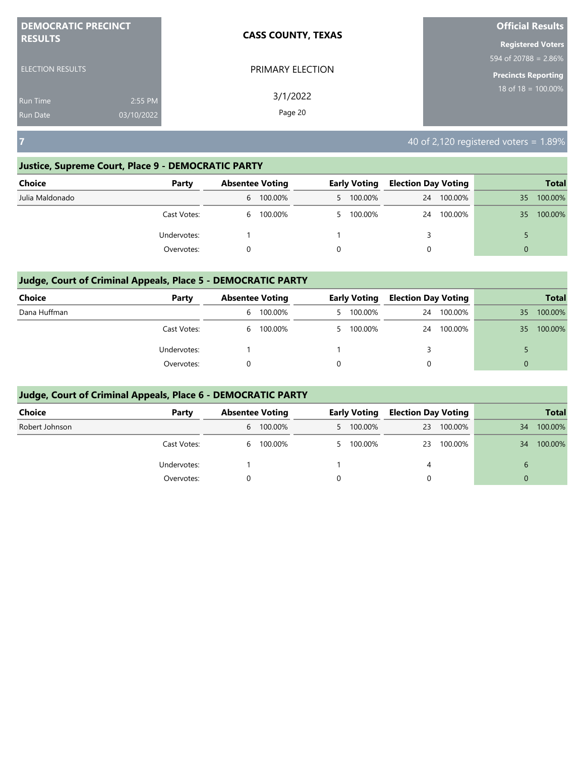**DEMOCRATIC PRECINCT RESULTS**

ELECTION RESULTS

Run Time 2:55 PM
Run Date 03/10/2022

**CASS COUNTY, TEXAS**

PRIMARY ELECTION

3/1/2022

**Official Results**

**Registered Voters**
594 of 20788 = 2.86%

**Precincts Reporting**
18 of 18 = 100.00%

## 7

40 of 2,120 registered voters = 1.89%

### Justice, Supreme Court, Place 9 - DEMOCRATIC PARTY

| Choice | Party | Absentee Voting | | Early Voting | | Election Day Voting | | Total | |
|---|---|---|---|---|---|---|---|---|---|
| Julia Maldonado | | 6 | 100.00% | 5 | 100.00% | 24 | 100.00% | 35 | 100.00% |
| | Cast Votes: | 6 | 100.00% | 5 | 100.00% | 24 | 100.00% | 35 | 100.00% |
| | Undervotes: | 1 | | 1 | | 3 | | 5 | |
| | Overvotes: | 0 | | 0 | | 0 | | 0 | |

### Judge, Court of Criminal Appeals, Place 5 - DEMOCRATIC PARTY

| Choice | Party | Absentee Voting | | Early Voting | | Election Day Voting | | Total | |
|---|---|---|---|---|---|---|---|---|---|
| Dana Huffman | | 6 | 100.00% | 5 | 100.00% | 24 | 100.00% | 35 | 100.00% |
| | Cast Votes: | 6 | 100.00% | 5 | 100.00% | 24 | 100.00% | 35 | 100.00% |
| | Undervotes: | 1 | | 1 | | 3 | | 5 | |
| | Overvotes: | 0 | | 0 | | 0 | | 0 | |

### Judge, Court of Criminal Appeals, Place 6 - DEMOCRATIC PARTY

| Choice | Party | Absentee Voting | | Early Voting | | Election Day Voting | | Total | |
|---|---|---|---|---|---|---|---|---|---|
| Robert Johnson | | 6 | 100.00% | 5 | 100.00% | 23 | 100.00% | 34 | 100.00% |
| | Cast Votes: | 6 | 100.00% | 5 | 100.00% | 23 | 100.00% | 34 | 100.00% |
| | Undervotes: | 1 | | 1 | | 4 | | 6 | |
| | Overvotes: | 0 | | 0 | | 0 | | 0 | |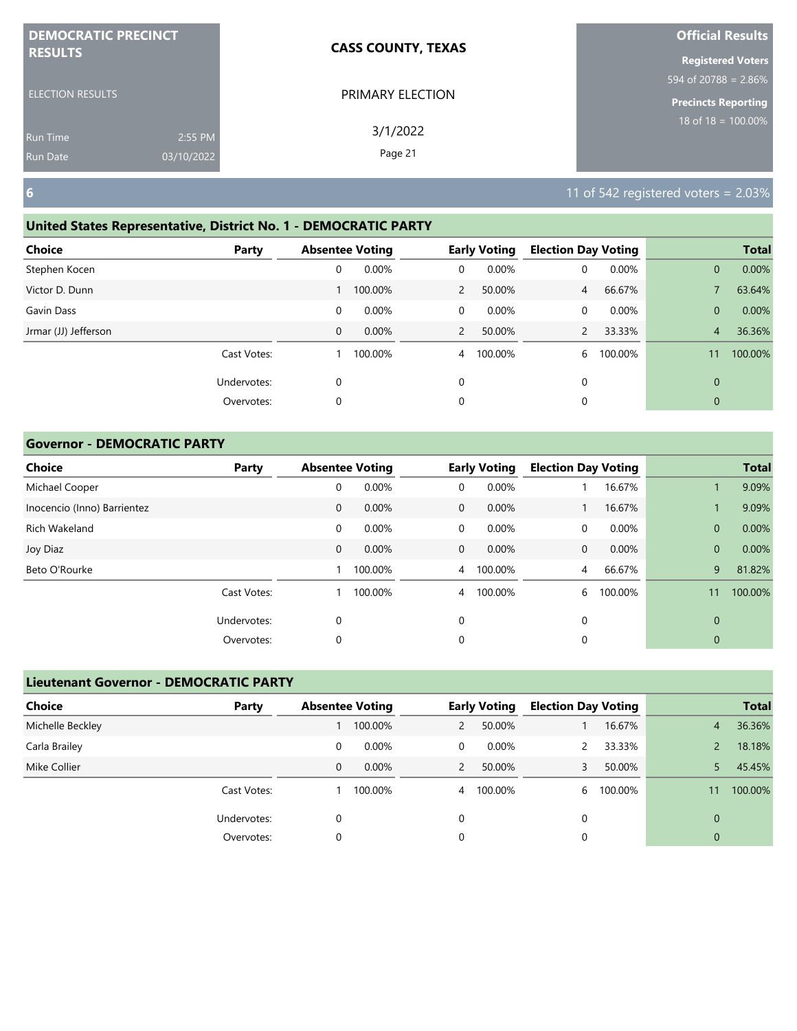## 6

11 of 542 registered voters = 2.03%

### United States Representative, District No. 1 - DEMOCRATIC PARTY

| Choice | Party | Absentee Voting | | Early Voting | | Election Day Voting | | Total | |
|---|---|---|---|---|---|---|---|---|---|
| Stephen Kocen | | 0 | 0.00% | 0 | 0.00% | 0 | 0.00% | 0 | 0.00% |
| Victor D. Dunn | | 1 | 100.00% | 2 | 50.00% | 4 | 66.67% | 7 | 63.64% |
| Gavin Dass | | 0 | 0.00% | 0 | 0.00% | 0 | 0.00% | 0 | 0.00% |
| Jrmar (JJ) Jefferson | | 0 | 0.00% | 2 | 50.00% | 2 | 33.33% | 4 | 36.36% |
| | Cast Votes: | 1 | 100.00% | 4 | 100.00% | 6 | 100.00% | 11 | 100.00% |
| | Undervotes: | 0 | | 0 | | 0 | | 0 | |
| | Overvotes: | 0 | | 0 | | 0 | | 0 | |

### Governor - DEMOCRATIC PARTY

| Choice | Party | Absentee Voting | | Early Voting | | Election Day Voting | | Total | |
|---|---|---|---|---|---|---|---|---|---|
| Michael Cooper | | 0 | 0.00% | 0 | 0.00% | 1 | 16.67% | 1 | 9.09% |
| Inocencio (Inno) Barrientez | | 0 | 0.00% | 0 | 0.00% | 1 | 16.67% | 1 | 9.09% |
| Rich Wakeland | | 0 | 0.00% | 0 | 0.00% | 0 | 0.00% | 0 | 0.00% |
| Joy Diaz | | 0 | 0.00% | 0 | 0.00% | 0 | 0.00% | 0 | 0.00% |
| Beto O'Rourke | | 1 | 100.00% | 4 | 100.00% | 4 | 66.67% | 9 | 81.82% |
| | Cast Votes: | 1 | 100.00% | 4 | 100.00% | 6 | 100.00% | 11 | 100.00% |
| | Undervotes: | 0 | | 0 | | 0 | | 0 | |
| | Overvotes: | 0 | | 0 | | 0 | | 0 | |

### Lieutenant Governor - DEMOCRATIC PARTY

| Choice | Party | Absentee Voting | | Early Voting | | Election Day Voting | | Total | |
|---|---|---|---|---|---|---|---|---|---|
| Michelle Beckley | | 1 | 100.00% | 2 | 50.00% | 1 | 16.67% | 4 | 36.36% |
| Carla Brailey | | 0 | 0.00% | 0 | 0.00% | 2 | 33.33% | 2 | 18.18% |
| Mike Collier | | 0 | 0.00% | 2 | 50.00% | 3 | 50.00% | 5 | 45.45% |
| | Cast Votes: | 1 | 100.00% | 4 | 100.00% | 6 | 100.00% | 11 | 100.00% |
| | Undervotes: | 0 | | 0 | | 0 | | 0 | |
| | Overvotes: | 0 | | 0 | | 0 | | 0 | |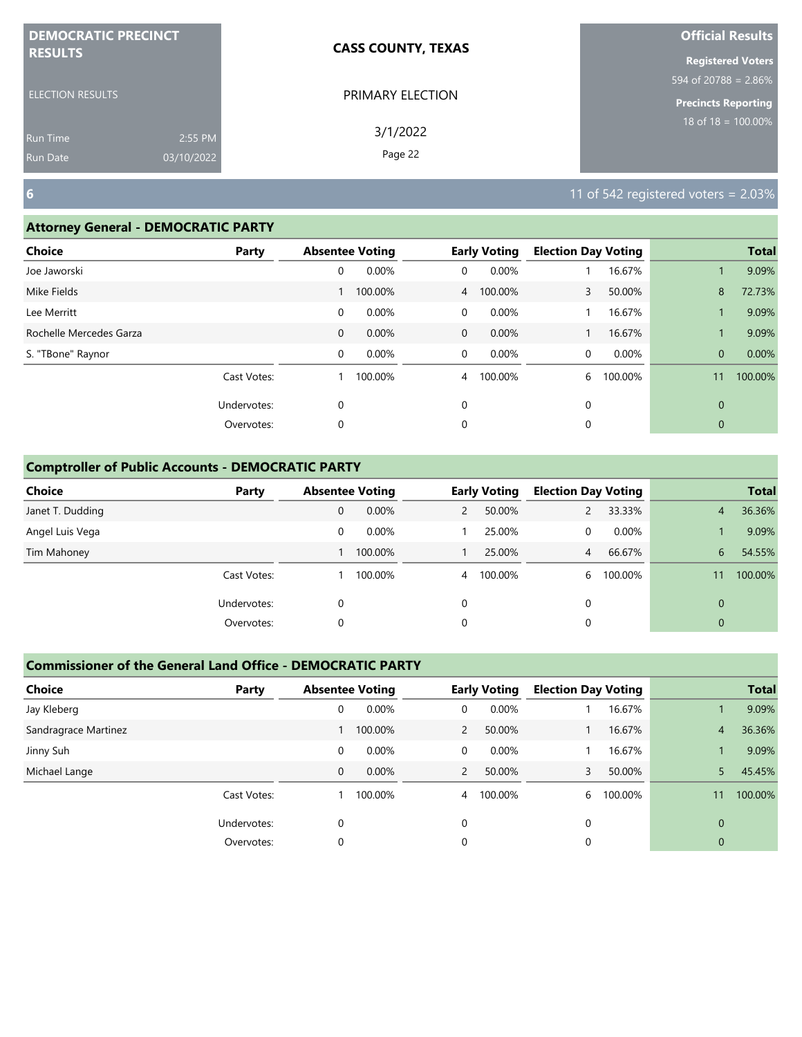| DEMOCRATIC PRECINCT RESULTS | CASS COUNTY, TEXAS | Official Results |
|---|---|---|
| ELECTION RESULTS | PRIMARY ELECTION | Registered Voters 594 of 20788 = 2.86% |
| Run Time 2:55 PM | 3/1/2022 | Precincts Reporting 18 of 18 = 100.00% |
| Run Date 03/10/2022 | | |

## 6

11 of 542 registered voters = 2.03%

### Attorney General - DEMOCRATIC PARTY

| Choice | Party | Absentee Voting | | Early Voting | | Election Day Voting | | Total | |
|---|---|---|---|---|---|---|---|---|---|
| Joe Jaworski | | 0 | 0.00% | 0 | 0.00% | 1 | 16.67% | 1 | 9.09% |
| Mike Fields | | 1 | 100.00% | 4 | 100.00% | 3 | 50.00% | 8 | 72.73% |
| Lee Merritt | | 0 | 0.00% | 0 | 0.00% | 1 | 16.67% | 1 | 9.09% |
| Rochelle Mercedes Garza | | 0 | 0.00% | 0 | 0.00% | 1 | 16.67% | 1 | 9.09% |
| S. "TBone" Raynor | | 0 | 0.00% | 0 | 0.00% | 0 | 0.00% | 0 | 0.00% |
| | Cast Votes: | 1 | 100.00% | 4 | 100.00% | 6 | 100.00% | 11 | 100.00% |
| | Undervotes: | 0 | | 0 | | 0 | | 0 | |
| | Overvotes: | 0 | | 0 | | 0 | | 0 | |

### Comptroller of Public Accounts - DEMOCRATIC PARTY

| Choice | Party | Absentee Voting | | Early Voting | | Election Day Voting | | Total | |
|---|---|---|---|---|---|---|---|---|---|
| Janet T. Dudding | | 0 | 0.00% | 2 | 50.00% | 2 | 33.33% | 4 | 36.36% |
| Angel Luis Vega | | 0 | 0.00% | 1 | 25.00% | 0 | 0.00% | 1 | 9.09% |
| Tim Mahoney | | 1 | 100.00% | 1 | 25.00% | 4 | 66.67% | 6 | 54.55% |
| | Cast Votes: | 1 | 100.00% | 4 | 100.00% | 6 | 100.00% | 11 | 100.00% |
| | Undervotes: | 0 | | 0 | | 0 | | 0 | |
| | Overvotes: | 0 | | 0 | | 0 | | 0 | |

### Commissioner of the General Land Office - DEMOCRATIC PARTY

| Choice | Party | Absentee Voting | | Early Voting | | Election Day Voting | | Total | |
|---|---|---|---|---|---|---|---|---|---|
| Jay Kleberg | | 0 | 0.00% | 0 | 0.00% | 1 | 16.67% | 1 | 9.09% |
| Sandragrace Martinez | | 1 | 100.00% | 2 | 50.00% | 1 | 16.67% | 4 | 36.36% |
| Jinny Suh | | 0 | 0.00% | 0 | 0.00% | 1 | 16.67% | 1 | 9.09% |
| Michael Lange | | 0 | 0.00% | 2 | 50.00% | 3 | 50.00% | 5 | 45.45% |
| | Cast Votes: | 1 | 100.00% | 4 | 100.00% | 6 | 100.00% | 11 | 100.00% |
| | Undervotes: | 0 | | 0 | | 0 | | 0 | |
| | Overvotes: | 0 | | 0 | | 0 | | 0 | |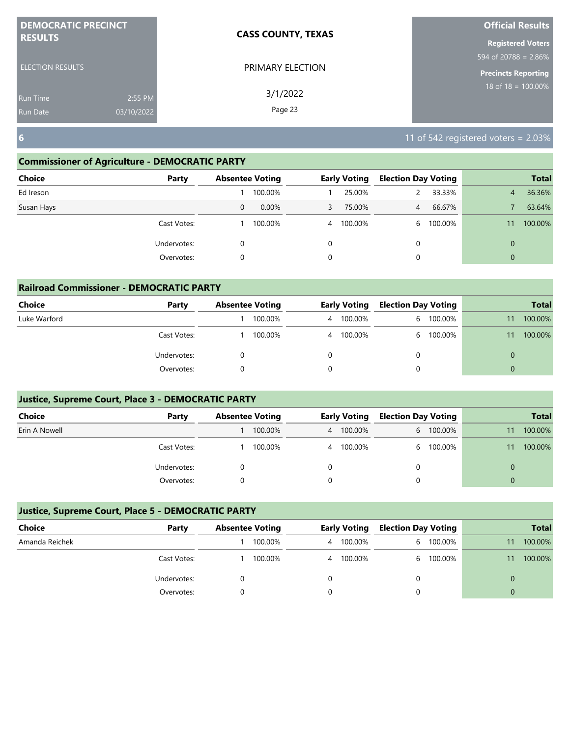**DEMOCRATIC PRECINCT RESULTS**

ELECTION RESULTS

Run Time 2:55 PM
Run Date 03/10/2022

**CASS COUNTY, TEXAS**

PRIMARY ELECTION

3/1/2022

**Official Results**

**Registered Voters**
594 of 20788 = 2.86%

**Precincts Reporting**
18 of 18 = 100.00%

## 6

11 of 542 registered voters = 2.03%

### Commissioner of Agriculture - DEMOCRATIC PARTY

| Choice | Party | Absentee Voting | | Early Voting | | Election Day Voting | | Total | |
|---|---|---|---|---|---|---|---|---|---|
| Ed Ireson | | 1 | 100.00% | 1 | 25.00% | 2 | 33.33% | 4 | 36.36% |
| Susan Hays | | 0 | 0.00% | 3 | 75.00% | 4 | 66.67% | 7 | 63.64% |
| | Cast Votes: | 1 | 100.00% | 4 | 100.00% | 6 | 100.00% | 11 | 100.00% |
| | Undervotes: | 0 | | 0 | | 0 | | 0 | |
| | Overvotes: | 0 | | 0 | | 0 | | 0 | |

### Railroad Commissioner - DEMOCRATIC PARTY

| Choice | Party | Absentee Voting | | Early Voting | | Election Day Voting | | Total | |
|---|---|---|---|---|---|---|---|---|---|
| Luke Warford | | 1 | 100.00% | 4 | 100.00% | 6 | 100.00% | 11 | 100.00% |
| | Cast Votes: | 1 | 100.00% | 4 | 100.00% | 6 | 100.00% | 11 | 100.00% |
| | Undervotes: | 0 | | 0 | | 0 | | 0 | |
| | Overvotes: | 0 | | 0 | | 0 | | 0 | |

### Justice, Supreme Court, Place 3 - DEMOCRATIC PARTY

| Choice | Party | Absentee Voting | | Early Voting | | Election Day Voting | | Total | |
|---|---|---|---|---|---|---|---|---|---|
| Erin A Nowell | | 1 | 100.00% | 4 | 100.00% | 6 | 100.00% | 11 | 100.00% |
| | Cast Votes: | 1 | 100.00% | 4 | 100.00% | 6 | 100.00% | 11 | 100.00% |
| | Undervotes: | 0 | | 0 | | 0 | | 0 | |
| | Overvotes: | 0 | | 0 | | 0 | | 0 | |

### Justice, Supreme Court, Place 5 - DEMOCRATIC PARTY

| Choice | Party | Absentee Voting | | Early Voting | | Election Day Voting | | Total | |
|---|---|---|---|---|---|---|---|---|---|
| Amanda Reichek | | 1 | 100.00% | 4 | 100.00% | 6 | 100.00% | 11 | 100.00% |
| | Cast Votes: | 1 | 100.00% | 4 | 100.00% | 6 | 100.00% | 11 | 100.00% |
| | Undervotes: | 0 | | 0 | | 0 | | 0 | |
| | Overvotes: | 0 | | 0 | | 0 | | 0 | |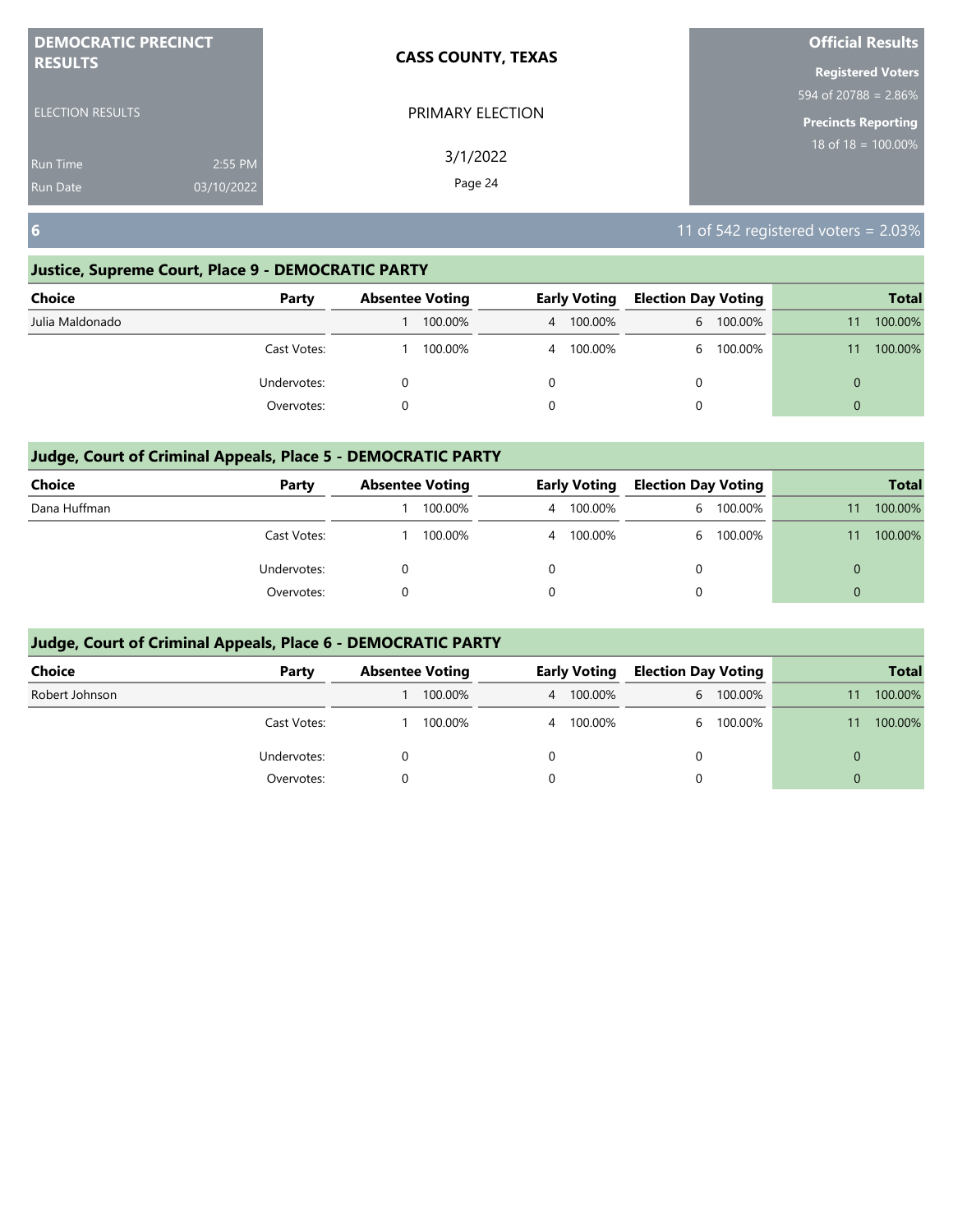**DEMOCRATIC PRECINCT RESULTS**

ELECTION RESULTS

Run Time 2:55 PM
Run Date 03/10/2022

**CASS COUNTY, TEXAS**

PRIMARY ELECTION

3/1/2022

**Official Results**

**Registered Voters**
594 of 20788 = 2.86%

**Precincts Reporting**
18 of 18 = 100.00%

## 6

11 of 542 registered voters = 2.03%

### Justice, Supreme Court, Place 9 - DEMOCRATIC PARTY

| Choice | Party | Absentee Voting | | Early Voting | | Election Day Voting | | Total | |
|---|---|---|---|---|---|---|---|---|---|
| Julia Maldonado | | 1 | 100.00% | 4 | 100.00% | 6 | 100.00% | 11 | 100.00% |
| | Cast Votes: | 1 | 100.00% | 4 | 100.00% | 6 | 100.00% | 11 | 100.00% |
| | Undervotes: | 0 | | 0 | | 0 | | 0 | |
| | Overvotes: | 0 | | 0 | | 0 | | 0 | |

### Judge, Court of Criminal Appeals, Place 5 - DEMOCRATIC PARTY

| Choice | Party | Absentee Voting | | Early Voting | | Election Day Voting | | Total | |
|---|---|---|---|---|---|---|---|---|---|
| Dana Huffman | | 1 | 100.00% | 4 | 100.00% | 6 | 100.00% | 11 | 100.00% |
| | Cast Votes: | 1 | 100.00% | 4 | 100.00% | 6 | 100.00% | 11 | 100.00% |
| | Undervotes: | 0 | | 0 | | 0 | | 0 | |
| | Overvotes: | 0 | | 0 | | 0 | | 0 | |

### Judge, Court of Criminal Appeals, Place 6 - DEMOCRATIC PARTY

| Choice | Party | Absentee Voting | | Early Voting | | Election Day Voting | | Total | |
|---|---|---|---|---|---|---|---|---|---|
| Robert Johnson | | 1 | 100.00% | 4 | 100.00% | 6 | 100.00% | 11 | 100.00% |
| | Cast Votes: | 1 | 100.00% | 4 | 100.00% | 6 | 100.00% | 11 | 100.00% |
| | Undervotes: | 0 | | 0 | | 0 | | 0 | |
| | Overvotes: | 0 | | 0 | | 0 | | 0 | |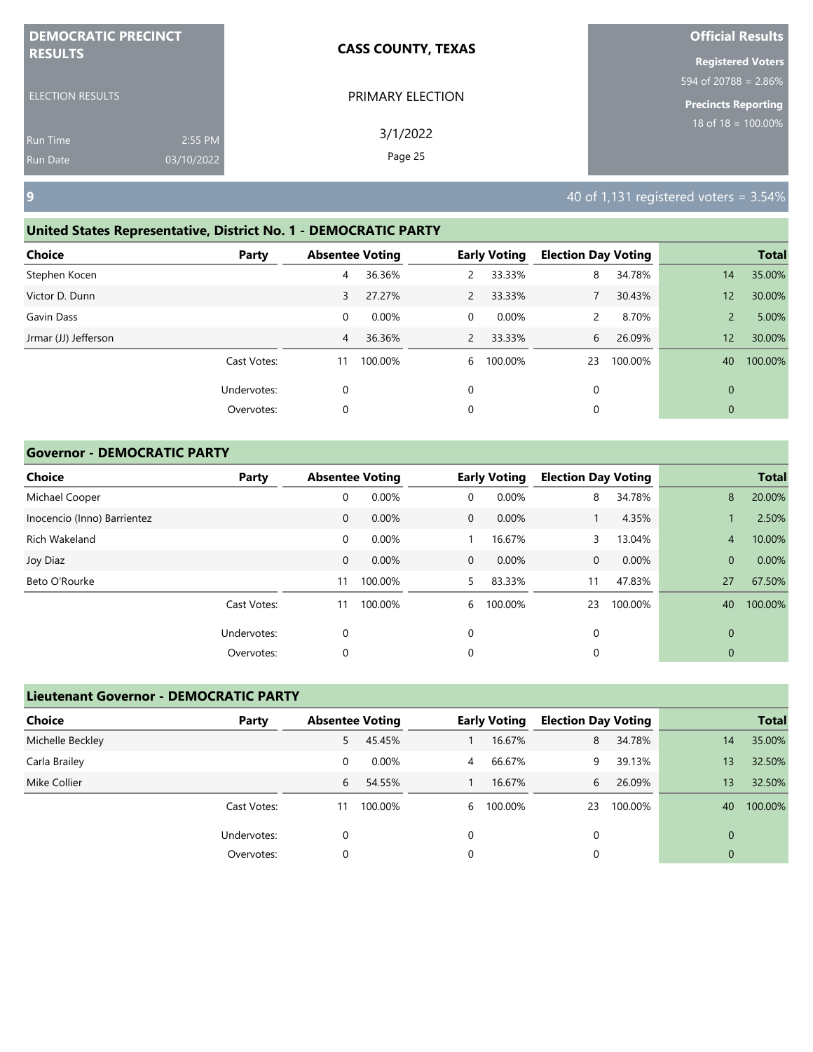**DEMOCRATIC PRECINCT RESULTS**

ELECTION RESULTS

Run Time 2:55 PM
Run Date 03/10/2022

**CASS COUNTY, TEXAS**

PRIMARY ELECTION

3/1/2022

**Official Results**

**Registered Voters**
594 of 20788 = 2.86%

**Precincts Reporting**
18 of 18 = 100.00%

## 9

40 of 1,131 registered voters = 3.54%

### United States Representative, District No. 1 - DEMOCRATIC PARTY

| Choice | Party | Absentee Voting | | Early Voting | | Election Day Voting | | Total | |
|---|---|---|---|---|---|---|---|---|---|
| Stephen Kocen | | 4 | 36.36% | 2 | 33.33% | 8 | 34.78% | 14 | 35.00% |
| Victor D. Dunn | | 3 | 27.27% | 2 | 33.33% | 7 | 30.43% | 12 | 30.00% |
| Gavin Dass | | 0 | 0.00% | 0 | 0.00% | 2 | 8.70% | 2 | 5.00% |
| Jrmar (JJ) Jefferson | | 4 | 36.36% | 2 | 33.33% | 6 | 26.09% | 12 | 30.00% |
| | Cast Votes: | 11 | 100.00% | 6 | 100.00% | 23 | 100.00% | 40 | 100.00% |
| | Undervotes: | 0 | | 0 | | 0 | | 0 | |
| | Overvotes: | 0 | | 0 | | 0 | | 0 | |

### Governor - DEMOCRATIC PARTY

| Choice | Party | Absentee Voting | | Early Voting | | Election Day Voting | | Total | |
|---|---|---|---|---|---|---|---|---|---|
| Michael Cooper | | 0 | 0.00% | 0 | 0.00% | 8 | 34.78% | 8 | 20.00% |
| Inocencio (Inno) Barrientez | | 0 | 0.00% | 0 | 0.00% | 1 | 4.35% | 1 | 2.50% |
| Rich Wakeland | | 0 | 0.00% | 1 | 16.67% | 3 | 13.04% | 4 | 10.00% |
| Joy Diaz | | 0 | 0.00% | 0 | 0.00% | 0 | 0.00% | 0 | 0.00% |
| Beto O'Rourke | | 11 | 100.00% | 5 | 83.33% | 11 | 47.83% | 27 | 67.50% |
| | Cast Votes: | 11 | 100.00% | 6 | 100.00% | 23 | 100.00% | 40 | 100.00% |
| | Undervotes: | 0 | | 0 | | 0 | | 0 | |
| | Overvotes: | 0 | | 0 | | 0 | | 0 | |

### Lieutenant Governor - DEMOCRATIC PARTY

| Choice | Party | Absentee Voting | | Early Voting | | Election Day Voting | | Total | |
|---|---|---|---|---|---|---|---|---|---|
| Michelle Beckley | | 5 | 45.45% | 1 | 16.67% | 8 | 34.78% | 14 | 35.00% |
| Carla Brailey | | 0 | 0.00% | 4 | 66.67% | 9 | 39.13% | 13 | 32.50% |
| Mike Collier | | 6 | 54.55% | 1 | 16.67% | 6 | 26.09% | 13 | 32.50% |
| | Cast Votes: | 11 | 100.00% | 6 | 100.00% | 23 | 100.00% | 40 | 100.00% |
| | Undervotes: | 0 | | 0 | | 0 | | 0 | |
| | Overvotes: | 0 | | 0 | | 0 | | 0 | |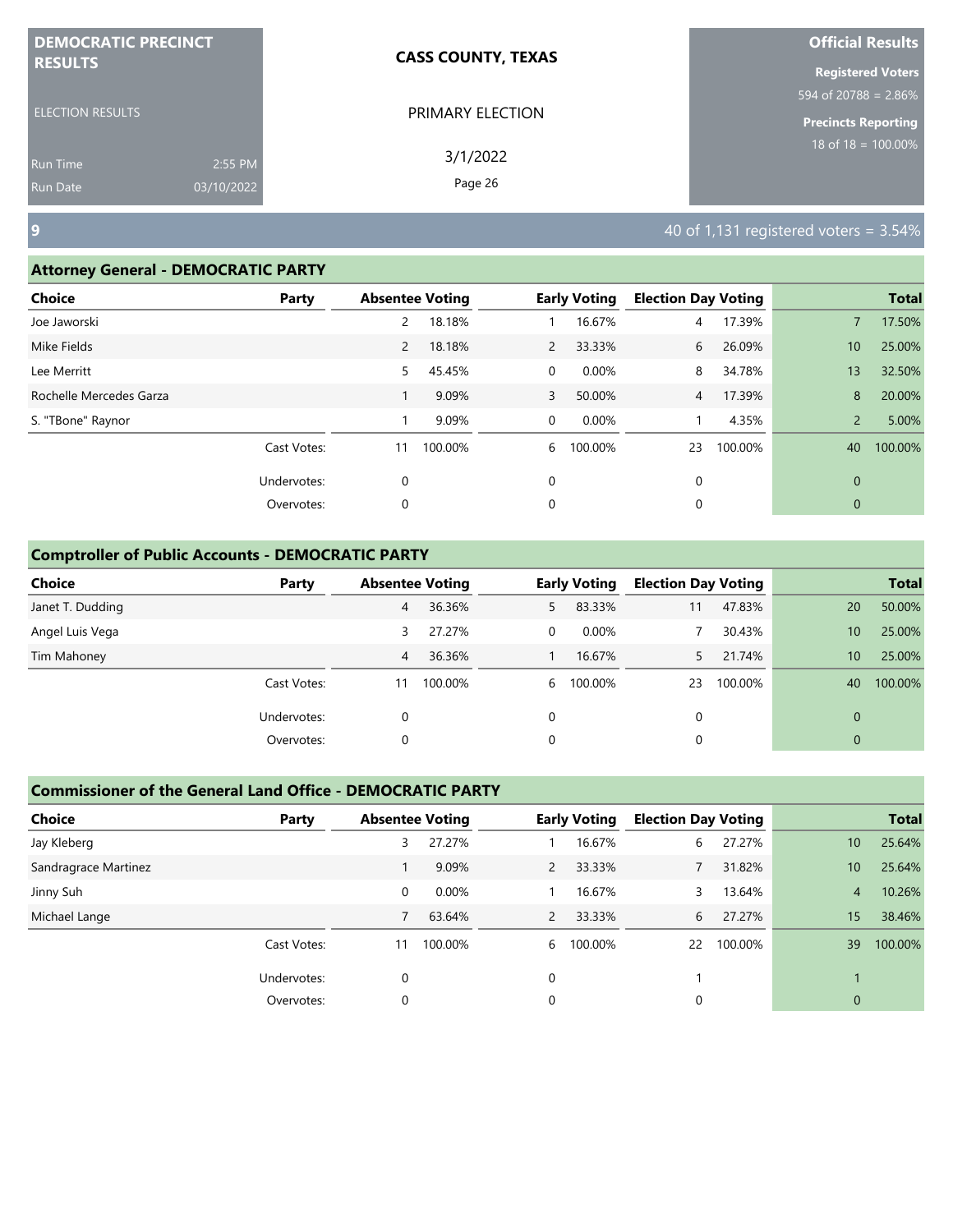DEMOCRATIC PRECINCT RESULTS

ELECTION RESULTS

Run Time 2:55 PM
Run Date 03/10/2022

**CASS COUNTY, TEXAS**

PRIMARY ELECTION

3/1/2022

**Official Results**

**Registered Voters**
594 of 20788 = 2.86%

**Precincts Reporting**
18 of 18 = 100.00%

## 9

40 of 1,131 registered voters = 3.54%

### Attorney General - DEMOCRATIC PARTY

| Choice | Party | Absentee Voting | | Early Voting | | Election Day Voting | | Total | |
|---|---|---|---|---|---|---|---|---|---|
| Joe Jaworski | | 2 | 18.18% | 1 | 16.67% | 4 | 17.39% | 7 | 17.50% |
| Mike Fields | | 2 | 18.18% | 2 | 33.33% | 6 | 26.09% | 10 | 25.00% |
| Lee Merritt | | 5 | 45.45% | 0 | 0.00% | 8 | 34.78% | 13 | 32.50% |
| Rochelle Mercedes Garza | | 1 | 9.09% | 3 | 50.00% | 4 | 17.39% | 8 | 20.00% |
| S. "TBone" Raynor | | 1 | 9.09% | 0 | 0.00% | 1 | 4.35% | 2 | 5.00% |
| | Cast Votes: | 11 | 100.00% | 6 | 100.00% | 23 | 100.00% | 40 | 100.00% |
| | Undervotes: | 0 | | 0 | | 0 | | 0 | |
| | Overvotes: | 0 | | 0 | | 0 | | 0 | |

### Comptroller of Public Accounts - DEMOCRATIC PARTY

| Choice | Party | Absentee Voting | | Early Voting | | Election Day Voting | | Total | |
|---|---|---|---|---|---|---|---|---|---|
| Janet T. Dudding | | 4 | 36.36% | 5 | 83.33% | 11 | 47.83% | 20 | 50.00% |
| Angel Luis Vega | | 3 | 27.27% | 0 | 0.00% | 7 | 30.43% | 10 | 25.00% |
| Tim Mahoney | | 4 | 36.36% | 1 | 16.67% | 5 | 21.74% | 10 | 25.00% |
| | Cast Votes: | 11 | 100.00% | 6 | 100.00% | 23 | 100.00% | 40 | 100.00% |
| | Undervotes: | 0 | | 0 | | 0 | | 0 | |
| | Overvotes: | 0 | | 0 | | 0 | | 0 | |

### Commissioner of the General Land Office - DEMOCRATIC PARTY

| Choice | Party | Absentee Voting | | Early Voting | | Election Day Voting | | Total | |
|---|---|---|---|---|---|---|---|---|---|
| Jay Kleberg | | 3 | 27.27% | 1 | 16.67% | 6 | 27.27% | 10 | 25.64% |
| Sandragrace Martinez | | 1 | 9.09% | 2 | 33.33% | 7 | 31.82% | 10 | 25.64% |
| Jinny Suh | | 0 | 0.00% | 1 | 16.67% | 3 | 13.64% | 4 | 10.26% |
| Michael Lange | | 7 | 63.64% | 2 | 33.33% | 6 | 27.27% | 15 | 38.46% |
| | Cast Votes: | 11 | 100.00% | 6 | 100.00% | 22 | 100.00% | 39 | 100.00% |
| | Undervotes: | 0 | | 0 | | 1 | | 1 | |
| | Overvotes: | 0 | | 0 | | 0 | | 0 | |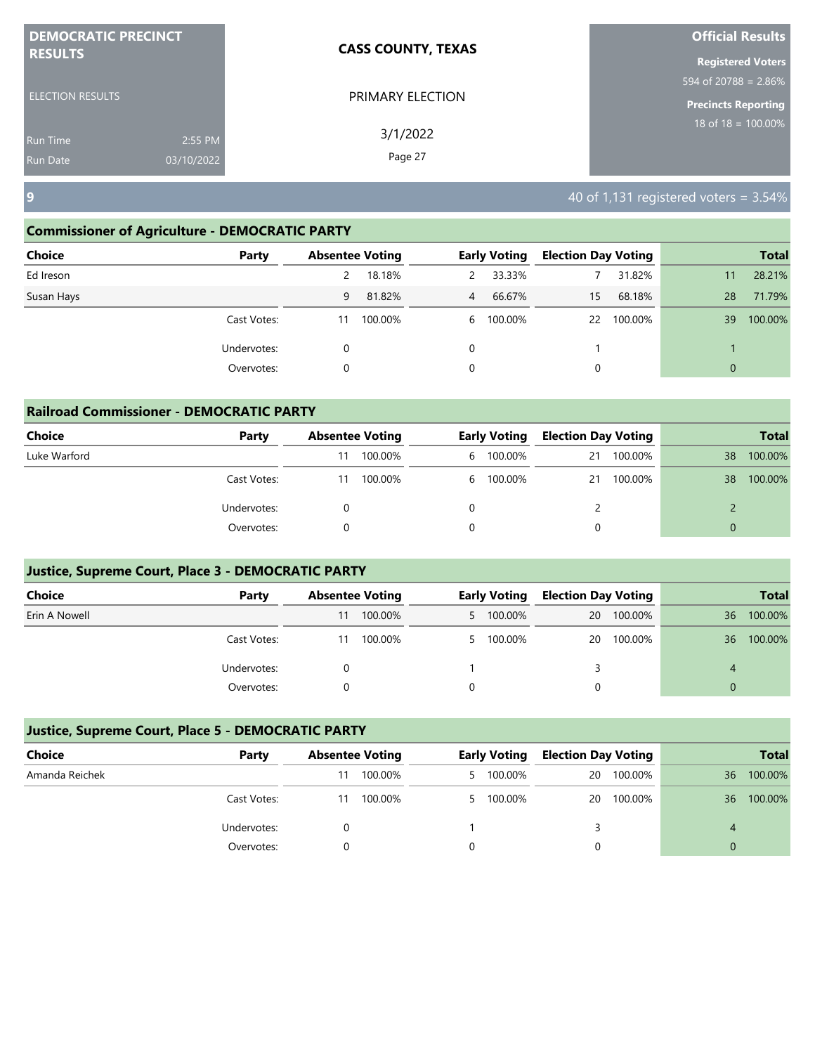**DEMOCRATIC PRECINCT RESULTS**

ELECTION RESULTS

Run Time 2:55 PM
Run Date 03/10/2022

**CASS COUNTY, TEXAS**

PRIMARY ELECTION

3/1/2022

**Official Results**

**Registered Voters**
594 of 20788 = 2.86%

**Precincts Reporting**
18 of 18 = 100.00%

## 9

40 of 1,131 registered voters = 3.54%

### Commissioner of Agriculture - DEMOCRATIC PARTY

| Choice | Party | Absentee Voting | | Early Voting | | Election Day Voting | | Total | |
|---|---|---|---|---|---|---|---|---|---|
| Ed Ireson | | 2 | 18.18% | 2 | 33.33% | 7 | 31.82% | 11 | 28.21% |
| Susan Hays | | 9 | 81.82% | 4 | 66.67% | 15 | 68.18% | 28 | 71.79% |
| | Cast Votes: | 11 | 100.00% | 6 | 100.00% | 22 | 100.00% | 39 | 100.00% |
| | Undervotes: | 0 | | 0 | | 1 | | 1 | |
| | Overvotes: | 0 | | 0 | | 0 | | 0 | |

### Railroad Commissioner - DEMOCRATIC PARTY

| Choice | Party | Absentee Voting | | Early Voting | | Election Day Voting | | Total | |
|---|---|---|---|---|---|---|---|---|---|
| Luke Warford | | 11 | 100.00% | 6 | 100.00% | 21 | 100.00% | 38 | 100.00% |
| | Cast Votes: | 11 | 100.00% | 6 | 100.00% | 21 | 100.00% | 38 | 100.00% |
| | Undervotes: | 0 | | 0 | | 2 | | 2 | |
| | Overvotes: | 0 | | 0 | | 0 | | 0 | |

### Justice, Supreme Court, Place 3 - DEMOCRATIC PARTY

| Choice | Party | Absentee Voting | | Early Voting | | Election Day Voting | | Total | |
|---|---|---|---|---|---|---|---|---|---|
| Erin A Nowell | | 11 | 100.00% | 5 | 100.00% | 20 | 100.00% | 36 | 100.00% |
| | Cast Votes: | 11 | 100.00% | 5 | 100.00% | 20 | 100.00% | 36 | 100.00% |
| | Undervotes: | 0 | | 1 | | 3 | | 4 | |
| | Overvotes: | 0 | | 0 | | 0 | | 0 | |

### Justice, Supreme Court, Place 5 - DEMOCRATIC PARTY

| Choice | Party | Absentee Voting | | Early Voting | | Election Day Voting | | Total | |
|---|---|---|---|---|---|---|---|---|---|
| Amanda Reichek | | 11 | 100.00% | 5 | 100.00% | 20 | 100.00% | 36 | 100.00% |
| | Cast Votes: | 11 | 100.00% | 5 | 100.00% | 20 | 100.00% | 36 | 100.00% |
| | Undervotes: | 0 | | 1 | | 3 | | 4 | |
| | Overvotes: | 0 | | 0 | | 0 | | 0 | |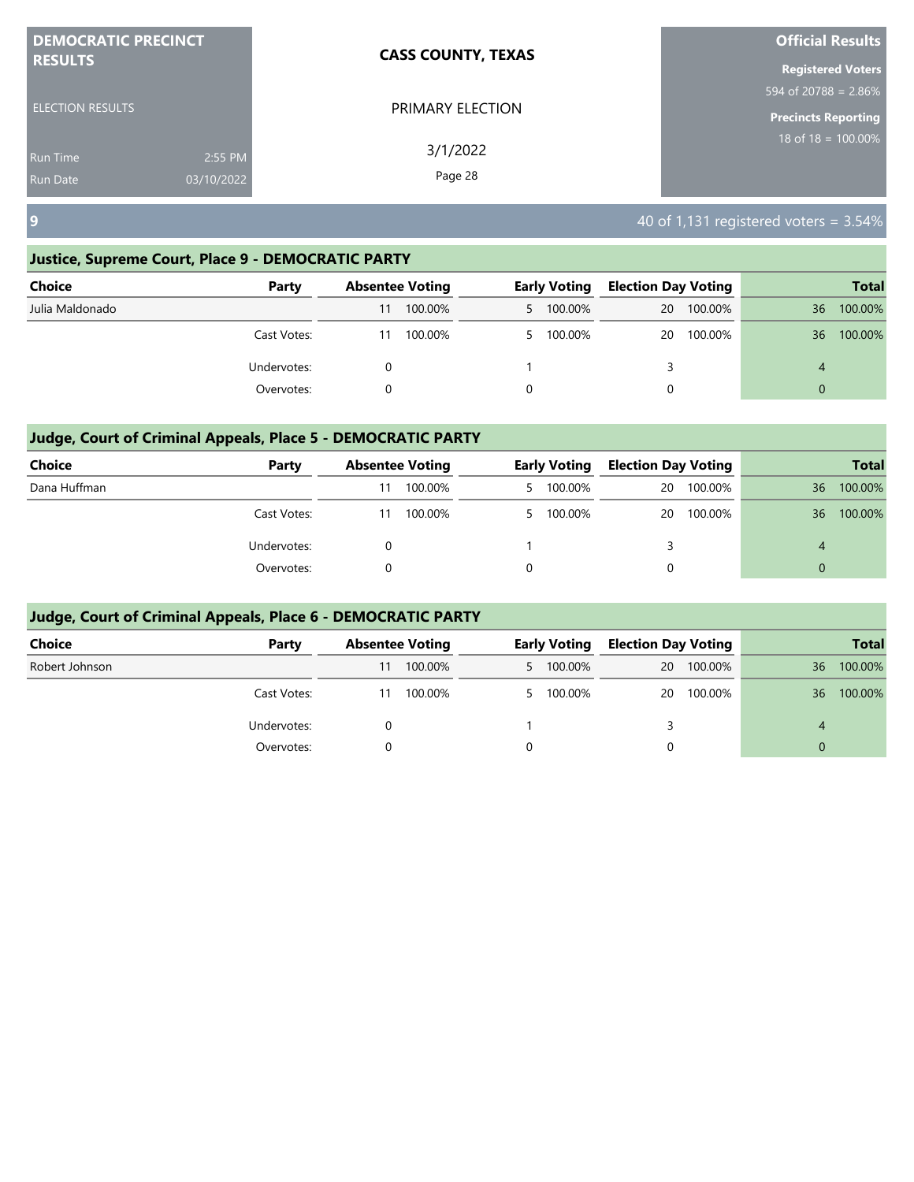## 9

40 of 1,131 registered voters = 3.54%

### Justice, Supreme Court, Place 9 - DEMOCRATIC PARTY

| Choice | Party | Absentee Voting | | Early Voting | | Election Day Voting | | Total | |
|---|---|---|---|---|---|---|---|---|---|
| Julia Maldonado | | 11 | 100.00% | 5 | 100.00% | 20 | 100.00% | 36 | 100.00% |
| | Cast Votes: | 11 | 100.00% | 5 | 100.00% | 20 | 100.00% | 36 | 100.00% |
| | Undervotes: | 0 | | 1 | | 3 | | 4 | |
| | Overvotes: | 0 | | 0 | | 0 | | 0 | |

### Judge, Court of Criminal Appeals, Place 5 - DEMOCRATIC PARTY

| Choice | Party | Absentee Voting | | Early Voting | | Election Day Voting | | Total | |
|---|---|---|---|---|---|---|---|---|---|
| Dana Huffman | | 11 | 100.00% | 5 | 100.00% | 20 | 100.00% | 36 | 100.00% |
| | Cast Votes: | 11 | 100.00% | 5 | 100.00% | 20 | 100.00% | 36 | 100.00% |
| | Undervotes: | 0 | | 1 | | 3 | | 4 | |
| | Overvotes: | 0 | | 0 | | 0 | | 0 | |

### Judge, Court of Criminal Appeals, Place 6 - DEMOCRATIC PARTY

| Choice | Party | Absentee Voting | | Early Voting | | Election Day Voting | | Total | |
|---|---|---|---|---|---|---|---|---|---|
| Robert Johnson | | 11 | 100.00% | 5 | 100.00% | 20 | 100.00% | 36 | 100.00% |
| | Cast Votes: | 11 | 100.00% | 5 | 100.00% | 20 | 100.00% | 36 | 100.00% |
| | Undervotes: | 0 | | 1 | | 3 | | 4 | |
| | Overvotes: | 0 | | 0 | | 0 | | 0 | |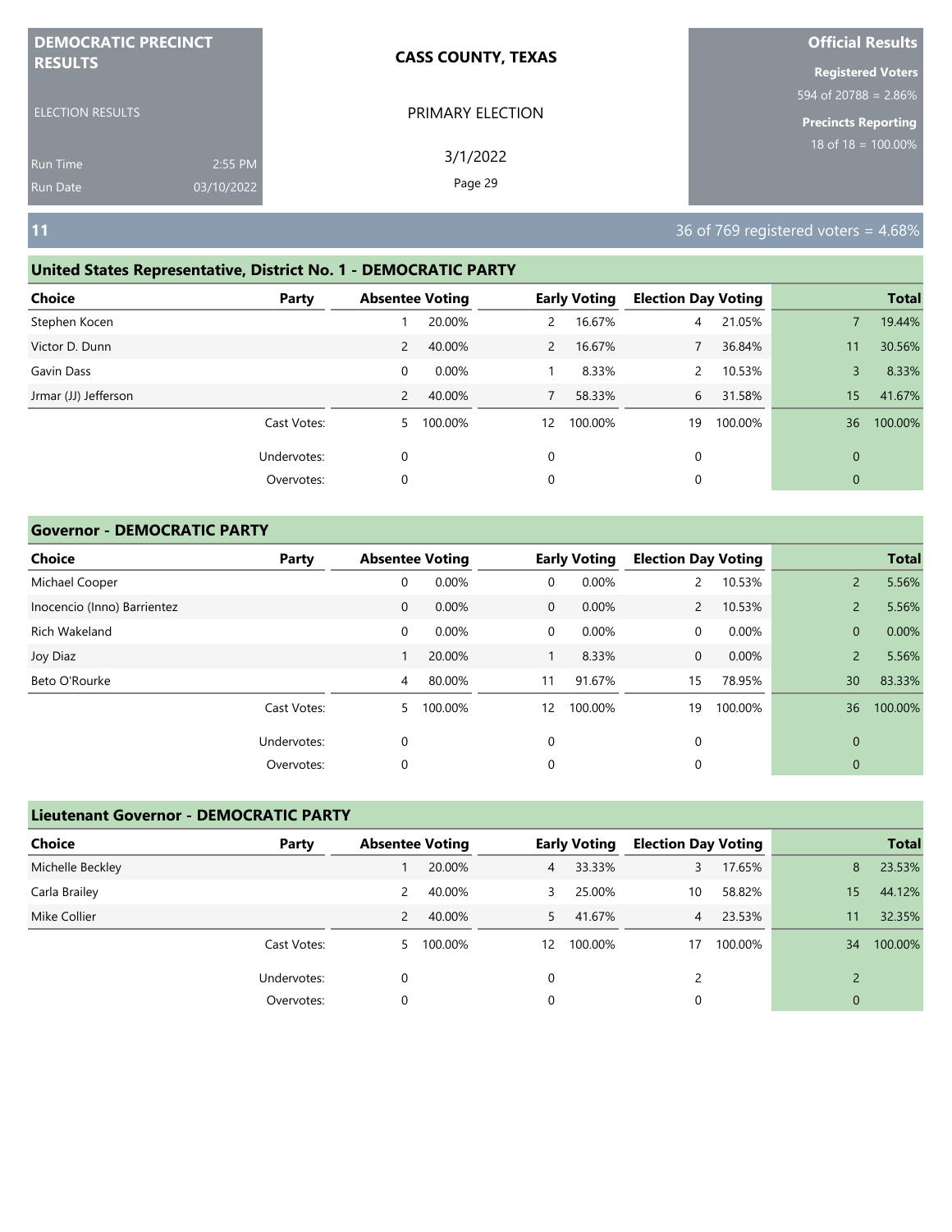# DEMOCRATIC PRECINCT RESULTS

ELECTION RESULTS

Run Time 2:55 PM
Run Date 03/10/2022

**CASS COUNTY, TEXAS**

PRIMARY ELECTION

3/1/2022

**Official Results**

**Registered Voters**
594 of 20788 = 2.86%

**Precincts Reporting**
18 of 18 = 100.00%

## 11

36 of 769 registered voters = 4.68%

### United States Representative, District No. 1 - DEMOCRATIC PARTY

| Choice | Party | Absentee Voting | | Early Voting | | Election Day Voting | | Total | |
|---|---|---|---|---|---|---|---|---|---|
| Stephen Kocen | | 1 | 20.00% | 2 | 16.67% | 4 | 21.05% | 7 | 19.44% |
| Victor D. Dunn | | 2 | 40.00% | 2 | 16.67% | 7 | 36.84% | 11 | 30.56% |
| Gavin Dass | | 0 | 0.00% | 1 | 8.33% | 2 | 10.53% | 3 | 8.33% |
| Jrmar (JJ) Jefferson | | 2 | 40.00% | 7 | 58.33% | 6 | 31.58% | 15 | 41.67% |
| | Cast Votes: | 5 | 100.00% | 12 | 100.00% | 19 | 100.00% | 36 | 100.00% |
| | Undervotes: | 0 | | 0 | | 0 | | 0 | |
| | Overvotes: | 0 | | 0 | | 0 | | 0 | |

### Governor - DEMOCRATIC PARTY

| Choice | Party | Absentee Voting | | Early Voting | | Election Day Voting | | Total | |
|---|---|---|---|---|---|---|---|---|---|
| Michael Cooper | | 0 | 0.00% | 0 | 0.00% | 2 | 10.53% | 2 | 5.56% |
| Inocencio (Inno) Barrientez | | 0 | 0.00% | 0 | 0.00% | 2 | 10.53% | 2 | 5.56% |
| Rich Wakeland | | 0 | 0.00% | 0 | 0.00% | 0 | 0.00% | 0 | 0.00% |
| Joy Diaz | | 1 | 20.00% | 1 | 8.33% | 0 | 0.00% | 2 | 5.56% |
| Beto O'Rourke | | 4 | 80.00% | 11 | 91.67% | 15 | 78.95% | 30 | 83.33% |
| | Cast Votes: | 5 | 100.00% | 12 | 100.00% | 19 | 100.00% | 36 | 100.00% |
| | Undervotes: | 0 | | 0 | | 0 | | 0 | |
| | Overvotes: | 0 | | 0 | | 0 | | 0 | |

### Lieutenant Governor - DEMOCRATIC PARTY

| Choice | Party | Absentee Voting | | Early Voting | | Election Day Voting | | Total | |
|---|---|---|---|---|---|---|---|---|---|
| Michelle Beckley | | 1 | 20.00% | 4 | 33.33% | 3 | 17.65% | 8 | 23.53% |
| Carla Brailey | | 2 | 40.00% | 3 | 25.00% | 10 | 58.82% | 15 | 44.12% |
| Mike Collier | | 2 | 40.00% | 5 | 41.67% | 4 | 23.53% | 11 | 32.35% |
| | Cast Votes: | 5 | 100.00% | 12 | 100.00% | 17 | 100.00% | 34 | 100.00% |
| | Undervotes: | 0 | | 0 | | 2 | | 2 | |
| | Overvotes: | 0 | | 0 | | 0 | | 0 | |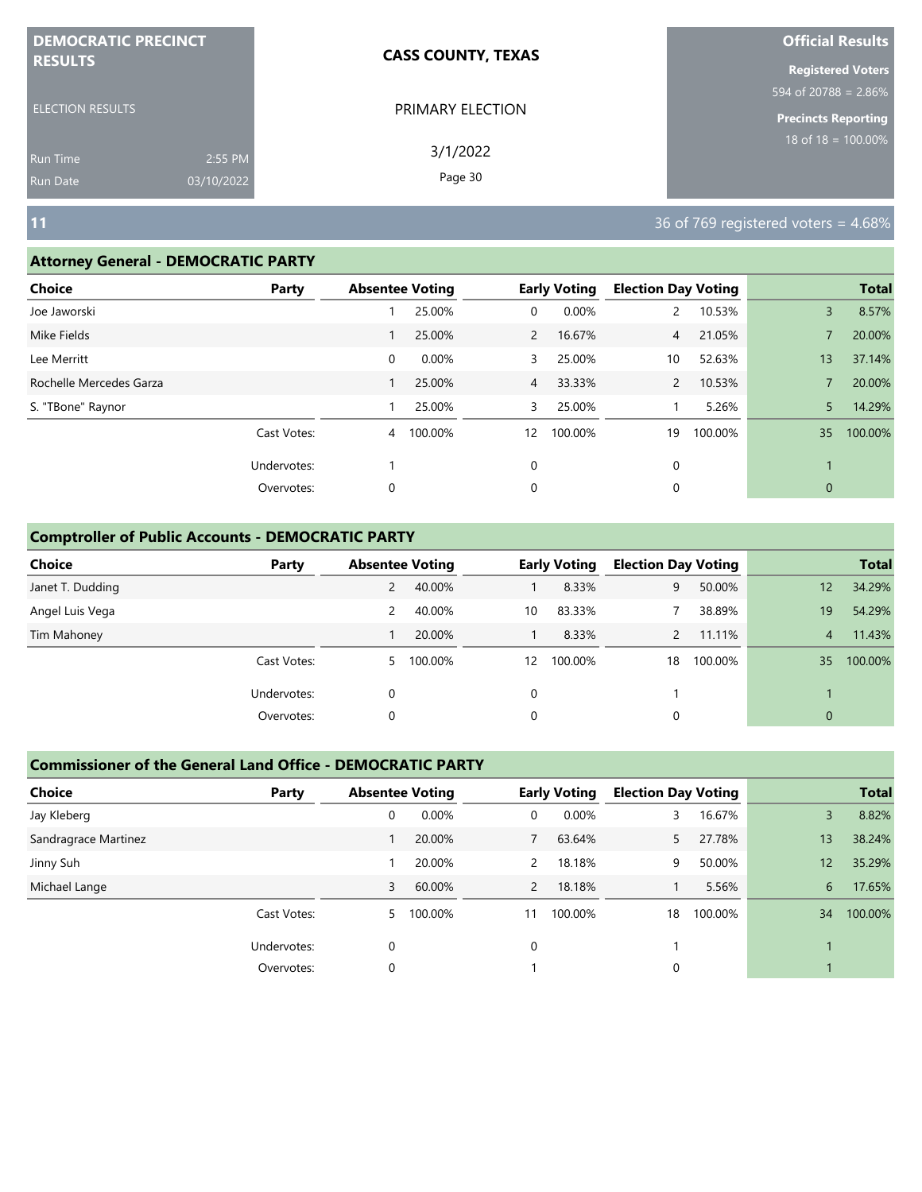DEMOCRATIC PRECINCT RESULTS

ELECTION RESULTS

Run Time 2:55 PM
Run Date 03/10/2022

**CASS COUNTY, TEXAS**

PRIMARY ELECTION

3/1/2022

**Official Results**

**Registered Voters**
594 of 20788 = 2.86%

**Precincts Reporting**
18 of 18 = 100.00%

## 11

36 of 769 registered voters = 4.68%

### Attorney General - DEMOCRATIC PARTY

| Choice | Party | Absentee Voting | | Early Voting | | Election Day Voting | | Total | |
|---|---|---|---|---|---|---|---|---|---|
| Joe Jaworski | | 1 | 25.00% | 0 | 0.00% | 2 | 10.53% | 3 | 8.57% |
| Mike Fields | | 1 | 25.00% | 2 | 16.67% | 4 | 21.05% | 7 | 20.00% |
| Lee Merritt | | 0 | 0.00% | 3 | 25.00% | 10 | 52.63% | 13 | 37.14% |
| Rochelle Mercedes Garza | | 1 | 25.00% | 4 | 33.33% | 2 | 10.53% | 7 | 20.00% |
| S. "TBone" Raynor | | 1 | 25.00% | 3 | 25.00% | 1 | 5.26% | 5 | 14.29% |
| | Cast Votes: | 4 | 100.00% | 12 | 100.00% | 19 | 100.00% | 35 | 100.00% |
| | Undervotes: | 1 | | 0 | | 0 | | 1 | |
| | Overvotes: | 0 | | 0 | | 0 | | 0 | |

### Comptroller of Public Accounts - DEMOCRATIC PARTY

| Choice | Party | Absentee Voting | | Early Voting | | Election Day Voting | | Total | |
|---|---|---|---|---|---|---|---|---|---|
| Janet T. Dudding | | 2 | 40.00% | 1 | 8.33% | 9 | 50.00% | 12 | 34.29% |
| Angel Luis Vega | | 2 | 40.00% | 10 | 83.33% | 7 | 38.89% | 19 | 54.29% |
| Tim Mahoney | | 1 | 20.00% | 1 | 8.33% | 2 | 11.11% | 4 | 11.43% |
| | Cast Votes: | 5 | 100.00% | 12 | 100.00% | 18 | 100.00% | 35 | 100.00% |
| | Undervotes: | 0 | | 0 | | 1 | | 1 | |
| | Overvotes: | 0 | | 0 | | 0 | | 0 | |

### Commissioner of the General Land Office - DEMOCRATIC PARTY

| Choice | Party | Absentee Voting | | Early Voting | | Election Day Voting | | Total | |
|---|---|---|---|---|---|---|---|---|---|
| Jay Kleberg | | 0 | 0.00% | 0 | 0.00% | 3 | 16.67% | 3 | 8.82% |
| Sandragrace Martinez | | 1 | 20.00% | 7 | 63.64% | 5 | 27.78% | 13 | 38.24% |
| Jinny Suh | | 1 | 20.00% | 2 | 18.18% | 9 | 50.00% | 12 | 35.29% |
| Michael Lange | | 3 | 60.00% | 2 | 18.18% | 1 | 5.56% | 6 | 17.65% |
| | Cast Votes: | 5 | 100.00% | 11 | 100.00% | 18 | 100.00% | 34 | 100.00% |
| | Undervotes: | 0 | | 0 | | 1 | | 1 | |
| | Overvotes: | 0 | | 1 | | 0 | | 1 | |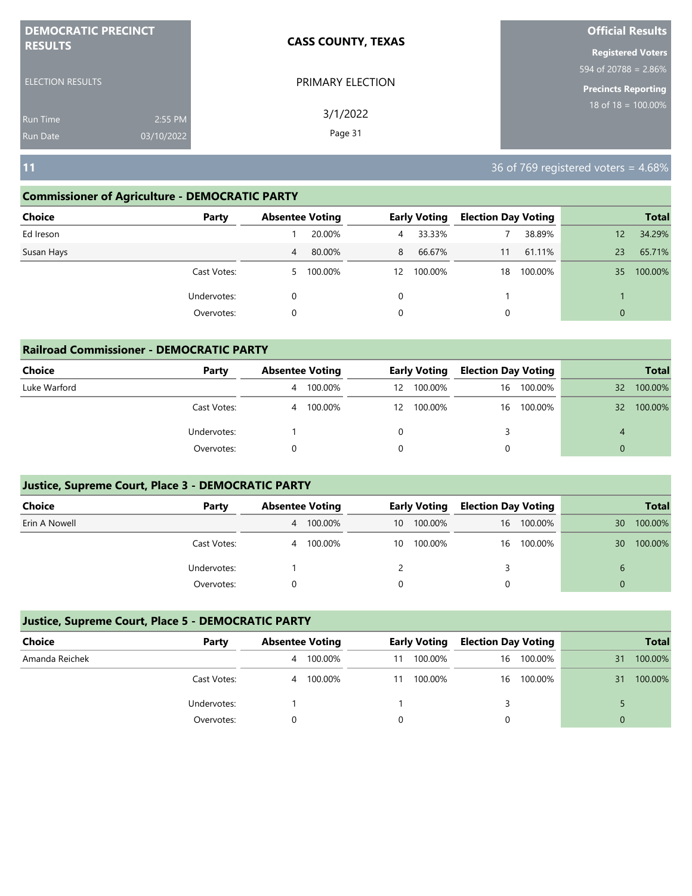# DEMOCRATIC PRECINCT RESULTS

ELECTION RESULTS

Run Time 2:55 PM
Run Date 03/10/2022

**CASS COUNTY, TEXAS**

PRIMARY ELECTION

3/1/2022

**Official Results**

**Registered Voters**
594 of 20788 = 2.86%

**Precincts Reporting**
18 of 18 = 100.00%

## 11

36 of 769 registered voters = 4.68%

### Commissioner of Agriculture - DEMOCRATIC PARTY

| Choice | Party | Absentee Voting | | Early Voting | | Election Day Voting | | Total | |
|---|---|---|---|---|---|---|---|---|---|
| Ed Ireson | | 1 | 20.00% | 4 | 33.33% | 7 | 38.89% | 12 | 34.29% |
| Susan Hays | | 4 | 80.00% | 8 | 66.67% | 11 | 61.11% | 23 | 65.71% |
| | Cast Votes: | 5 | 100.00% | 12 | 100.00% | 18 | 100.00% | 35 | 100.00% |
| | Undervotes: | 0 | | 0 | | 1 | | 1 | |
| | Overvotes: | 0 | | 0 | | 0 | | 0 | |

### Railroad Commissioner - DEMOCRATIC PARTY

| Choice | Party | Absentee Voting | | Early Voting | | Election Day Voting | | Total | |
|---|---|---|---|---|---|---|---|---|---|
| Luke Warford | | 4 | 100.00% | 12 | 100.00% | 16 | 100.00% | 32 | 100.00% |
| | Cast Votes: | 4 | 100.00% | 12 | 100.00% | 16 | 100.00% | 32 | 100.00% |
| | Undervotes: | 1 | | 0 | | 3 | | 4 | |
| | Overvotes: | 0 | | 0 | | 0 | | 0 | |

### Justice, Supreme Court, Place 3 - DEMOCRATIC PARTY

| Choice | Party | Absentee Voting | | Early Voting | | Election Day Voting | | Total | |
|---|---|---|---|---|---|---|---|---|---|
| Erin A Nowell | | 4 | 100.00% | 10 | 100.00% | 16 | 100.00% | 30 | 100.00% |
| | Cast Votes: | 4 | 100.00% | 10 | 100.00% | 16 | 100.00% | 30 | 100.00% |
| | Undervotes: | 1 | | 2 | | 3 | | 6 | |
| | Overvotes: | 0 | | 0 | | 0 | | 0 | |

### Justice, Supreme Court, Place 5 - DEMOCRATIC PARTY

| Choice | Party | Absentee Voting | | Early Voting | | Election Day Voting | | Total | |
|---|---|---|---|---|---|---|---|---|---|
| Amanda Reichek | | 4 | 100.00% | 11 | 100.00% | 16 | 100.00% | 31 | 100.00% |
| | Cast Votes: | 4 | 100.00% | 11 | 100.00% | 16 | 100.00% | 31 | 100.00% |
| | Undervotes: | 1 | | 1 | | 3 | | 5 | |
| | Overvotes: | 0 | | 0 | | 0 | | 0 | |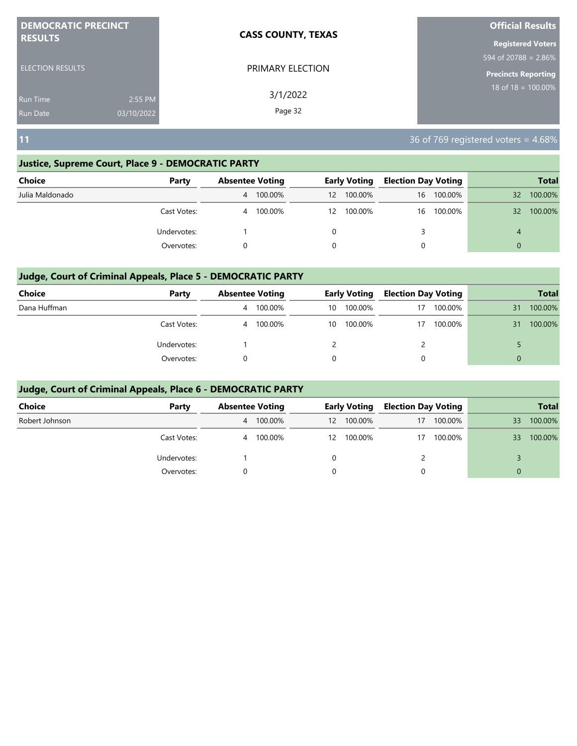**DEMOCRATIC PRECINCT RESULTS**

ELECTION RESULTS

Run Time 2:55 PM
Run Date 03/10/2022

**CASS COUNTY, TEXAS**

PRIMARY ELECTION

3/1/2022

**Official Results**

**Registered Voters**
594 of 20788 = 2.86%

**Precincts Reporting**
18 of 18 = 100.00%

## 11

36 of 769 registered voters = 4.68%

### Justice, Supreme Court, Place 9 - DEMOCRATIC PARTY

| Choice | Party | Absentee Voting | | Early Voting | | Election Day Voting | | Total | |
|---|---|---|---|---|---|---|---|---|---|
| Julia Maldonado | | 4 | 100.00% | 12 | 100.00% | 16 | 100.00% | 32 | 100.00% |
| | Cast Votes: | 4 | 100.00% | 12 | 100.00% | 16 | 100.00% | 32 | 100.00% |
| | Undervotes: | 1 | | 0 | | 3 | | 4 | |
| | Overvotes: | 0 | | 0 | | 0 | | 0 | |

### Judge, Court of Criminal Appeals, Place 5 - DEMOCRATIC PARTY

| Choice | Party | Absentee Voting | | Early Voting | | Election Day Voting | | Total | |
|---|---|---|---|---|---|---|---|---|---|
| Dana Huffman | | 4 | 100.00% | 10 | 100.00% | 17 | 100.00% | 31 | 100.00% |
| | Cast Votes: | 4 | 100.00% | 10 | 100.00% | 17 | 100.00% | 31 | 100.00% |
| | Undervotes: | 1 | | 2 | | 2 | | 5 | |
| | Overvotes: | 0 | | 0 | | 0 | | 0 | |

### Judge, Court of Criminal Appeals, Place 6 - DEMOCRATIC PARTY

| Choice | Party | Absentee Voting | | Early Voting | | Election Day Voting | | Total | |
|---|---|---|---|---|---|---|---|---|---|
| Robert Johnson | | 4 | 100.00% | 12 | 100.00% | 17 | 100.00% | 33 | 100.00% |
| | Cast Votes: | 4 | 100.00% | 12 | 100.00% | 17 | 100.00% | 33 | 100.00% |
| | Undervotes: | 1 | | 0 | | 2 | | 3 | |
| | Overvotes: | 0 | | 0 | | 0 | | 0 | |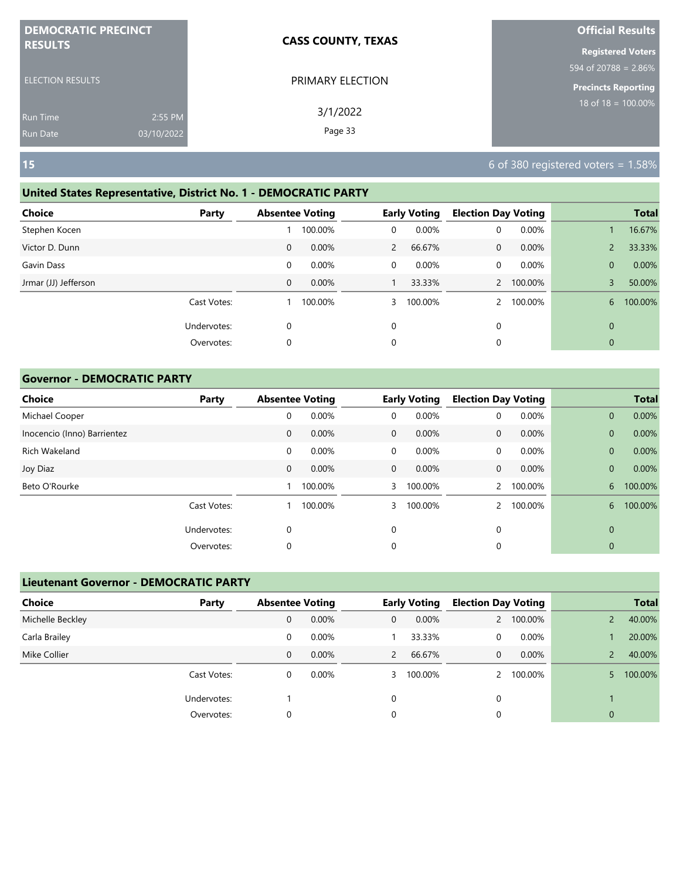**DEMOCRATIC PRECINCT RESULTS**

ELECTION RESULTS

Run Time 2:55 PM
Run Date 03/10/2022

**CASS COUNTY, TEXAS**

PRIMARY ELECTION

3/1/2022

**Official Results**

**Registered Voters**
594 of 20788 = 2.86%

**Precincts Reporting**
18 of 18 = 100.00%

## 15

6 of 380 registered voters = 1.58%

### United States Representative, District No. 1 - DEMOCRATIC PARTY

| Choice | Party | Absentee Voting | | Early Voting | | Election Day Voting | | Total | |
|---|---|---|---|---|---|---|---|---|---|
| Stephen Kocen | | 1 | 100.00% | 0 | 0.00% | 0 | 0.00% | 1 | 16.67% |
| Victor D. Dunn | | 0 | 0.00% | 2 | 66.67% | 0 | 0.00% | 2 | 33.33% |
| Gavin Dass | | 0 | 0.00% | 0 | 0.00% | 0 | 0.00% | 0 | 0.00% |
| Jrmar (JJ) Jefferson | | 0 | 0.00% | 1 | 33.33% | 2 | 100.00% | 3 | 50.00% |
| | Cast Votes: | 1 | 100.00% | 3 | 100.00% | 2 | 100.00% | 6 | 100.00% |
| | Undervotes: | 0 | | 0 | | 0 | | 0 | |
| | Overvotes: | 0 | | 0 | | 0 | | 0 | |

### Governor - DEMOCRATIC PARTY

| Choice | Party | Absentee Voting | | Early Voting | | Election Day Voting | | Total | |
|---|---|---|---|---|---|---|---|---|---|
| Michael Cooper | | 0 | 0.00% | 0 | 0.00% | 0 | 0.00% | 0 | 0.00% |
| Inocencio (Inno) Barrientez | | 0 | 0.00% | 0 | 0.00% | 0 | 0.00% | 0 | 0.00% |
| Rich Wakeland | | 0 | 0.00% | 0 | 0.00% | 0 | 0.00% | 0 | 0.00% |
| Joy Diaz | | 0 | 0.00% | 0 | 0.00% | 0 | 0.00% | 0 | 0.00% |
| Beto O'Rourke | | 1 | 100.00% | 3 | 100.00% | 2 | 100.00% | 6 | 100.00% |
| | Cast Votes: | 1 | 100.00% | 3 | 100.00% | 2 | 100.00% | 6 | 100.00% |
| | Undervotes: | 0 | | 0 | | 0 | | 0 | |
| | Overvotes: | 0 | | 0 | | 0 | | 0 | |

### Lieutenant Governor - DEMOCRATIC PARTY

| Choice | Party | Absentee Voting | | Early Voting | | Election Day Voting | | Total | |
|---|---|---|---|---|---|---|---|---|---|
| Michelle Beckley | | 0 | 0.00% | 0 | 0.00% | 2 | 100.00% | 2 | 40.00% |
| Carla Brailey | | 0 | 0.00% | 1 | 33.33% | 0 | 0.00% | 1 | 20.00% |
| Mike Collier | | 0 | 0.00% | 2 | 66.67% | 0 | 0.00% | 2 | 40.00% |
| | Cast Votes: | 0 | 0.00% | 3 | 100.00% | 2 | 100.00% | 5 | 100.00% |
| | Undervotes: | 1 | | 0 | | 0 | | 1 | |
| | Overvotes: | 0 | | 0 | | 0 | | 0 | |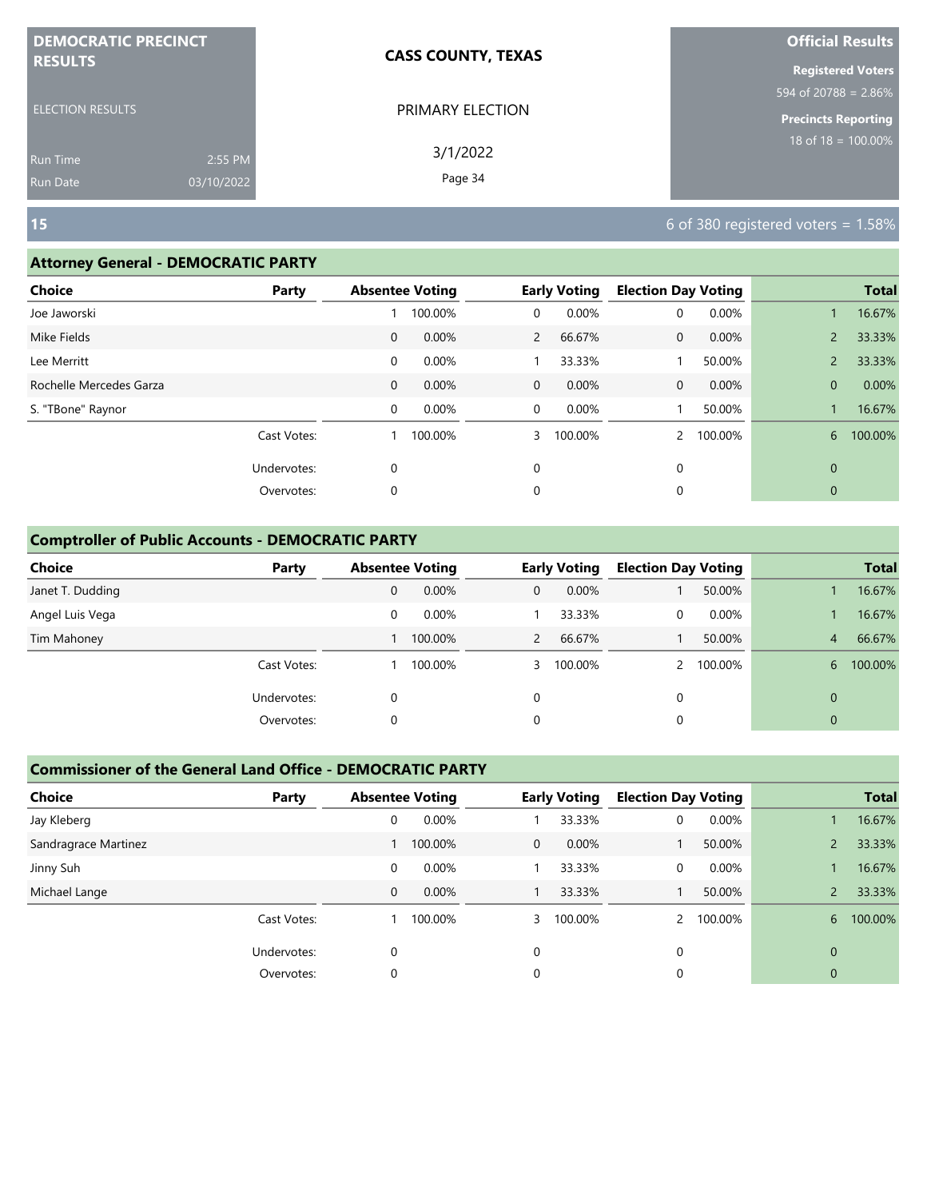DEMOCRATIC PRECINCT RESULTS

ELECTION RESULTS

Run Time 2:55 PM
Run Date 03/10/2022

**CASS COUNTY, TEXAS**

PRIMARY ELECTION

3/1/2022

**Official Results**

**Registered Voters**
594 of 20788 = 2.86%

**Precincts Reporting**
18 of 18 = 100.00%

## 15

6 of 380 registered voters = 1.58%

### Attorney General - DEMOCRATIC PARTY

| Choice | Party | Absentee Voting | | Early Voting | | Election Day Voting | | Total | |
|---|---|---|---|---|---|---|---|---|---|
| Joe Jaworski | | 1 | 100.00% | 0 | 0.00% | 0 | 0.00% | 1 | 16.67% |
| Mike Fields | | 0 | 0.00% | 2 | 66.67% | 0 | 0.00% | 2 | 33.33% |
| Lee Merritt | | 0 | 0.00% | 1 | 33.33% | 1 | 50.00% | 2 | 33.33% |
| Rochelle Mercedes Garza | | 0 | 0.00% | 0 | 0.00% | 0 | 0.00% | 0 | 0.00% |
| S. "TBone" Raynor | | 0 | 0.00% | 0 | 0.00% | 1 | 50.00% | 1 | 16.67% |
| | Cast Votes: | 1 | 100.00% | 3 | 100.00% | 2 | 100.00% | 6 | 100.00% |
| | Undervotes: | 0 | | 0 | | 0 | | 0 | |
| | Overvotes: | 0 | | 0 | | 0 | | 0 | |

### Comptroller of Public Accounts - DEMOCRATIC PARTY

| Choice | Party | Absentee Voting | | Early Voting | | Election Day Voting | | Total | |
|---|---|---|---|---|---|---|---|---|---|
| Janet T. Dudding | | 0 | 0.00% | 0 | 0.00% | 1 | 50.00% | 1 | 16.67% |
| Angel Luis Vega | | 0 | 0.00% | 1 | 33.33% | 0 | 0.00% | 1 | 16.67% |
| Tim Mahoney | | 1 | 100.00% | 2 | 66.67% | 1 | 50.00% | 4 | 66.67% |
| | Cast Votes: | 1 | 100.00% | 3 | 100.00% | 2 | 100.00% | 6 | 100.00% |
| | Undervotes: | 0 | | 0 | | 0 | | 0 | |
| | Overvotes: | 0 | | 0 | | 0 | | 0 | |

### Commissioner of the General Land Office - DEMOCRATIC PARTY

| Choice | Party | Absentee Voting | | Early Voting | | Election Day Voting | | Total | |
|---|---|---|---|---|---|---|---|---|---|
| Jay Kleberg | | 0 | 0.00% | 1 | 33.33% | 0 | 0.00% | 1 | 16.67% |
| Sandragrace Martinez | | 1 | 100.00% | 0 | 0.00% | 1 | 50.00% | 2 | 33.33% |
| Jinny Suh | | 0 | 0.00% | 1 | 33.33% | 0 | 0.00% | 1 | 16.67% |
| Michael Lange | | 0 | 0.00% | 1 | 33.33% | 1 | 50.00% | 2 | 33.33% |
| | Cast Votes: | 1 | 100.00% | 3 | 100.00% | 2 | 100.00% | 6 | 100.00% |
| | Undervotes: | 0 | | 0 | | 0 | | 0 | |
| | Overvotes: | 0 | | 0 | | 0 | | 0 | |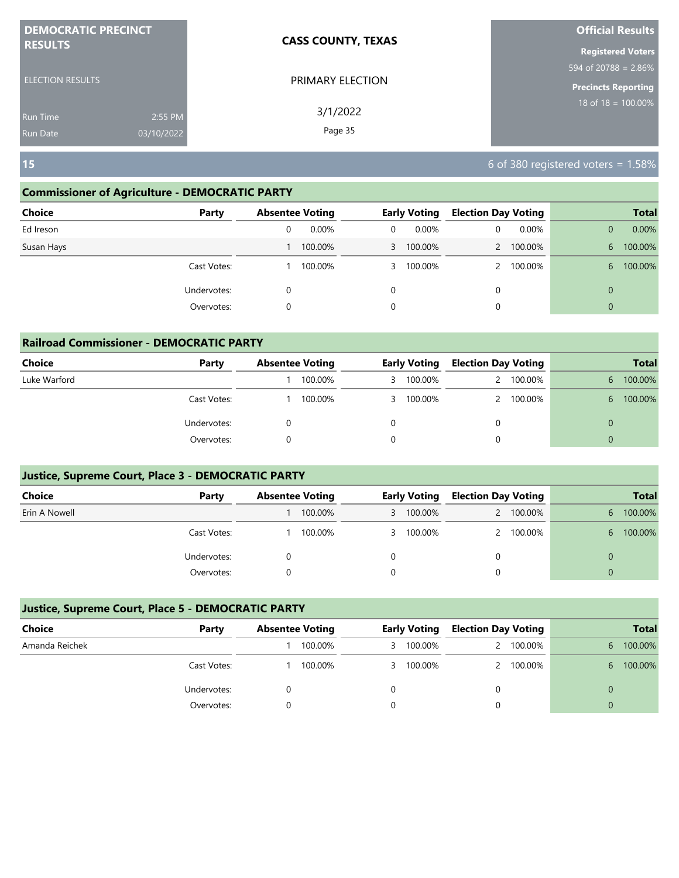| DEMOCRATIC PRECINCT RESULTS | CASS COUNTY, TEXAS | Official Results |
|---|---|---|
| ELECTION RESULTS | PRIMARY ELECTION | Registered Voters 594 of 20788 = 2.86% |
| Run Time 2:55 PM | 3/1/2022 | Precincts Reporting 18 of 18 = 100.00% |
| Run Date 03/10/2022 | | |

## 15

6 of 380 registered voters = 1.58%

### Commissioner of Agriculture - DEMOCRATIC PARTY

| Choice | Party | Absentee Voting | | Early Voting | | Election Day Voting | | Total | |
|---|---|---|---|---|---|---|---|---|---|
| Ed Ireson | | 0 | 0.00% | 0 | 0.00% | 0 | 0.00% | 0 | 0.00% |
| Susan Hays | | 1 | 100.00% | 3 | 100.00% | 2 | 100.00% | 6 | 100.00% |
| | Cast Votes: | 1 | 100.00% | 3 | 100.00% | 2 | 100.00% | 6 | 100.00% |
| | Undervotes: | 0 | | 0 | | 0 | | 0 | |
| | Overvotes: | 0 | | 0 | | 0 | | 0 | |

### Railroad Commissioner - DEMOCRATIC PARTY

| Choice | Party | Absentee Voting | | Early Voting | | Election Day Voting | | Total | |
|---|---|---|---|---|---|---|---|---|---|
| Luke Warford | | 1 | 100.00% | 3 | 100.00% | 2 | 100.00% | 6 | 100.00% |
| | Cast Votes: | 1 | 100.00% | 3 | 100.00% | 2 | 100.00% | 6 | 100.00% |
| | Undervotes: | 0 | | 0 | | 0 | | 0 | |
| | Overvotes: | 0 | | 0 | | 0 | | 0 | |

### Justice, Supreme Court, Place 3 - DEMOCRATIC PARTY

| Choice | Party | Absentee Voting | | Early Voting | | Election Day Voting | | Total | |
|---|---|---|---|---|---|---|---|---|---|
| Erin A Nowell | | 1 | 100.00% | 3 | 100.00% | 2 | 100.00% | 6 | 100.00% |
| | Cast Votes: | 1 | 100.00% | 3 | 100.00% | 2 | 100.00% | 6 | 100.00% |
| | Undervotes: | 0 | | 0 | | 0 | | 0 | |
| | Overvotes: | 0 | | 0 | | 0 | | 0 | |

### Justice, Supreme Court, Place 5 - DEMOCRATIC PARTY

| Choice | Party | Absentee Voting | | Early Voting | | Election Day Voting | | Total | |
|---|---|---|---|---|---|---|---|---|---|
| Amanda Reichek | | 1 | 100.00% | 3 | 100.00% | 2 | 100.00% | 6 | 100.00% |
| | Cast Votes: | 1 | 100.00% | 3 | 100.00% | 2 | 100.00% | 6 | 100.00% |
| | Undervotes: | 0 | | 0 | | 0 | | 0 | |
| | Overvotes: | 0 | | 0 | | 0 | | 0 | |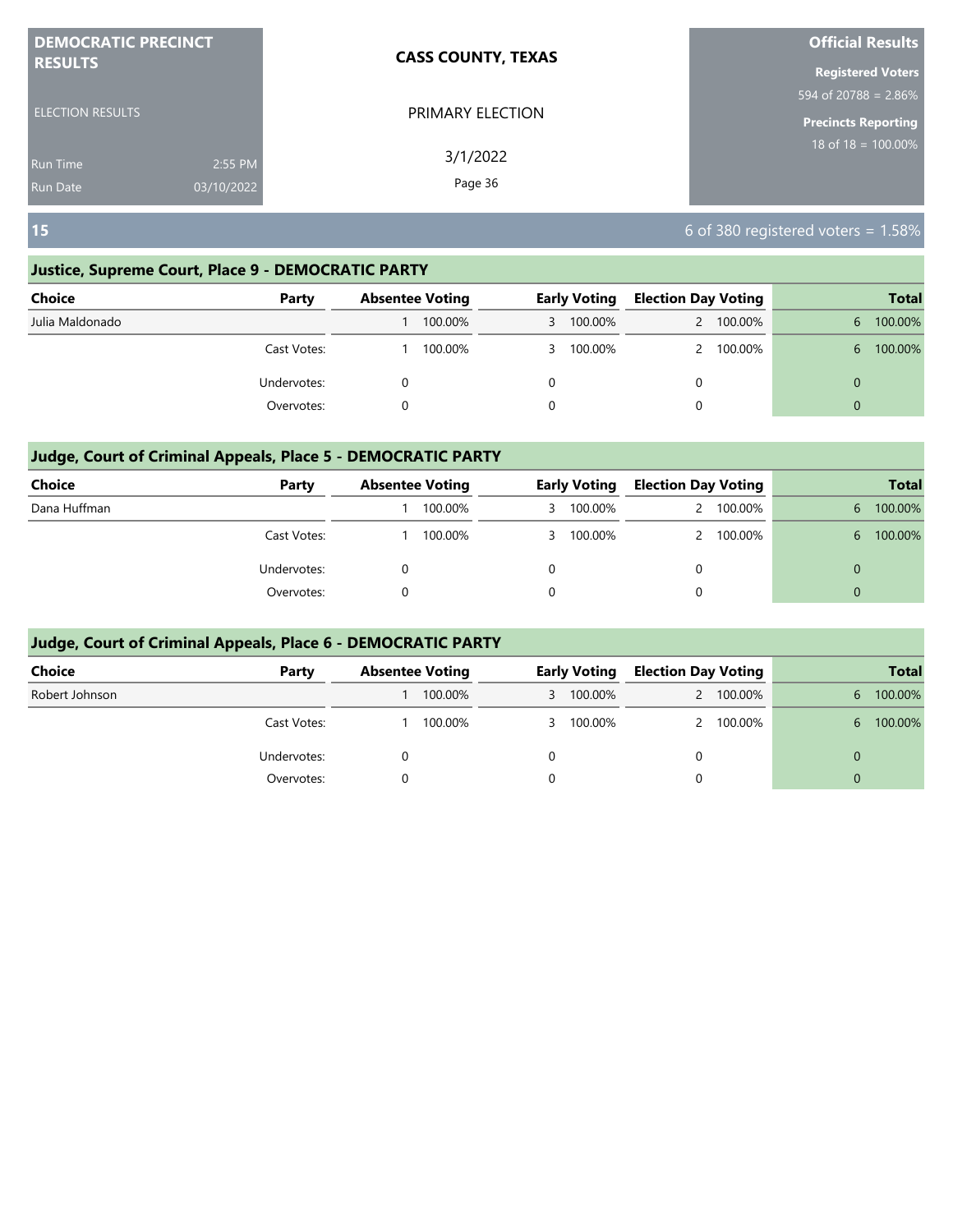**DEMOCRATIC PRECINCT RESULTS**

ELECTION RESULTS

Run Time 2:55 PM
Run Date 03/10/2022

**CASS COUNTY, TEXAS**

PRIMARY ELECTION

3/1/2022

**Official Results**

**Registered Voters**
594 of 20788 = 2.86%

**Precincts Reporting**
18 of 18 = 100.00%

## 15

6 of 380 registered voters = 1.58%

### Justice, Supreme Court, Place 9 - DEMOCRATIC PARTY

| Choice | Party | Absentee Voting | | Early Voting | | Election Day Voting | | Total | |
|---|---|---|---|---|---|---|---|---|---|
| Julia Maldonado | | 1 | 100.00% | 3 | 100.00% | 2 | 100.00% | 6 | 100.00% |
| | Cast Votes: | 1 | 100.00% | 3 | 100.00% | 2 | 100.00% | 6 | 100.00% |
| | Undervotes: | 0 | | 0 | | 0 | | 0 | |
| | Overvotes: | 0 | | 0 | | 0 | | 0 | |

### Judge, Court of Criminal Appeals, Place 5 - DEMOCRATIC PARTY

| Choice | Party | Absentee Voting | | Early Voting | | Election Day Voting | | Total | |
|---|---|---|---|---|---|---|---|---|---|
| Dana Huffman | | 1 | 100.00% | 3 | 100.00% | 2 | 100.00% | 6 | 100.00% |
| | Cast Votes: | 1 | 100.00% | 3 | 100.00% | 2 | 100.00% | 6 | 100.00% |
| | Undervotes: | 0 | | 0 | | 0 | | 0 | |
| | Overvotes: | 0 | | 0 | | 0 | | 0 | |

### Judge, Court of Criminal Appeals, Place 6 - DEMOCRATIC PARTY

| Choice | Party | Absentee Voting | | Early Voting | | Election Day Voting | | Total | |
|---|---|---|---|---|---|---|---|---|---|
| Robert Johnson | | 1 | 100.00% | 3 | 100.00% | 2 | 100.00% | 6 | 100.00% |
| | Cast Votes: | 1 | 100.00% | 3 | 100.00% | 2 | 100.00% | 6 | 100.00% |
| | Undervotes: | 0 | | 0 | | 0 | | 0 | |
| | Overvotes: | 0 | | 0 | | 0 | | 0 | |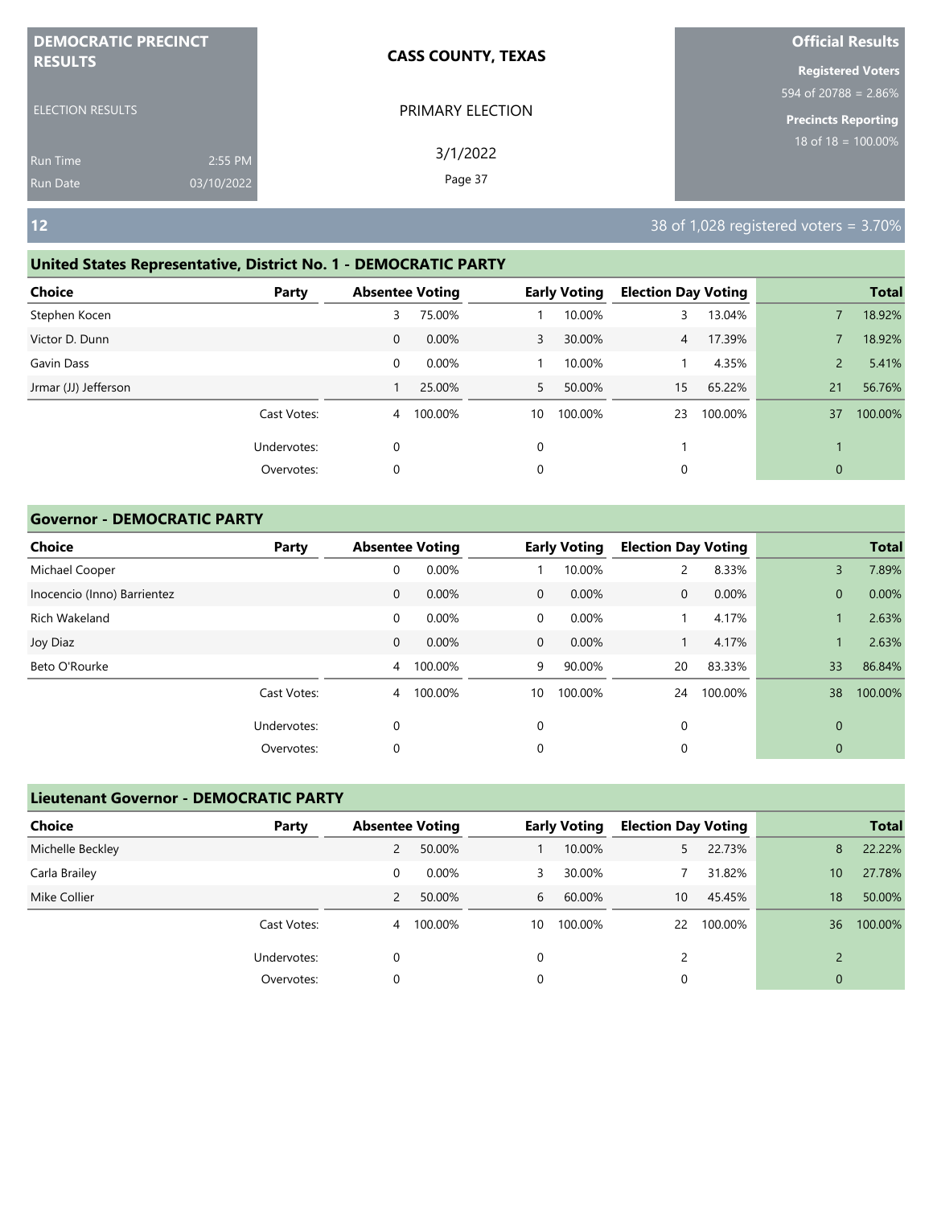DEMOCRATIC PRECINCT RESULTS

ELECTION RESULTS

Run Time 2:55 PM
Run Date 03/10/2022

**CASS COUNTY, TEXAS**

PRIMARY ELECTION

3/1/2022

**Official Results**

**Registered Voters**
594 of 20788 = 2.86%

**Precincts Reporting**
18 of 18 = 100.00%

## 12

38 of 1,028 registered voters = 3.70%

### United States Representative, District No. 1 - DEMOCRATIC PARTY

| Choice | Party | Absentee Voting | | Early Voting | | Election Day Voting | | Total | |
|---|---|---|---|---|---|---|---|---|---|
| Stephen Kocen | | 3 | 75.00% | 1 | 10.00% | 3 | 13.04% | 7 | 18.92% |
| Victor D. Dunn | | 0 | 0.00% | 3 | 30.00% | 4 | 17.39% | 7 | 18.92% |
| Gavin Dass | | 0 | 0.00% | 1 | 10.00% | 1 | 4.35% | 2 | 5.41% |
| Jrmar (JJ) Jefferson | | 1 | 25.00% | 5 | 50.00% | 15 | 65.22% | 21 | 56.76% |
| | Cast Votes: | 4 | 100.00% | 10 | 100.00% | 23 | 100.00% | 37 | 100.00% |
| | Undervotes: | 0 | | 0 | | 1 | | 1 | |
| | Overvotes: | 0 | | 0 | | 0 | | 0 | |

### Governor - DEMOCRATIC PARTY

| Choice | Party | Absentee Voting | | Early Voting | | Election Day Voting | | Total | |
|---|---|---|---|---|---|---|---|---|---|
| Michael Cooper | | 0 | 0.00% | 1 | 10.00% | 2 | 8.33% | 3 | 7.89% |
| Inocencio (Inno) Barrientez | | 0 | 0.00% | 0 | 0.00% | 0 | 0.00% | 0 | 0.00% |
| Rich Wakeland | | 0 | 0.00% | 0 | 0.00% | 1 | 4.17% | 1 | 2.63% |
| Joy Diaz | | 0 | 0.00% | 0 | 0.00% | 1 | 4.17% | 1 | 2.63% |
| Beto O'Rourke | | 4 | 100.00% | 9 | 90.00% | 20 | 83.33% | 33 | 86.84% |
| | Cast Votes: | 4 | 100.00% | 10 | 100.00% | 24 | 100.00% | 38 | 100.00% |
| | Undervotes: | 0 | | 0 | | 0 | | 0 | |
| | Overvotes: | 0 | | 0 | | 0 | | 0 | |

### Lieutenant Governor - DEMOCRATIC PARTY

| Choice | Party | Absentee Voting | | Early Voting | | Election Day Voting | | Total | |
|---|---|---|---|---|---|---|---|---|---|
| Michelle Beckley | | 2 | 50.00% | 1 | 10.00% | 5 | 22.73% | 8 | 22.22% |
| Carla Brailey | | 0 | 0.00% | 3 | 30.00% | 7 | 31.82% | 10 | 27.78% |
| Mike Collier | | 2 | 50.00% | 6 | 60.00% | 10 | 45.45% | 18 | 50.00% |
| | Cast Votes: | 4 | 100.00% | 10 | 100.00% | 22 | 100.00% | 36 | 100.00% |
| | Undervotes: | 0 | | 0 | | 2 | | 2 | |
| | Overvotes: | 0 | | 0 | | 0 | | 0 | |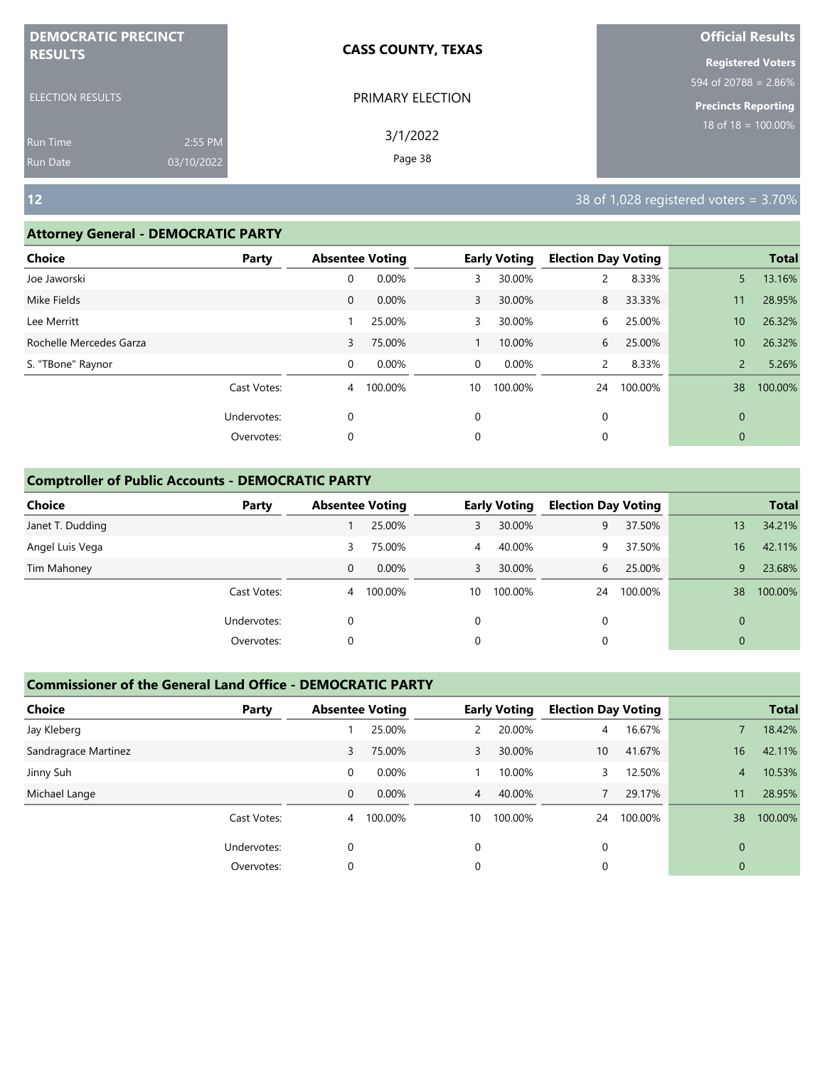**DEMOCRATIC PRECINCT RESULTS**

ELECTION RESULTS

Run Time 2:55 PM
Run Date 03/10/2022

**CASS COUNTY, TEXAS**

PRIMARY ELECTION

3/1/2022

**Official Results**

**Registered Voters**
594 of 20788 = 2.86%

**Precincts Reporting**
18 of 18 = 100.00%

## 12

38 of 1,028 registered voters = 3.70%

### Attorney General - DEMOCRATIC PARTY

| Choice | Party | Absentee Voting | | Early Voting | | Election Day Voting | | Total | |
|---|---|---|---|---|---|---|---|---|---|
| Joe Jaworski | | 0 | 0.00% | 3 | 30.00% | 2 | 8.33% | 5 | 13.16% |
| Mike Fields | | 0 | 0.00% | 3 | 30.00% | 8 | 33.33% | 11 | 28.95% |
| Lee Merritt | | 1 | 25.00% | 3 | 30.00% | 6 | 25.00% | 10 | 26.32% |
| Rochelle Mercedes Garza | | 3 | 75.00% | 1 | 10.00% | 6 | 25.00% | 10 | 26.32% |
| S. "TBone" Raynor | | 0 | 0.00% | 0 | 0.00% | 2 | 8.33% | 2 | 5.26% |
| | Cast Votes: | 4 | 100.00% | 10 | 100.00% | 24 | 100.00% | 38 | 100.00% |
| | Undervotes: | 0 | | 0 | | 0 | | 0 | |
| | Overvotes: | 0 | | 0 | | 0 | | 0 | |

### Comptroller of Public Accounts - DEMOCRATIC PARTY

| Choice | Party | Absentee Voting | | Early Voting | | Election Day Voting | | Total | |
|---|---|---|---|---|---|---|---|---|---|
| Janet T. Dudding | | 1 | 25.00% | 3 | 30.00% | 9 | 37.50% | 13 | 34.21% |
| Angel Luis Vega | | 3 | 75.00% | 4 | 40.00% | 9 | 37.50% | 16 | 42.11% |
| Tim Mahoney | | 0 | 0.00% | 3 | 30.00% | 6 | 25.00% | 9 | 23.68% |
| | Cast Votes: | 4 | 100.00% | 10 | 100.00% | 24 | 100.00% | 38 | 100.00% |
| | Undervotes: | 0 | | 0 | | 0 | | 0 | |
| | Overvotes: | 0 | | 0 | | 0 | | 0 | |

### Commissioner of the General Land Office - DEMOCRATIC PARTY

| Choice | Party | Absentee Voting | | Early Voting | | Election Day Voting | | Total | |
|---|---|---|---|---|---|---|---|---|---|
| Jay Kleberg | | 1 | 25.00% | 2 | 20.00% | 4 | 16.67% | 7 | 18.42% |
| Sandragrace Martinez | | 3 | 75.00% | 3 | 30.00% | 10 | 41.67% | 16 | 42.11% |
| Jinny Suh | | 0 | 0.00% | 1 | 10.00% | 3 | 12.50% | 4 | 10.53% |
| Michael Lange | | 0 | 0.00% | 4 | 40.00% | 7 | 29.17% | 11 | 28.95% |
| | Cast Votes: | 4 | 100.00% | 10 | 100.00% | 24 | 100.00% | 38 | 100.00% |
| | Undervotes: | 0 | | 0 | | 0 | | 0 | |
| | Overvotes: | 0 | | 0 | | 0 | | 0 | |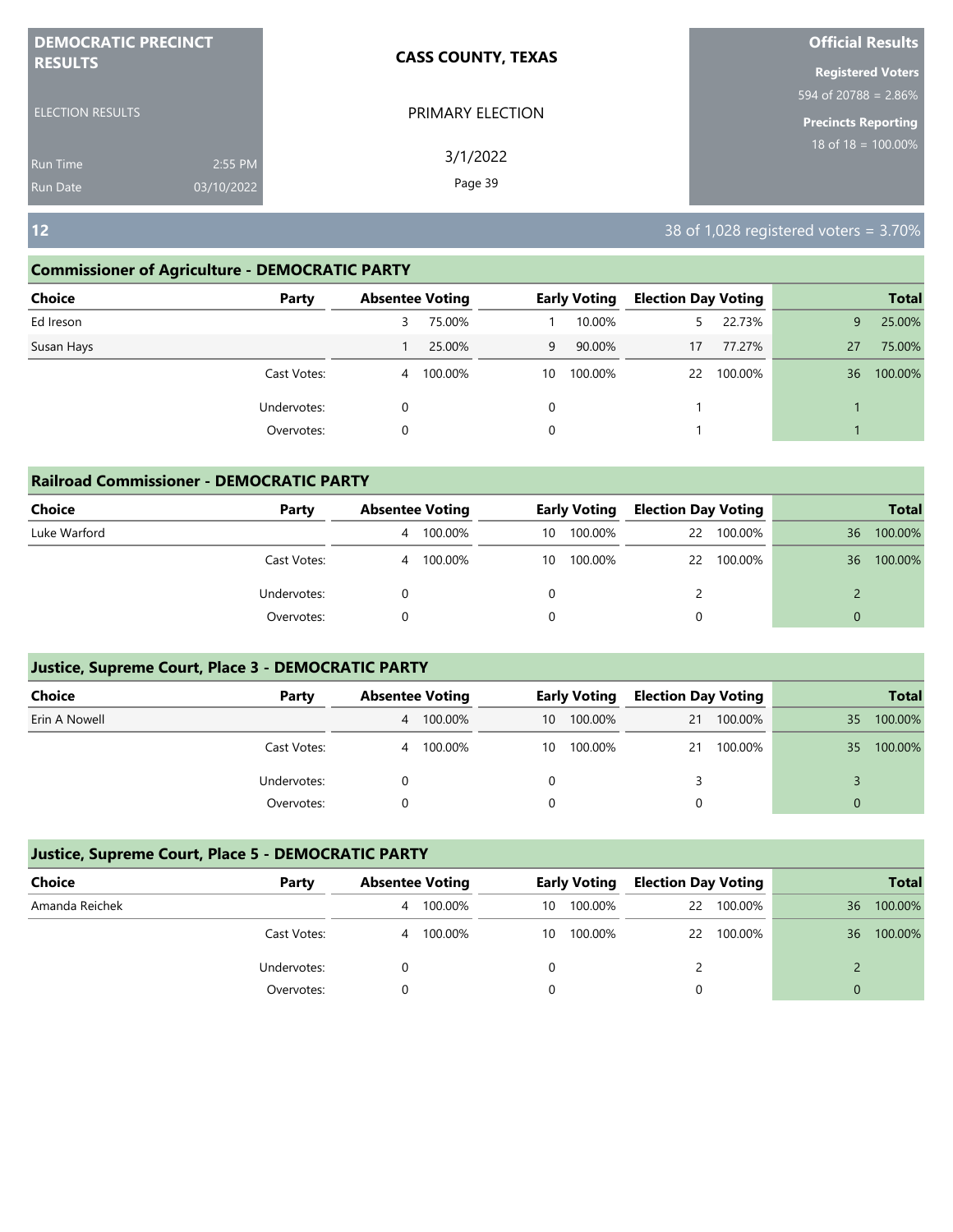# DEMOCRATIC PRECINCT RESULTS

ELECTION RESULTS

Run Time 2:55 PM
Run Date 03/10/2022

**CASS COUNTY, TEXAS**

PRIMARY ELECTION

3/1/2022

**Official Results**

**Registered Voters**
594 of 20788 = 2.86%

**Precincts Reporting**
18 of 18 = 100.00%

## 12

38 of 1,028 registered voters = 3.70%

### Commissioner of Agriculture - DEMOCRATIC PARTY

| Choice | Party | Absentee Voting | | Early Voting | | Election Day Voting | | Total | |
|---|---|---|---|---|---|---|---|---|---|
| Ed Ireson | | 3 | 75.00% | 1 | 10.00% | 5 | 22.73% | 9 | 25.00% |
| Susan Hays | | 1 | 25.00% | 9 | 90.00% | 17 | 77.27% | 27 | 75.00% |
| | Cast Votes: | 4 | 100.00% | 10 | 100.00% | 22 | 100.00% | 36 | 100.00% |
| | Undervotes: | 0 | | 0 | | 1 | | 1 | |
| | Overvotes: | 0 | | 0 | | 1 | | 1 | |

### Railroad Commissioner - DEMOCRATIC PARTY

| Choice | Party | Absentee Voting | | Early Voting | | Election Day Voting | | Total | |
|---|---|---|---|---|---|---|---|---|---|
| Luke Warford | | 4 | 100.00% | 10 | 100.00% | 22 | 100.00% | 36 | 100.00% |
| | Cast Votes: | 4 | 100.00% | 10 | 100.00% | 22 | 100.00% | 36 | 100.00% |
| | Undervotes: | 0 | | 0 | | 2 | | 2 | |
| | Overvotes: | 0 | | 0 | | 0 | | 0 | |

### Justice, Supreme Court, Place 3 - DEMOCRATIC PARTY

| Choice | Party | Absentee Voting | | Early Voting | | Election Day Voting | | Total | |
|---|---|---|---|---|---|---|---|---|---|
| Erin A Nowell | | 4 | 100.00% | 10 | 100.00% | 21 | 100.00% | 35 | 100.00% |
| | Cast Votes: | 4 | 100.00% | 10 | 100.00% | 21 | 100.00% | 35 | 100.00% |
| | Undervotes: | 0 | | 0 | | 3 | | 3 | |
| | Overvotes: | 0 | | 0 | | 0 | | 0 | |

### Justice, Supreme Court, Place 5 - DEMOCRATIC PARTY

| Choice | Party | Absentee Voting | | Early Voting | | Election Day Voting | | Total | |
|---|---|---|---|---|---|---|---|---|---|
| Amanda Reichek | | 4 | 100.00% | 10 | 100.00% | 22 | 100.00% | 36 | 100.00% |
| | Cast Votes: | 4 | 100.00% | 10 | 100.00% | 22 | 100.00% | 36 | 100.00% |
| | Undervotes: | 0 | | 0 | | 2 | | 2 | |
| | Overvotes: | 0 | | 0 | | 0 | | 0 | |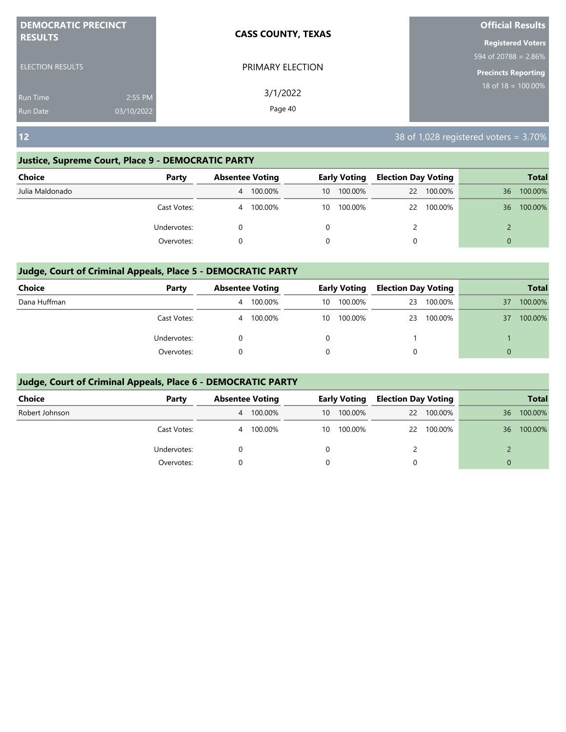**DEMOCRATIC PRECINCT RESULTS**

ELECTION RESULTS

Run Time 2:55 PM
Run Date 03/10/2022

**CASS COUNTY, TEXAS**

PRIMARY ELECTION

3/1/2022

**Official Results**

**Registered Voters**
594 of 20788 = 2.86%

**Precincts Reporting**
18 of 18 = 100.00%

## 12

38 of 1,028 registered voters = 3.70%

### Justice, Supreme Court, Place 9 - DEMOCRATIC PARTY

| Choice | Party | Absentee Voting | | Early Voting | | Election Day Voting | | Total | |
|---|---|---|---|---|---|---|---|---|---|
| Julia Maldonado | | 4 | 100.00% | 10 | 100.00% | 22 | 100.00% | 36 | 100.00% |
| | Cast Votes: | 4 | 100.00% | 10 | 100.00% | 22 | 100.00% | 36 | 100.00% |
| | Undervotes: | 0 | | 0 | | 2 | | 2 | |
| | Overvotes: | 0 | | 0 | | 0 | | 0 | |

### Judge, Court of Criminal Appeals, Place 5 - DEMOCRATIC PARTY

| Choice | Party | Absentee Voting | | Early Voting | | Election Day Voting | | Total | |
|---|---|---|---|---|---|---|---|---|---|
| Dana Huffman | | 4 | 100.00% | 10 | 100.00% | 23 | 100.00% | 37 | 100.00% |
| | Cast Votes: | 4 | 100.00% | 10 | 100.00% | 23 | 100.00% | 37 | 100.00% |
| | Undervotes: | 0 | | 0 | | 1 | | 1 | |
| | Overvotes: | 0 | | 0 | | 0 | | 0 | |

### Judge, Court of Criminal Appeals, Place 6 - DEMOCRATIC PARTY

| Choice | Party | Absentee Voting | | Early Voting | | Election Day Voting | | Total | |
|---|---|---|---|---|---|---|---|---|---|
| Robert Johnson | | 4 | 100.00% | 10 | 100.00% | 22 | 100.00% | 36 | 100.00% |
| | Cast Votes: | 4 | 100.00% | 10 | 100.00% | 22 | 100.00% | 36 | 100.00% |
| | Undervotes: | 0 | | 0 | | 2 | | 2 | |
| | Overvotes: | 0 | | 0 | | 0 | | 0 | |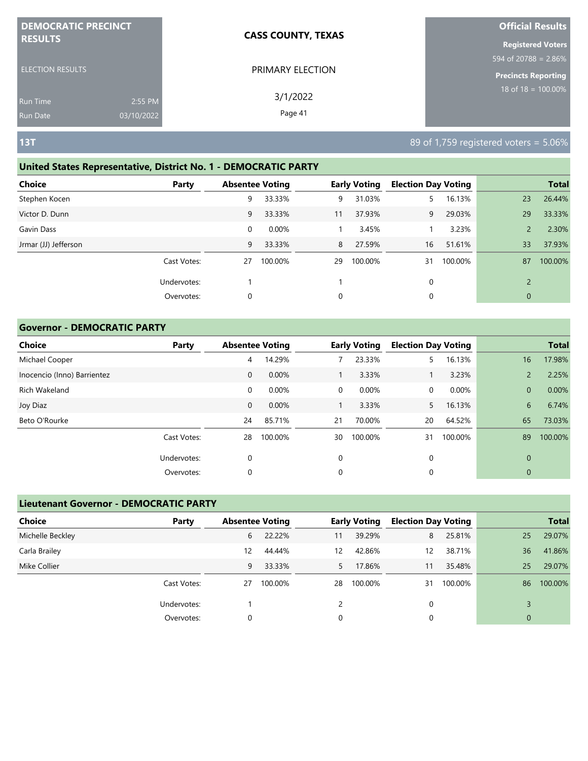**DEMOCRATIC PRECINCT RESULTS**

ELECTION RESULTS

Run Time 2:55 PM
Run Date 03/10/2022

**CASS COUNTY, TEXAS**

PRIMARY ELECTION

3/1/2022

**Official Results**

**Registered Voters**
594 of 20788 = 2.86%

**Precincts Reporting**
18 of 18 = 100.00%

## 13T

89 of 1,759 registered voters = 5.06%

### United States Representative, District No. 1 - DEMOCRATIC PARTY

| Choice | Party | Absentee Voting | | Early Voting | | Election Day Voting | | Total | |
|---|---|---|---|---|---|---|---|---|---|
| Stephen Kocen | | 9 | 33.33% | 9 | 31.03% | 5 | 16.13% | 23 | 26.44% |
| Victor D. Dunn | | 9 | 33.33% | 11 | 37.93% | 9 | 29.03% | 29 | 33.33% |
| Gavin Dass | | 0 | 0.00% | 1 | 3.45% | 1 | 3.23% | 2 | 2.30% |
| Jrmar (JJ) Jefferson | | 9 | 33.33% | 8 | 27.59% | 16 | 51.61% | 33 | 37.93% |
| | Cast Votes: | 27 | 100.00% | 29 | 100.00% | 31 | 100.00% | 87 | 100.00% |
| | Undervotes: | 1 | | 1 | | 0 | | 2 | |
| | Overvotes: | 0 | | 0 | | 0 | | 0 | |

### Governor - DEMOCRATIC PARTY

| Choice | Party | Absentee Voting | | Early Voting | | Election Day Voting | | Total | |
|---|---|---|---|---|---|---|---|---|---|
| Michael Cooper | | 4 | 14.29% | 7 | 23.33% | 5 | 16.13% | 16 | 17.98% |
| Inocencio (Inno) Barrientez | | 0 | 0.00% | 1 | 3.33% | 1 | 3.23% | 2 | 2.25% |
| Rich Wakeland | | 0 | 0.00% | 0 | 0.00% | 0 | 0.00% | 0 | 0.00% |
| Joy Diaz | | 0 | 0.00% | 1 | 3.33% | 5 | 16.13% | 6 | 6.74% |
| Beto O'Rourke | | 24 | 85.71% | 21 | 70.00% | 20 | 64.52% | 65 | 73.03% |
| | Cast Votes: | 28 | 100.00% | 30 | 100.00% | 31 | 100.00% | 89 | 100.00% |
| | Undervotes: | 0 | | 0 | | 0 | | 0 | |
| | Overvotes: | 0 | | 0 | | 0 | | 0 | |

### Lieutenant Governor - DEMOCRATIC PARTY

| Choice | Party | Absentee Voting | | Early Voting | | Election Day Voting | | Total | |
|---|---|---|---|---|---|---|---|---|---|
| Michelle Beckley | | 6 | 22.22% | 11 | 39.29% | 8 | 25.81% | 25 | 29.07% |
| Carla Brailey | | 12 | 44.44% | 12 | 42.86% | 12 | 38.71% | 36 | 41.86% |
| Mike Collier | | 9 | 33.33% | 5 | 17.86% | 11 | 35.48% | 25 | 29.07% |
| | Cast Votes: | 27 | 100.00% | 28 | 100.00% | 31 | 100.00% | 86 | 100.00% |
| | Undervotes: | 1 | | 2 | | 0 | | 3 | |
| | Overvotes: | 0 | | 0 | | 0 | | 0 | |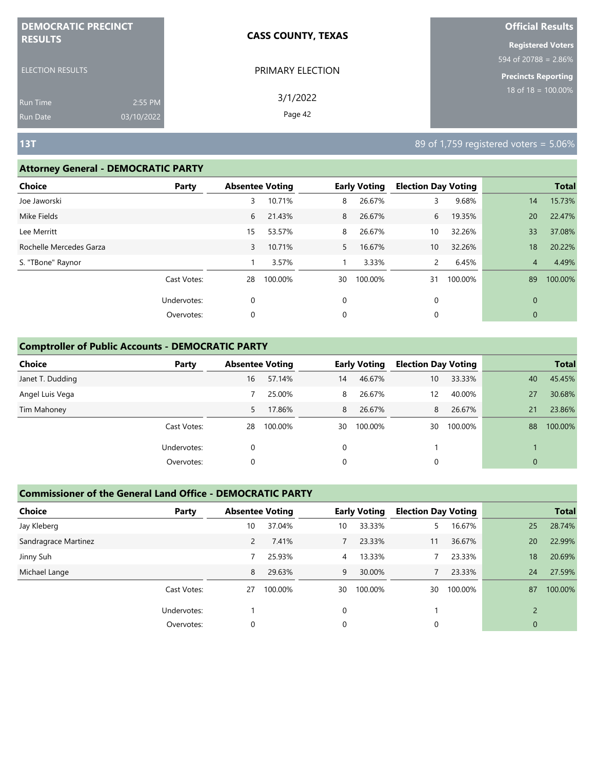DEMOCRATIC PRECINCT RESULTS

ELECTION RESULTS

Run Time 2:55 PM
Run Date 03/10/2022

**CASS COUNTY, TEXAS**

PRIMARY ELECTION

3/1/2022

**Official Results**

**Registered Voters**
594 of 20788 = 2.86%

**Precincts Reporting**
18 of 18 = 100.00%

## 13T

89 of 1,759 registered voters = 5.06%

### Attorney General - DEMOCRATIC PARTY

| Choice | Party | Absentee Voting | | Early Voting | | Election Day Voting | | Total | |
|---|---|---|---|---|---|---|---|---|---|
| Joe Jaworski | | 3 | 10.71% | 8 | 26.67% | 3 | 9.68% | 14 | 15.73% |
| Mike Fields | | 6 | 21.43% | 8 | 26.67% | 6 | 19.35% | 20 | 22.47% |
| Lee Merritt | | 15 | 53.57% | 8 | 26.67% | 10 | 32.26% | 33 | 37.08% |
| Rochelle Mercedes Garza | | 3 | 10.71% | 5 | 16.67% | 10 | 32.26% | 18 | 20.22% |
| S. "TBone" Raynor | | 1 | 3.57% | 1 | 3.33% | 2 | 6.45% | 4 | 4.49% |
| | Cast Votes: | 28 | 100.00% | 30 | 100.00% | 31 | 100.00% | 89 | 100.00% |
| | Undervotes: | 0 | | 0 | | 0 | | 0 | |
| | Overvotes: | 0 | | 0 | | 0 | | 0 | |

### Comptroller of Public Accounts - DEMOCRATIC PARTY

| Choice | Party | Absentee Voting | | Early Voting | | Election Day Voting | | Total | |
|---|---|---|---|---|---|---|---|---|---|
| Janet T. Dudding | | 16 | 57.14% | 14 | 46.67% | 10 | 33.33% | 40 | 45.45% |
| Angel Luis Vega | | 7 | 25.00% | 8 | 26.67% | 12 | 40.00% | 27 | 30.68% |
| Tim Mahoney | | 5 | 17.86% | 8 | 26.67% | 8 | 26.67% | 21 | 23.86% |
| | Cast Votes: | 28 | 100.00% | 30 | 100.00% | 30 | 100.00% | 88 | 100.00% |
| | Undervotes: | 0 | | 0 | | 1 | | 1 | |
| | Overvotes: | 0 | | 0 | | 0 | | 0 | |

### Commissioner of the General Land Office - DEMOCRATIC PARTY

| Choice | Party | Absentee Voting | | Early Voting | | Election Day Voting | | Total | |
|---|---|---|---|---|---|---|---|---|---|
| Jay Kleberg | | 10 | 37.04% | 10 | 33.33% | 5 | 16.67% | 25 | 28.74% |
| Sandragrace Martinez | | 2 | 7.41% | 7 | 23.33% | 11 | 36.67% | 20 | 22.99% |
| Jinny Suh | | 7 | 25.93% | 4 | 13.33% | 7 | 23.33% | 18 | 20.69% |
| Michael Lange | | 8 | 29.63% | 9 | 30.00% | 7 | 23.33% | 24 | 27.59% |
| | Cast Votes: | 27 | 100.00% | 30 | 100.00% | 30 | 100.00% | 87 | 100.00% |
| | Undervotes: | 1 | | 0 | | 1 | | 2 | |
| | Overvotes: | 0 | | 0 | | 0 | | 0 | |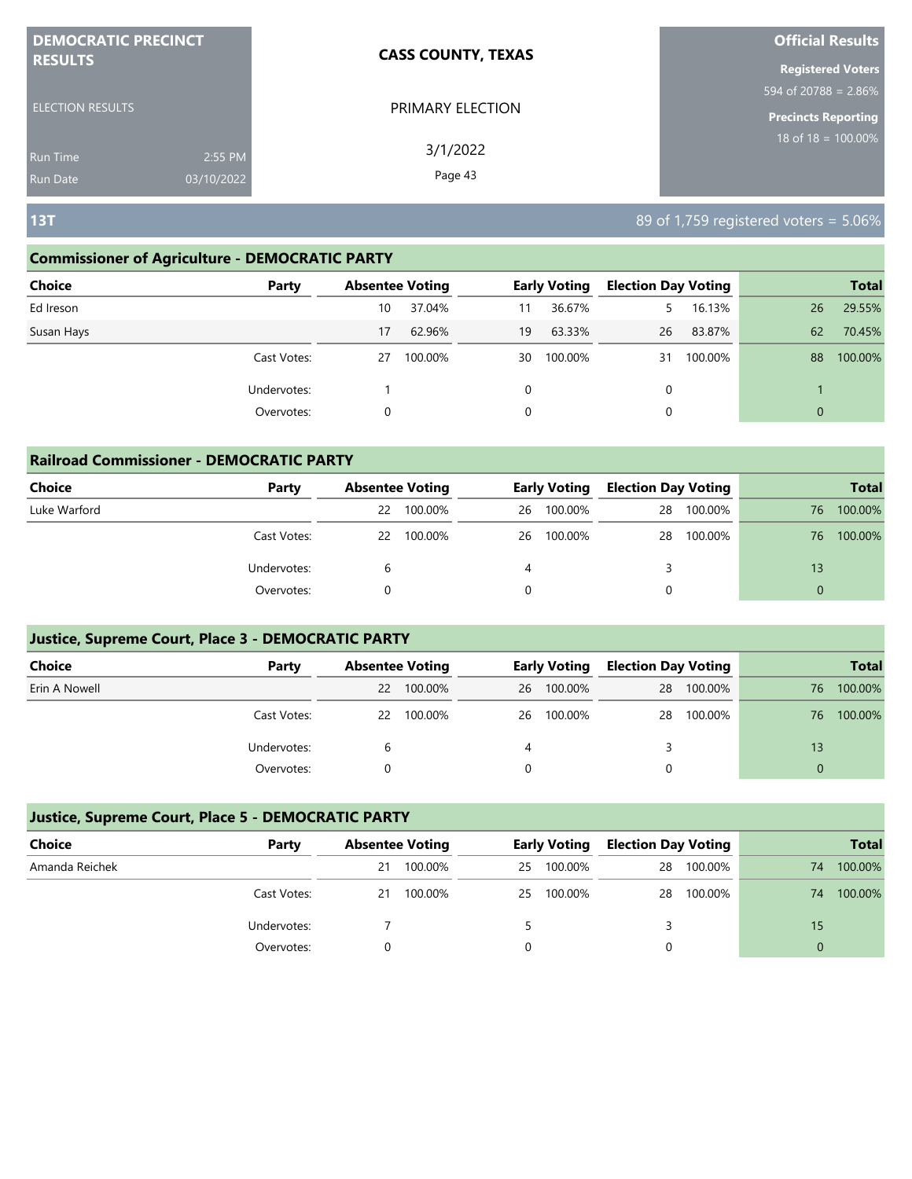DEMOCRATIC PRECINCT RESULTS

ELECTION RESULTS

Run Time 2:55 PM
Run Date 03/10/2022

**CASS COUNTY, TEXAS**

PRIMARY ELECTION

3/1/2022

**Official Results**

**Registered Voters**
594 of 20788 = 2.86%

**Precincts Reporting**
18 of 18 = 100.00%

## 13T

89 of 1,759 registered voters = 5.06%

### Commissioner of Agriculture - DEMOCRATIC PARTY

| Choice | Party | Absentee Voting | | Early Voting | | Election Day Voting | | Total | |
|---|---|---|---|---|---|---|---|---|---|
| Ed Ireson | | 10 | 37.04% | 11 | 36.67% | 5 | 16.13% | 26 | 29.55% |
| Susan Hays | | 17 | 62.96% | 19 | 63.33% | 26 | 83.87% | 62 | 70.45% |
| | Cast Votes: | 27 | 100.00% | 30 | 100.00% | 31 | 100.00% | 88 | 100.00% |
| | Undervotes: | 1 | | 0 | | 0 | | 1 | |
| | Overvotes: | 0 | | 0 | | 0 | | 0 | |

### Railroad Commissioner - DEMOCRATIC PARTY

| Choice | Party | Absentee Voting | | Early Voting | | Election Day Voting | | Total | |
|---|---|---|---|---|---|---|---|---|---|
| Luke Warford | | 22 | 100.00% | 26 | 100.00% | 28 | 100.00% | 76 | 100.00% |
| | Cast Votes: | 22 | 100.00% | 26 | 100.00% | 28 | 100.00% | 76 | 100.00% |
| | Undervotes: | 6 | | 4 | | 3 | | 13 | |
| | Overvotes: | 0 | | 0 | | 0 | | 0 | |

### Justice, Supreme Court, Place 3 - DEMOCRATIC PARTY

| Choice | Party | Absentee Voting | | Early Voting | | Election Day Voting | | Total | |
|---|---|---|---|---|---|---|---|---|---|
| Erin A Nowell | | 22 | 100.00% | 26 | 100.00% | 28 | 100.00% | 76 | 100.00% |
| | Cast Votes: | 22 | 100.00% | 26 | 100.00% | 28 | 100.00% | 76 | 100.00% |
| | Undervotes: | 6 | | 4 | | 3 | | 13 | |
| | Overvotes: | 0 | | 0 | | 0 | | 0 | |

### Justice, Supreme Court, Place 5 - DEMOCRATIC PARTY

| Choice | Party | Absentee Voting | | Early Voting | | Election Day Voting | | Total | |
|---|---|---|---|---|---|---|---|---|---|
| Amanda Reichek | | 21 | 100.00% | 25 | 100.00% | 28 | 100.00% | 74 | 100.00% |
| | Cast Votes: | 21 | 100.00% | 25 | 100.00% | 28 | 100.00% | 74 | 100.00% |
| | Undervotes: | 7 | | 5 | | 3 | | 15 | |
| | Overvotes: | 0 | | 0 | | 0 | | 0 | |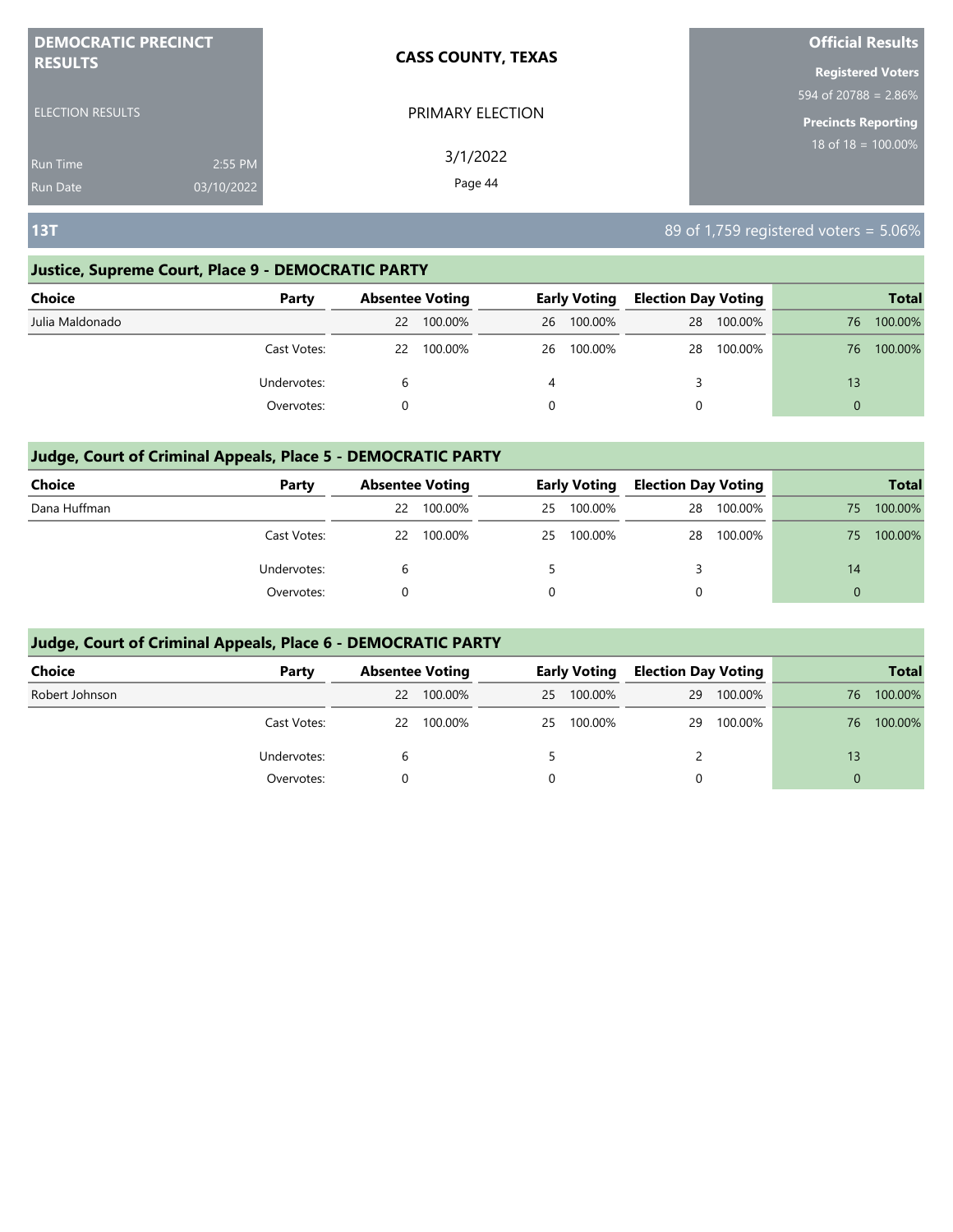**DEMOCRATIC PRECINCT RESULTS**

ELECTION RESULTS

Run Time 2:55 PM
Run Date 03/10/2022

**CASS COUNTY, TEXAS**

PRIMARY ELECTION

3/1/2022

**Official Results**

**Registered Voters**
594 of 20788 = 2.86%

**Precincts Reporting**
18 of 18 = 100.00%

## 13T

89 of 1,759 registered voters = 5.06%

### Justice, Supreme Court, Place 9 - DEMOCRATIC PARTY

| Choice | Party | Absentee Voting | | Early Voting | | Election Day Voting | | Total | |
|---|---|---|---|---|---|---|---|---|---|
| Julia Maldonado | | 22 | 100.00% | 26 | 100.00% | 28 | 100.00% | 76 | 100.00% |
| | Cast Votes: | 22 | 100.00% | 26 | 100.00% | 28 | 100.00% | 76 | 100.00% |
| | Undervotes: | 6 | | 4 | | 3 | | 13 | |
| | Overvotes: | 0 | | 0 | | 0 | | 0 | |

### Judge, Court of Criminal Appeals, Place 5 - DEMOCRATIC PARTY

| Choice | Party | Absentee Voting | | Early Voting | | Election Day Voting | | Total | |
|---|---|---|---|---|---|---|---|---|---|
| Dana Huffman | | 22 | 100.00% | 25 | 100.00% | 28 | 100.00% | 75 | 100.00% |
| | Cast Votes: | 22 | 100.00% | 25 | 100.00% | 28 | 100.00% | 75 | 100.00% |
| | Undervotes: | 6 | | 5 | | 3 | | 14 | |
| | Overvotes: | 0 | | 0 | | 0 | | 0 | |

### Judge, Court of Criminal Appeals, Place 6 - DEMOCRATIC PARTY

| Choice | Party | Absentee Voting | | Early Voting | | Election Day Voting | | Total | |
|---|---|---|---|---|---|---|---|---|---|
| Robert Johnson | | 22 | 100.00% | 25 | 100.00% | 29 | 100.00% | 76 | 100.00% |
| | Cast Votes: | 22 | 100.00% | 25 | 100.00% | 29 | 100.00% | 76 | 100.00% |
| | Undervotes: | 6 | | 5 | | 2 | | 13 | |
| | Overvotes: | 0 | | 0 | | 0 | | 0 | |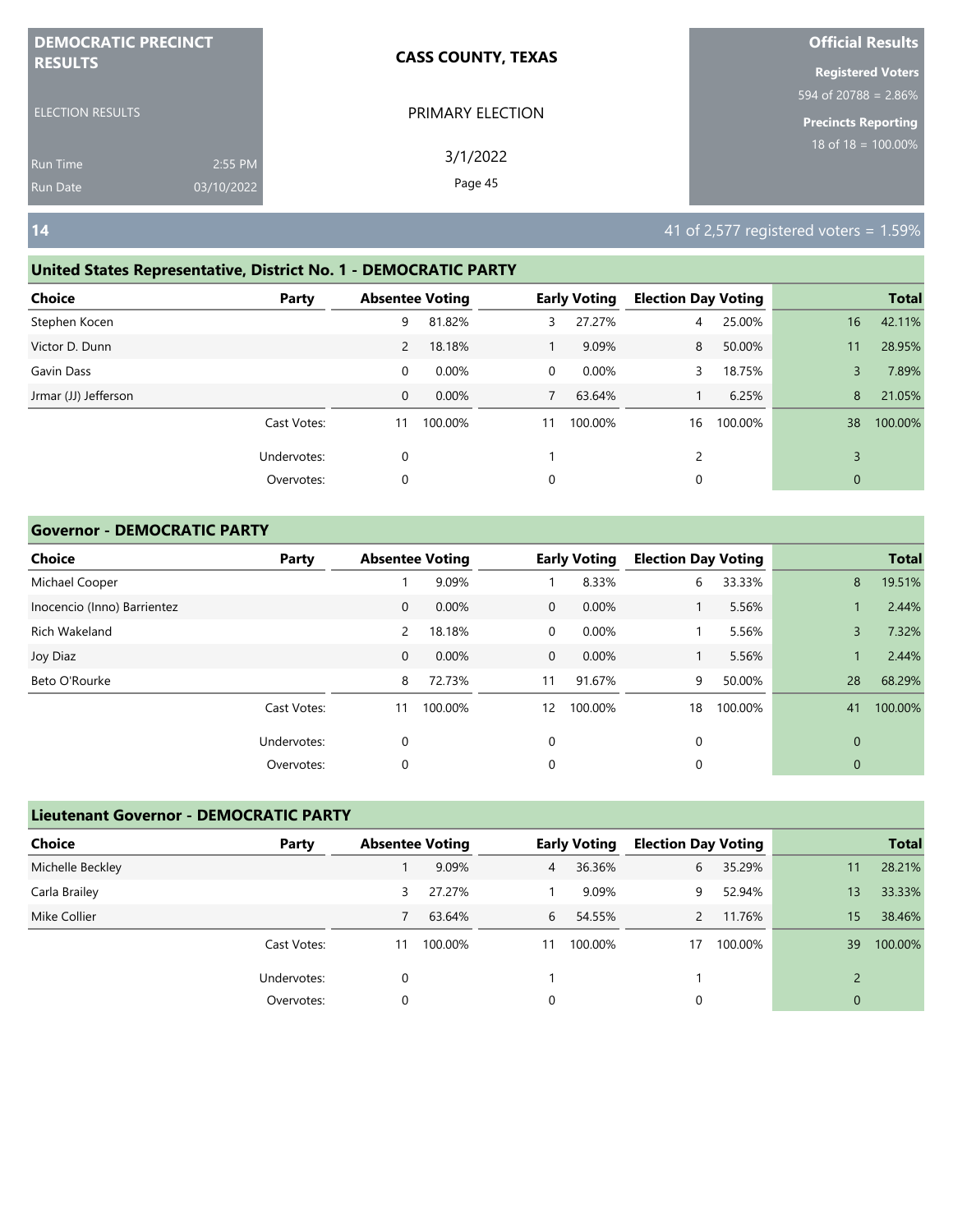**DEMOCRATIC PRECINCT RESULTS**

ELECTION RESULTS

Run Time 2:55 PM
Run Date 03/10/2022

**CASS COUNTY, TEXAS**

PRIMARY ELECTION

3/1/2022

**Official Results**

**Registered Voters**
594 of 20788 = 2.86%

**Precincts Reporting**
18 of 18 = 100.00%

## 14

41 of 2,577 registered voters = 1.59%

### United States Representative, District No. 1 - DEMOCRATIC PARTY

| Choice | Party | Absentee Voting | | Early Voting | | Election Day Voting | | Total | |
|---|---|---|---|---|---|---|---|---|---|
| Stephen Kocen | | 9 | 81.82% | 3 | 27.27% | 4 | 25.00% | 16 | 42.11% |
| Victor D. Dunn | | 2 | 18.18% | 1 | 9.09% | 8 | 50.00% | 11 | 28.95% |
| Gavin Dass | | 0 | 0.00% | 0 | 0.00% | 3 | 18.75% | 3 | 7.89% |
| Jrmar (JJ) Jefferson | | 0 | 0.00% | 7 | 63.64% | 1 | 6.25% | 8 | 21.05% |
| | Cast Votes: | 11 | 100.00% | 11 | 100.00% | 16 | 100.00% | 38 | 100.00% |
| | Undervotes: | 0 | | 1 | | 2 | | 3 | |
| | Overvotes: | 0 | | 0 | | 0 | | 0 | |

### Governor - DEMOCRATIC PARTY

| Choice | Party | Absentee Voting | | Early Voting | | Election Day Voting | | Total | |
|---|---|---|---|---|---|---|---|---|---|
| Michael Cooper | | 1 | 9.09% | 1 | 8.33% | 6 | 33.33% | 8 | 19.51% |
| Inocencio (Inno) Barrientez | | 0 | 0.00% | 0 | 0.00% | 1 | 5.56% | 1 | 2.44% |
| Rich Wakeland | | 2 | 18.18% | 0 | 0.00% | 1 | 5.56% | 3 | 7.32% |
| Joy Diaz | | 0 | 0.00% | 0 | 0.00% | 1 | 5.56% | 1 | 2.44% |
| Beto O'Rourke | | 8 | 72.73% | 11 | 91.67% | 9 | 50.00% | 28 | 68.29% |
| | Cast Votes: | 11 | 100.00% | 12 | 100.00% | 18 | 100.00% | 41 | 100.00% |
| | Undervotes: | 0 | | 0 | | 0 | | 0 | |
| | Overvotes: | 0 | | 0 | | 0 | | 0 | |

### Lieutenant Governor - DEMOCRATIC PARTY

| Choice | Party | Absentee Voting | | Early Voting | | Election Day Voting | | Total | |
|---|---|---|---|---|---|---|---|---|---|
| Michelle Beckley | | 1 | 9.09% | 4 | 36.36% | 6 | 35.29% | 11 | 28.21% |
| Carla Brailey | | 3 | 27.27% | 1 | 9.09% | 9 | 52.94% | 13 | 33.33% |
| Mike Collier | | 7 | 63.64% | 6 | 54.55% | 2 | 11.76% | 15 | 38.46% |
| | Cast Votes: | 11 | 100.00% | 11 | 100.00% | 17 | 100.00% | 39 | 100.00% |
| | Undervotes: | 0 | | 1 | | 1 | | 2 | |
| | Overvotes: | 0 | | 0 | | 0 | | 0 | |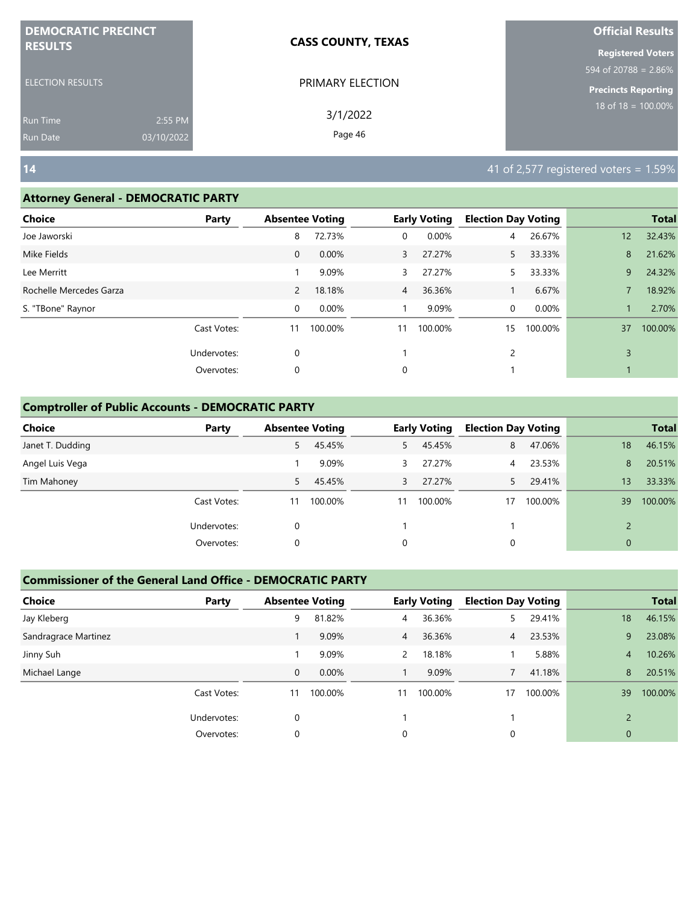**DEMOCRATIC PRECINCT RESULTS**

ELECTION RESULTS

Run Time 2:55 PM
Run Date 03/10/2022

**CASS COUNTY, TEXAS**

PRIMARY ELECTION

3/1/2022

**Official Results**

**Registered Voters**
594 of 20788 = 2.86%

**Precincts Reporting**
18 of 18 = 100.00%

## 14

41 of 2,577 registered voters = 1.59%

### Attorney General - DEMOCRATIC PARTY

| Choice | Party | Absentee Voting | | Early Voting | | Election Day Voting | | Total | |
|---|---|---|---|---|---|---|---|---|---|
| Joe Jaworski | | 8 | 72.73% | 0 | 0.00% | 4 | 26.67% | 12 | 32.43% |
| Mike Fields | | 0 | 0.00% | 3 | 27.27% | 5 | 33.33% | 8 | 21.62% |
| Lee Merritt | | 1 | 9.09% | 3 | 27.27% | 5 | 33.33% | 9 | 24.32% |
| Rochelle Mercedes Garza | | 2 | 18.18% | 4 | 36.36% | 1 | 6.67% | 7 | 18.92% |
| S. "TBone" Raynor | | 0 | 0.00% | 1 | 9.09% | 0 | 0.00% | 1 | 2.70% |
| | Cast Votes: | 11 | 100.00% | 11 | 100.00% | 15 | 100.00% | 37 | 100.00% |
| | Undervotes: | 0 | | 1 | | 2 | | 3 | |
| | Overvotes: | 0 | | 0 | | 1 | | 1 | |

### Comptroller of Public Accounts - DEMOCRATIC PARTY

| Choice | Party | Absentee Voting | | Early Voting | | Election Day Voting | | Total | |
|---|---|---|---|---|---|---|---|---|---|
| Janet T. Dudding | | 5 | 45.45% | 5 | 45.45% | 8 | 47.06% | 18 | 46.15% |
| Angel Luis Vega | | 1 | 9.09% | 3 | 27.27% | 4 | 23.53% | 8 | 20.51% |
| Tim Mahoney | | 5 | 45.45% | 3 | 27.27% | 5 | 29.41% | 13 | 33.33% |
| | Cast Votes: | 11 | 100.00% | 11 | 100.00% | 17 | 100.00% | 39 | 100.00% |
| | Undervotes: | 0 | | 1 | | 1 | | 2 | |
| | Overvotes: | 0 | | 0 | | 0 | | 0 | |

### Commissioner of the General Land Office - DEMOCRATIC PARTY

| Choice | Party | Absentee Voting | | Early Voting | | Election Day Voting | | Total | |
|---|---|---|---|---|---|---|---|---|---|
| Jay Kleberg | | 9 | 81.82% | 4 | 36.36% | 5 | 29.41% | 18 | 46.15% |
| Sandragrace Martinez | | 1 | 9.09% | 4 | 36.36% | 4 | 23.53% | 9 | 23.08% |
| Jinny Suh | | 1 | 9.09% | 2 | 18.18% | 1 | 5.88% | 4 | 10.26% |
| Michael Lange | | 0 | 0.00% | 1 | 9.09% | 7 | 41.18% | 8 | 20.51% |
| | Cast Votes: | 11 | 100.00% | 11 | 100.00% | 17 | 100.00% | 39 | 100.00% |
| | Undervotes: | 0 | | 1 | | 1 | | 2 | |
| | Overvotes: | 0 | | 0 | | 0 | | 0 | |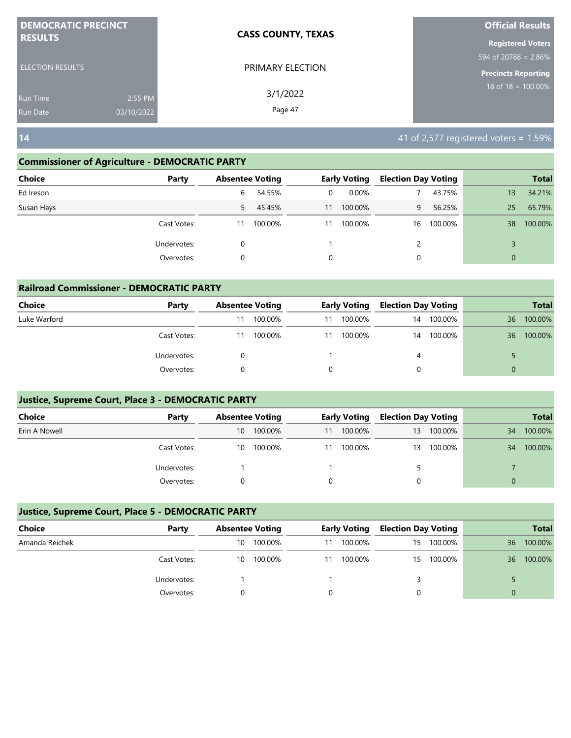**DEMOCRATIC PRECINCT RESULTS**

ELECTION RESULTS

Run Time 2:55 PM
Run Date 03/10/2022

**CASS COUNTY, TEXAS**

PRIMARY ELECTION

3/1/2022

**Official Results**

**Registered Voters**
594 of 20788 = 2.86%

**Precincts Reporting**
18 of 18 = 100.00%

## 14

41 of 2,577 registered voters = 1.59%

### Commissioner of Agriculture - DEMOCRATIC PARTY

| Choice | Party | Absentee Voting | | Early Voting | | Election Day Voting | | Total | |
|---|---|---|---|---|---|---|---|---|---|
| Ed Ireson | | 6 | 54.55% | 0 | 0.00% | 7 | 43.75% | 13 | 34.21% |
| Susan Hays | | 5 | 45.45% | 11 | 100.00% | 9 | 56.25% | 25 | 65.79% |
| | Cast Votes: | 11 | 100.00% | 11 | 100.00% | 16 | 100.00% | 38 | 100.00% |
| | Undervotes: | 0 | | 1 | | 2 | | 3 | |
| | Overvotes: | 0 | | 0 | | 0 | | 0 | |

### Railroad Commissioner - DEMOCRATIC PARTY

| Choice | Party | Absentee Voting | | Early Voting | | Election Day Voting | | Total | |
|---|---|---|---|---|---|---|---|---|---|
| Luke Warford | | 11 | 100.00% | 11 | 100.00% | 14 | 100.00% | 36 | 100.00% |
| | Cast Votes: | 11 | 100.00% | 11 | 100.00% | 14 | 100.00% | 36 | 100.00% |
| | Undervotes: | 0 | | 1 | | 4 | | 5 | |
| | Overvotes: | 0 | | 0 | | 0 | | 0 | |

### Justice, Supreme Court, Place 3 - DEMOCRATIC PARTY

| Choice | Party | Absentee Voting | | Early Voting | | Election Day Voting | | Total | |
|---|---|---|---|---|---|---|---|---|---|
| Erin A Nowell | | 10 | 100.00% | 11 | 100.00% | 13 | 100.00% | 34 | 100.00% |
| | Cast Votes: | 10 | 100.00% | 11 | 100.00% | 13 | 100.00% | 34 | 100.00% |
| | Undervotes: | 1 | | 1 | | 5 | | 7 | |
| | Overvotes: | 0 | | 0 | | 0 | | 0 | |

### Justice, Supreme Court, Place 5 - DEMOCRATIC PARTY

| Choice | Party | Absentee Voting | | Early Voting | | Election Day Voting | | Total | |
|---|---|---|---|---|---|---|---|---|---|
| Amanda Reichek | | 10 | 100.00% | 11 | 100.00% | 15 | 100.00% | 36 | 100.00% |
| | Cast Votes: | 10 | 100.00% | 11 | 100.00% | 15 | 100.00% | 36 | 100.00% |
| | Undervotes: | 1 | | 1 | | 3 | | 5 | |
| | Overvotes: | 0 | | 0 | | 0 | | 0 | |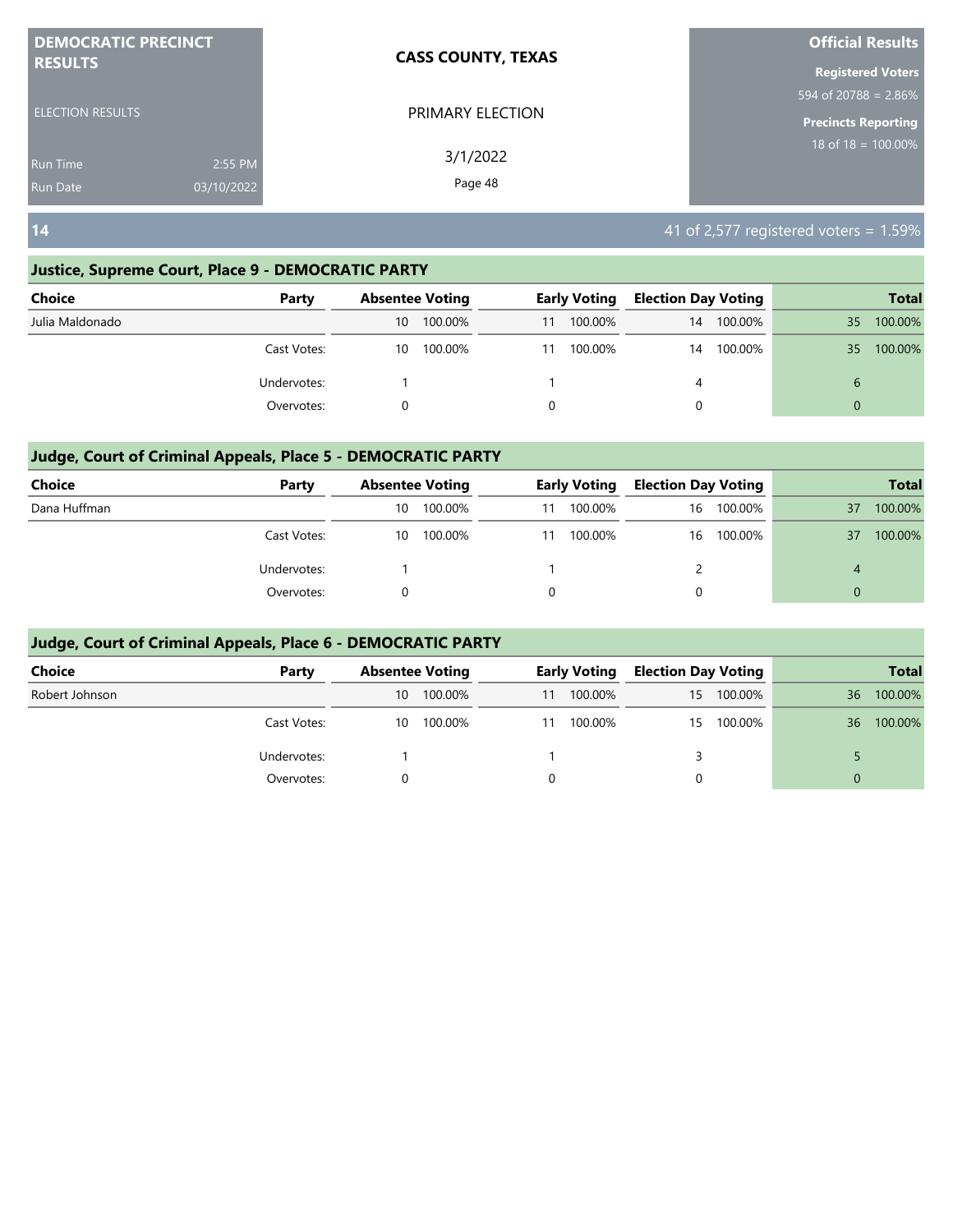**DEMOCRATIC PRECINCT RESULTS**

ELECTION RESULTS

Run Time 2:55 PM
Run Date 03/10/2022

**CASS COUNTY, TEXAS**

PRIMARY ELECTION

3/1/2022

**Official Results**

**Registered Voters**
594 of 20788 = 2.86%

**Precincts Reporting**
18 of 18 = 100.00%

## 14

41 of 2,577 registered voters = 1.59%

### Justice, Supreme Court, Place 9 - DEMOCRATIC PARTY

| Choice | Party | Absentee Voting | | Early Voting | | Election Day Voting | | Total | |
|---|---|---|---|---|---|---|---|---|---|
| Julia Maldonado | | 10 | 100.00% | 11 | 100.00% | 14 | 100.00% | 35 | 100.00% |
| | Cast Votes: | 10 | 100.00% | 11 | 100.00% | 14 | 100.00% | 35 | 100.00% |
| | Undervotes: | 1 | | 1 | | 4 | | 6 | |
| | Overvotes: | 0 | | 0 | | 0 | | 0 | |

### Judge, Court of Criminal Appeals, Place 5 - DEMOCRATIC PARTY

| Choice | Party | Absentee Voting | | Early Voting | | Election Day Voting | | Total | |
|---|---|---|---|---|---|---|---|---|---|
| Dana Huffman | | 10 | 100.00% | 11 | 100.00% | 16 | 100.00% | 37 | 100.00% |
| | Cast Votes: | 10 | 100.00% | 11 | 100.00% | 16 | 100.00% | 37 | 100.00% |
| | Undervotes: | 1 | | 1 | | 2 | | 4 | |
| | Overvotes: | 0 | | 0 | | 0 | | 0 | |

### Judge, Court of Criminal Appeals, Place 6 - DEMOCRATIC PARTY

| Choice | Party | Absentee Voting | | Early Voting | | Election Day Voting | | Total | |
|---|---|---|---|---|---|---|---|---|---|
| Robert Johnson | | 10 | 100.00% | 11 | 100.00% | 15 | 100.00% | 36 | 100.00% |
| | Cast Votes: | 10 | 100.00% | 11 | 100.00% | 15 | 100.00% | 36 | 100.00% |
| | Undervotes: | 1 | | 1 | | 3 | | 5 | |
| | Overvotes: | 0 | | 0 | | 0 | | 0 | |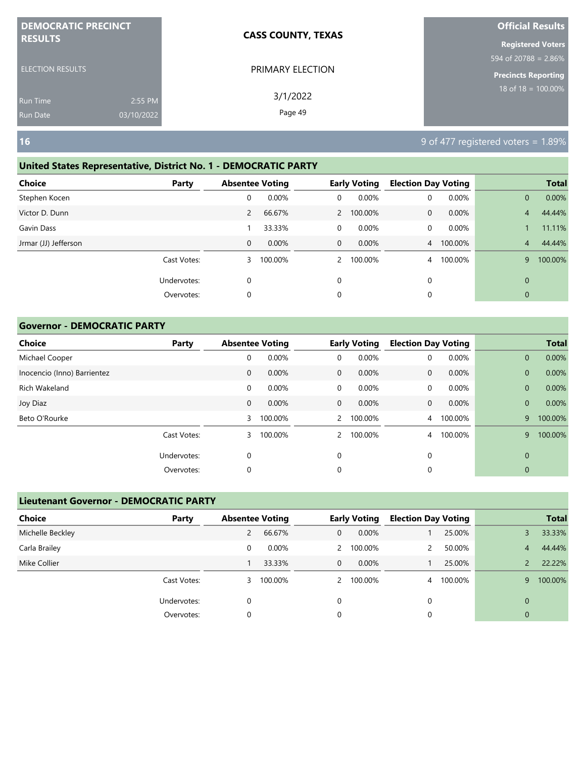**DEMOCRATIC PRECINCT RESULTS**

ELECTION RESULTS

Run Time 2:55 PM
Run Date 03/10/2022

**CASS COUNTY, TEXAS**

PRIMARY ELECTION

3/1/2022

**Official Results**

**Registered Voters**
594 of 20788 = 2.86%

**Precincts Reporting**
18 of 18 = 100.00%

## 16

9 of 477 registered voters = 1.89%

### United States Representative, District No. 1 - DEMOCRATIC PARTY

| Choice | Party | Absentee Voting | | Early Voting | | Election Day Voting | | Total | |
|---|---|---|---|---|---|---|---|---|---|
| Stephen Kocen | | 0 | 0.00% | 0 | 0.00% | 0 | 0.00% | 0 | 0.00% |
| Victor D. Dunn | | 2 | 66.67% | 2 | 100.00% | 0 | 0.00% | 4 | 44.44% |
| Gavin Dass | | 1 | 33.33% | 0 | 0.00% | 0 | 0.00% | 1 | 11.11% |
| Jrmar (JJ) Jefferson | | 0 | 0.00% | 0 | 0.00% | 4 | 100.00% | 4 | 44.44% |
| | Cast Votes: | 3 | 100.00% | 2 | 100.00% | 4 | 100.00% | 9 | 100.00% |
| | Undervotes: | 0 | | 0 | | 0 | | 0 | |
| | Overvotes: | 0 | | 0 | | 0 | | 0 | |

### Governor - DEMOCRATIC PARTY

| Choice | Party | Absentee Voting | | Early Voting | | Election Day Voting | | Total | |
|---|---|---|---|---|---|---|---|---|---|
| Michael Cooper | | 0 | 0.00% | 0 | 0.00% | 0 | 0.00% | 0 | 0.00% |
| Inocencio (Inno) Barrientez | | 0 | 0.00% | 0 | 0.00% | 0 | 0.00% | 0 | 0.00% |
| Rich Wakeland | | 0 | 0.00% | 0 | 0.00% | 0 | 0.00% | 0 | 0.00% |
| Joy Diaz | | 0 | 0.00% | 0 | 0.00% | 0 | 0.00% | 0 | 0.00% |
| Beto O'Rourke | | 3 | 100.00% | 2 | 100.00% | 4 | 100.00% | 9 | 100.00% |
| | Cast Votes: | 3 | 100.00% | 2 | 100.00% | 4 | 100.00% | 9 | 100.00% |
| | Undervotes: | 0 | | 0 | | 0 | | 0 | |
| | Overvotes: | 0 | | 0 | | 0 | | 0 | |

### Lieutenant Governor - DEMOCRATIC PARTY

| Choice | Party | Absentee Voting | | Early Voting | | Election Day Voting | | Total | |
|---|---|---|---|---|---|---|---|---|---|
| Michelle Beckley | | 2 | 66.67% | 0 | 0.00% | 1 | 25.00% | 3 | 33.33% |
| Carla Brailey | | 0 | 0.00% | 2 | 100.00% | 2 | 50.00% | 4 | 44.44% |
| Mike Collier | | 1 | 33.33% | 0 | 0.00% | 1 | 25.00% | 2 | 22.22% |
| | Cast Votes: | 3 | 100.00% | 2 | 100.00% | 4 | 100.00% | 9 | 100.00% |
| | Undervotes: | 0 | | 0 | | 0 | | 0 | |
| | Overvotes: | 0 | | 0 | | 0 | | 0 | |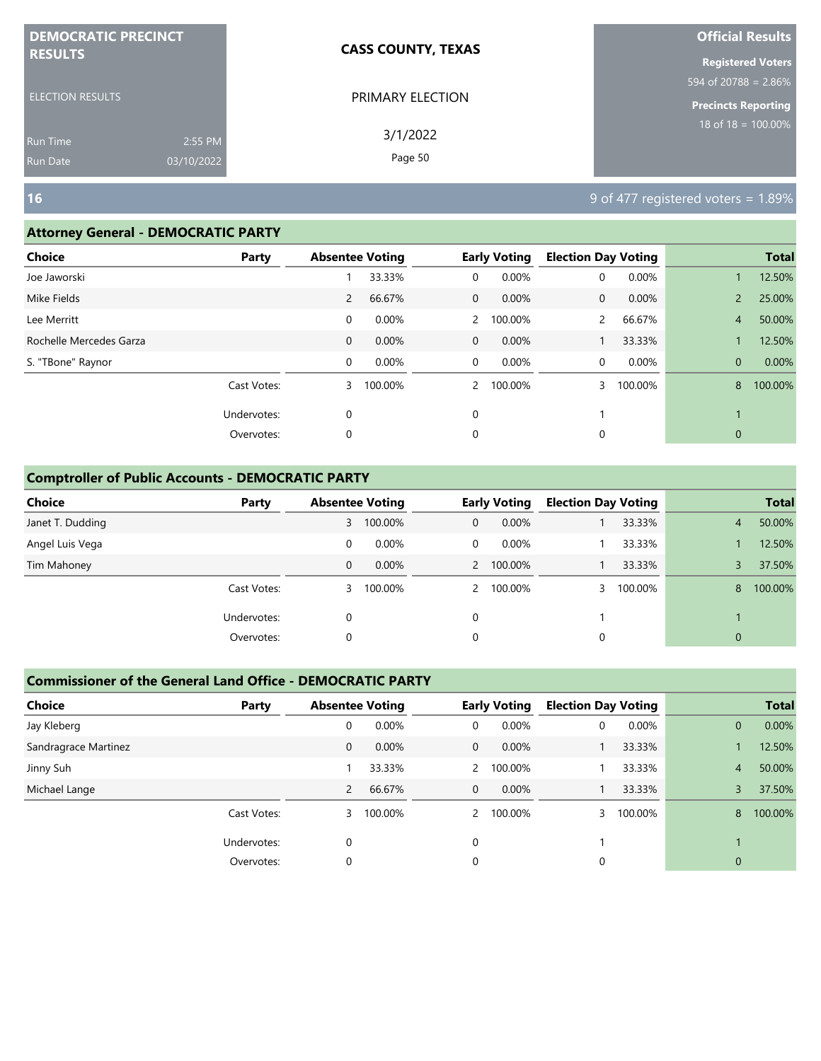**DEMOCRATIC PRECINCT RESULTS**

ELECTION RESULTS

Run Time 2:55 PM
Run Date 03/10/2022

**CASS COUNTY, TEXAS**

PRIMARY ELECTION

3/1/2022

**Official Results**

**Registered Voters**
594 of 20788 = 2.86%

**Precincts Reporting**
18 of 18 = 100.00%

## 16

9 of 477 registered voters = 1.89%

### Attorney General - DEMOCRATIC PARTY

| Choice | Party | Absentee Voting | | Early Voting | | Election Day Voting | | Total | |
|---|---|---|---|---|---|---|---|---|---|
| Joe Jaworski | | 1 | 33.33% | 0 | 0.00% | 0 | 0.00% | 1 | 12.50% |
| Mike Fields | | 2 | 66.67% | 0 | 0.00% | 0 | 0.00% | 2 | 25.00% |
| Lee Merritt | | 0 | 0.00% | 2 | 100.00% | 2 | 66.67% | 4 | 50.00% |
| Rochelle Mercedes Garza | | 0 | 0.00% | 0 | 0.00% | 1 | 33.33% | 1 | 12.50% |
| S. "TBone" Raynor | | 0 | 0.00% | 0 | 0.00% | 0 | 0.00% | 0 | 0.00% |
| | Cast Votes: | 3 | 100.00% | 2 | 100.00% | 3 | 100.00% | 8 | 100.00% |
| | Undervotes: | 0 | | 0 | | 1 | | 1 | |
| | Overvotes: | 0 | | 0 | | 0 | | 0 | |

### Comptroller of Public Accounts - DEMOCRATIC PARTY

| Choice | Party | Absentee Voting | | Early Voting | | Election Day Voting | | Total | |
|---|---|---|---|---|---|---|---|---|---|
| Janet T. Dudding | | 3 | 100.00% | 0 | 0.00% | 1 | 33.33% | 4 | 50.00% |
| Angel Luis Vega | | 0 | 0.00% | 0 | 0.00% | 1 | 33.33% | 1 | 12.50% |
| Tim Mahoney | | 0 | 0.00% | 2 | 100.00% | 1 | 33.33% | 3 | 37.50% |
| | Cast Votes: | 3 | 100.00% | 2 | 100.00% | 3 | 100.00% | 8 | 100.00% |
| | Undervotes: | 0 | | 0 | | 1 | | 1 | |
| | Overvotes: | 0 | | 0 | | 0 | | 0 | |

### Commissioner of the General Land Office - DEMOCRATIC PARTY

| Choice | Party | Absentee Voting | | Early Voting | | Election Day Voting | | Total | |
|---|---|---|---|---|---|---|---|---|---|
| Jay Kleberg | | 0 | 0.00% | 0 | 0.00% | 0 | 0.00% | 0 | 0.00% |
| Sandragrace Martinez | | 0 | 0.00% | 0 | 0.00% | 1 | 33.33% | 1 | 12.50% |
| Jinny Suh | | 1 | 33.33% | 2 | 100.00% | 1 | 33.33% | 4 | 50.00% |
| Michael Lange | | 2 | 66.67% | 0 | 0.00% | 1 | 33.33% | 3 | 37.50% |
| | Cast Votes: | 3 | 100.00% | 2 | 100.00% | 3 | 100.00% | 8 | 100.00% |
| | Undervotes: | 0 | | 0 | | 1 | | 1 | |
| | Overvotes: | 0 | | 0 | | 0 | | 0 | |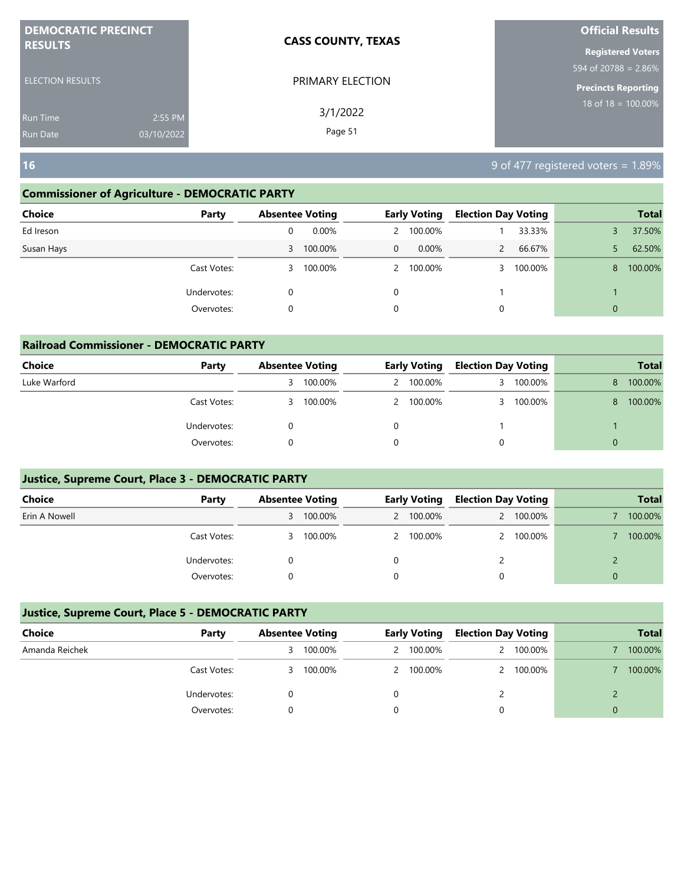DEMOCRATIC PRECINCT RESULTS

ELECTION RESULTS

Run Time 2:55 PM
Run Date 03/10/2022

**CASS COUNTY, TEXAS**

PRIMARY ELECTION

3/1/2022

**Official Results**

**Registered Voters**
594 of 20788 = 2.86%

**Precincts Reporting**
18 of 18 = 100.00%

## 16

9 of 477 registered voters = 1.89%

### Commissioner of Agriculture - DEMOCRATIC PARTY

| Choice | Party | Absentee Voting | | Early Voting | | Election Day Voting | | Total | |
|---|---|---|---|---|---|---|---|---|---|
| Ed Ireson | | 0 | 0.00% | 2 | 100.00% | 1 | 33.33% | 3 | 37.50% |
| Susan Hays | | 3 | 100.00% | 0 | 0.00% | 2 | 66.67% | 5 | 62.50% |
| | Cast Votes: | 3 | 100.00% | 2 | 100.00% | 3 | 100.00% | 8 | 100.00% |
| | Undervotes: | 0 | | 0 | | 1 | | 1 | |
| | Overvotes: | 0 | | 0 | | 0 | | 0 | |

### Railroad Commissioner - DEMOCRATIC PARTY

| Choice | Party | Absentee Voting | | Early Voting | | Election Day Voting | | Total | |
|---|---|---|---|---|---|---|---|---|---|
| Luke Warford | | 3 | 100.00% | 2 | 100.00% | 3 | 100.00% | 8 | 100.00% |
| | Cast Votes: | 3 | 100.00% | 2 | 100.00% | 3 | 100.00% | 8 | 100.00% |
| | Undervotes: | 0 | | 0 | | 1 | | 1 | |
| | Overvotes: | 0 | | 0 | | 0 | | 0 | |

### Justice, Supreme Court, Place 3 - DEMOCRATIC PARTY

| Choice | Party | Absentee Voting | | Early Voting | | Election Day Voting | | Total | |
|---|---|---|---|---|---|---|---|---|---|
| Erin A Nowell | | 3 | 100.00% | 2 | 100.00% | 2 | 100.00% | 7 | 100.00% |
| | Cast Votes: | 3 | 100.00% | 2 | 100.00% | 2 | 100.00% | 7 | 100.00% |
| | Undervotes: | 0 | | 0 | | 2 | | 2 | |
| | Overvotes: | 0 | | 0 | | 0 | | 0 | |

### Justice, Supreme Court, Place 5 - DEMOCRATIC PARTY

| Choice | Party | Absentee Voting | | Early Voting | | Election Day Voting | | Total | |
|---|---|---|---|---|---|---|---|---|---|
| Amanda Reichek | | 3 | 100.00% | 2 | 100.00% | 2 | 100.00% | 7 | 100.00% |
| | Cast Votes: | 3 | 100.00% | 2 | 100.00% | 2 | 100.00% | 7 | 100.00% |
| | Undervotes: | 0 | | 0 | | 2 | | 2 | |
| | Overvotes: | 0 | | 0 | | 0 | | 0 | |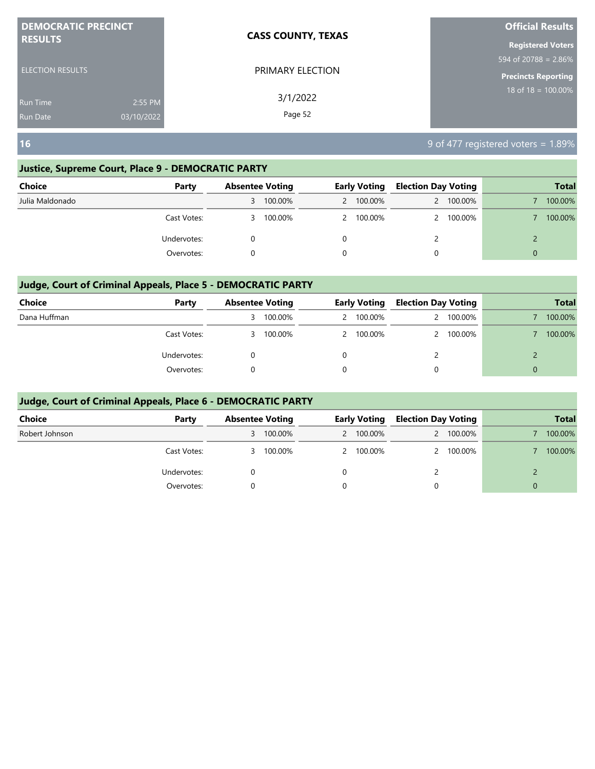**DEMOCRATIC PRECINCT RESULTS**

ELECTION RESULTS

Run Time 2:55 PM
Run Date 03/10/2022

**CASS COUNTY, TEXAS**

PRIMARY ELECTION

3/1/2022

**Official Results**

**Registered Voters**
594 of 20788 = 2.86%

**Precincts Reporting**
18 of 18 = 100.00%

## 16

9 of 477 registered voters = 1.89%

### Justice, Supreme Court, Place 9 - DEMOCRATIC PARTY

| Choice | Party | Absentee Voting | | Early Voting | | Election Day Voting | | Total | |
|---|---|---|---|---|---|---|---|---|---|
| Julia Maldonado | | 3 | 100.00% | 2 | 100.00% | 2 | 100.00% | 7 | 100.00% |
| | Cast Votes: | 3 | 100.00% | 2 | 100.00% | 2 | 100.00% | 7 | 100.00% |
| | Undervotes: | 0 | | 0 | | 2 | | 2 | |
| | Overvotes: | 0 | | 0 | | 0 | | 0 | |

### Judge, Court of Criminal Appeals, Place 5 - DEMOCRATIC PARTY

| Choice | Party | Absentee Voting | | Early Voting | | Election Day Voting | | Total | |
|---|---|---|---|---|---|---|---|---|---|
| Dana Huffman | | 3 | 100.00% | 2 | 100.00% | 2 | 100.00% | 7 | 100.00% |
| | Cast Votes: | 3 | 100.00% | 2 | 100.00% | 2 | 100.00% | 7 | 100.00% |
| | Undervotes: | 0 | | 0 | | 2 | | 2 | |
| | Overvotes: | 0 | | 0 | | 0 | | 0 | |

### Judge, Court of Criminal Appeals, Place 6 - DEMOCRATIC PARTY

| Choice | Party | Absentee Voting | | Early Voting | | Election Day Voting | | Total | |
|---|---|---|---|---|---|---|---|---|---|
| Robert Johnson | | 3 | 100.00% | 2 | 100.00% | 2 | 100.00% | 7 | 100.00% |
| | Cast Votes: | 3 | 100.00% | 2 | 100.00% | 2 | 100.00% | 7 | 100.00% |
| | Undervotes: | 0 | | 0 | | 2 | | 2 | |
| | Overvotes: | 0 | | 0 | | 0 | | 0 | |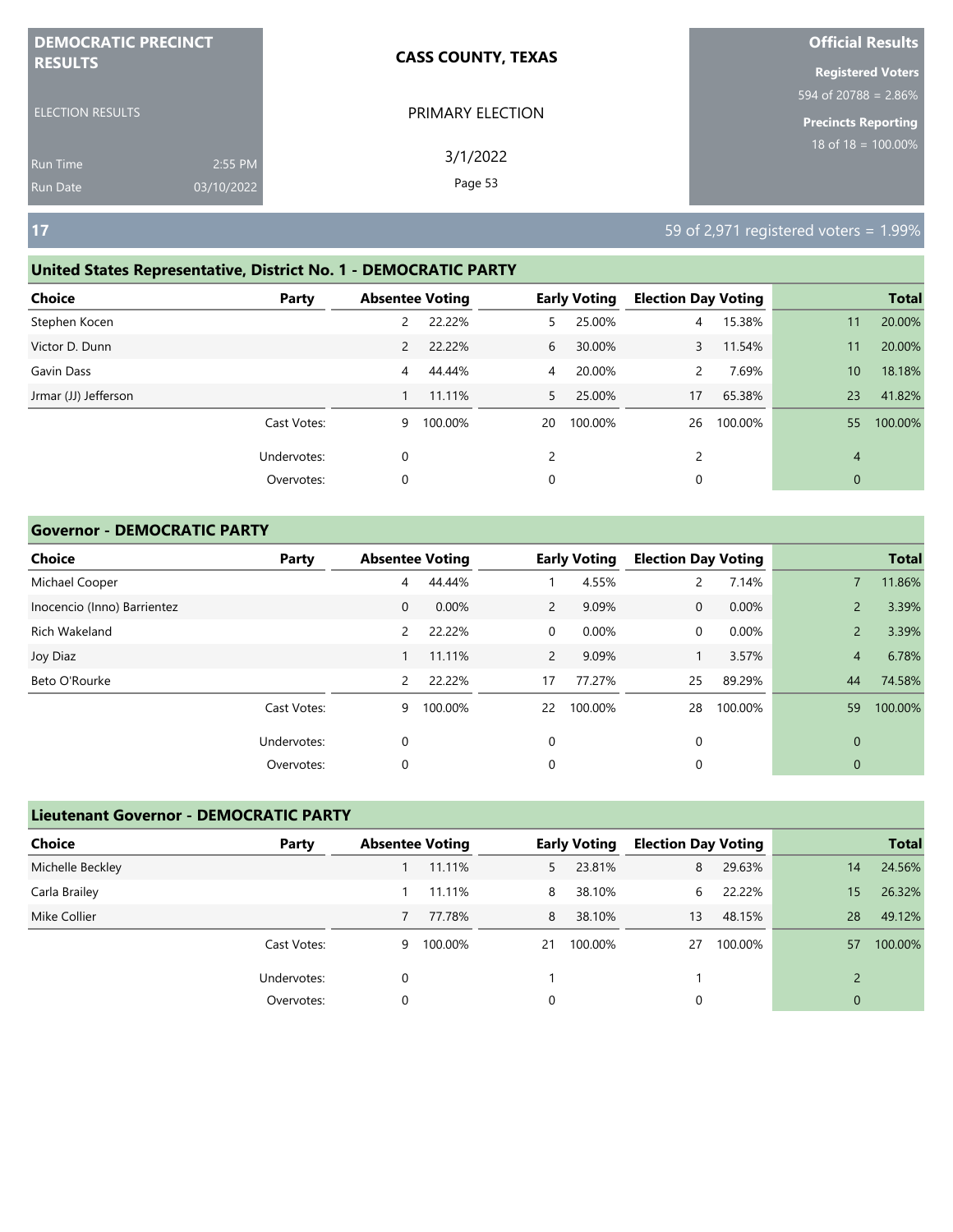**DEMOCRATIC PRECINCT RESULTS**

ELECTION RESULTS

Run Time 2:55 PM

Run Date 03/10/2022

**CASS COUNTY, TEXAS**

PRIMARY ELECTION

3/1/2022

**Official Results**

**Registered Voters**

594 of 20788 = 2.86%

**Precincts Reporting**

18 of 18 = 100.00%

## 17

59 of 2,971 registered voters = 1.99%

### United States Representative, District No. 1 - DEMOCRATIC PARTY

| Choice | Party | Absentee Voting | | Early Voting | | Election Day Voting | | Total | |
|---|---|---|---|---|---|---|---|---|---|
| Stephen Kocen | | 2 | 22.22% | 5 | 25.00% | 4 | 15.38% | 11 | 20.00% |
| Victor D. Dunn | | 2 | 22.22% | 6 | 30.00% | 3 | 11.54% | 11 | 20.00% |
| Gavin Dass | | 4 | 44.44% | 4 | 20.00% | 2 | 7.69% | 10 | 18.18% |
| Jrmar (JJ) Jefferson | | 1 | 11.11% | 5 | 25.00% | 17 | 65.38% | 23 | 41.82% |
| | Cast Votes: | 9 | 100.00% | 20 | 100.00% | 26 | 100.00% | 55 | 100.00% |
| | Undervotes: | 0 | | 2 | | 2 | | 4 | |
| | Overvotes: | 0 | | 0 | | 0 | | 0 | |

### Governor - DEMOCRATIC PARTY

| Choice | Party | Absentee Voting | | Early Voting | | Election Day Voting | | Total | |
|---|---|---|---|---|---|---|---|---|---|
| Michael Cooper | | 4 | 44.44% | 1 | 4.55% | 2 | 7.14% | 7 | 11.86% |
| Inocencio (Inno) Barrientez | | 0 | 0.00% | 2 | 9.09% | 0 | 0.00% | 2 | 3.39% |
| Rich Wakeland | | 2 | 22.22% | 0 | 0.00% | 0 | 0.00% | 2 | 3.39% |
| Joy Diaz | | 1 | 11.11% | 2 | 9.09% | 1 | 3.57% | 4 | 6.78% |
| Beto O'Rourke | | 2 | 22.22% | 17 | 77.27% | 25 | 89.29% | 44 | 74.58% |
| | Cast Votes: | 9 | 100.00% | 22 | 100.00% | 28 | 100.00% | 59 | 100.00% |
| | Undervotes: | 0 | | 0 | | 0 | | 0 | |
| | Overvotes: | 0 | | 0 | | 0 | | 0 | |

### Lieutenant Governor - DEMOCRATIC PARTY

| Choice | Party | Absentee Voting | | Early Voting | | Election Day Voting | | Total | |
|---|---|---|---|---|---|---|---|---|---|
| Michelle Beckley | | 1 | 11.11% | 5 | 23.81% | 8 | 29.63% | 14 | 24.56% |
| Carla Brailey | | 1 | 11.11% | 8 | 38.10% | 6 | 22.22% | 15 | 26.32% |
| Mike Collier | | 7 | 77.78% | 8 | 38.10% | 13 | 48.15% | 28 | 49.12% |
| | Cast Votes: | 9 | 100.00% | 21 | 100.00% | 27 | 100.00% | 57 | 100.00% |
| | Undervotes: | 0 | | 1 | | 1 | | 2 | |
| | Overvotes: | 0 | | 0 | | 0 | | 0 | |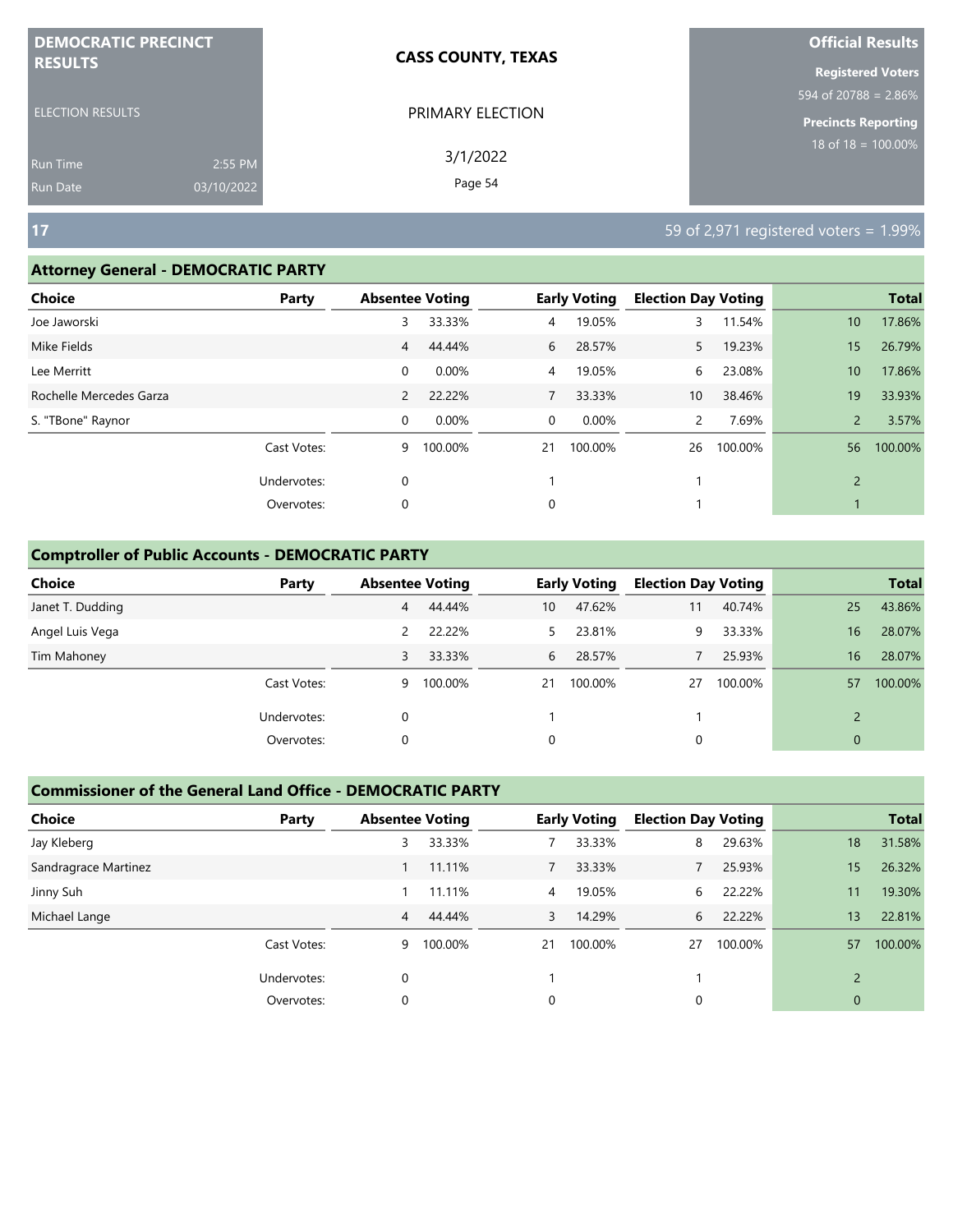DEMOCRATIC PRECINCT RESULTS

ELECTION RESULTS

Run Time 2:55 PM
Run Date 03/10/2022

**CASS COUNTY, TEXAS**

PRIMARY ELECTION

3/1/2022

**Official Results**

**Registered Voters**
594 of 20788 = 2.86%

**Precincts Reporting**
18 of 18 = 100.00%

## 17

59 of 2,971 registered voters = 1.99%

### Attorney General - DEMOCRATIC PARTY

| Choice | Party | Absentee Voting | | Early Voting | | Election Day Voting | | Total | |
|---|---|---|---|---|---|---|---|---|---|
| Joe Jaworski | | 3 | 33.33% | 4 | 19.05% | 3 | 11.54% | 10 | 17.86% |
| Mike Fields | | 4 | 44.44% | 6 | 28.57% | 5 | 19.23% | 15 | 26.79% |
| Lee Merritt | | 0 | 0.00% | 4 | 19.05% | 6 | 23.08% | 10 | 17.86% |
| Rochelle Mercedes Garza | | 2 | 22.22% | 7 | 33.33% | 10 | 38.46% | 19 | 33.93% |
| S. "TBone" Raynor | | 0 | 0.00% | 0 | 0.00% | 2 | 7.69% | 2 | 3.57% |
| | Cast Votes: | 9 | 100.00% | 21 | 100.00% | 26 | 100.00% | 56 | 100.00% |
| | Undervotes: | 0 | | 1 | | 1 | | 2 | |
| | Overvotes: | 0 | | 0 | | 1 | | 1 | |

### Comptroller of Public Accounts - DEMOCRATIC PARTY

| Choice | Party | Absentee Voting | | Early Voting | | Election Day Voting | | Total | |
|---|---|---|---|---|---|---|---|---|---|
| Janet T. Dudding | | 4 | 44.44% | 10 | 47.62% | 11 | 40.74% | 25 | 43.86% |
| Angel Luis Vega | | 2 | 22.22% | 5 | 23.81% | 9 | 33.33% | 16 | 28.07% |
| Tim Mahoney | | 3 | 33.33% | 6 | 28.57% | 7 | 25.93% | 16 | 28.07% |
| | Cast Votes: | 9 | 100.00% | 21 | 100.00% | 27 | 100.00% | 57 | 100.00% |
| | Undervotes: | 0 | | 1 | | 1 | | 2 | |
| | Overvotes: | 0 | | 0 | | 0 | | 0 | |

### Commissioner of the General Land Office - DEMOCRATIC PARTY

| Choice | Party | Absentee Voting | | Early Voting | | Election Day Voting | | Total | |
|---|---|---|---|---|---|---|---|---|---|
| Jay Kleberg | | 3 | 33.33% | 7 | 33.33% | 8 | 29.63% | 18 | 31.58% |
| Sandragrace Martinez | | 1 | 11.11% | 7 | 33.33% | 7 | 25.93% | 15 | 26.32% |
| Jinny Suh | | 1 | 11.11% | 4 | 19.05% | 6 | 22.22% | 11 | 19.30% |
| Michael Lange | | 4 | 44.44% | 3 | 14.29% | 6 | 22.22% | 13 | 22.81% |
| | Cast Votes: | 9 | 100.00% | 21 | 100.00% | 27 | 100.00% | 57 | 100.00% |
| | Undervotes: | 0 | | 1 | | 1 | | 2 | |
| | Overvotes: | 0 | | 0 | | 0 | | 0 | |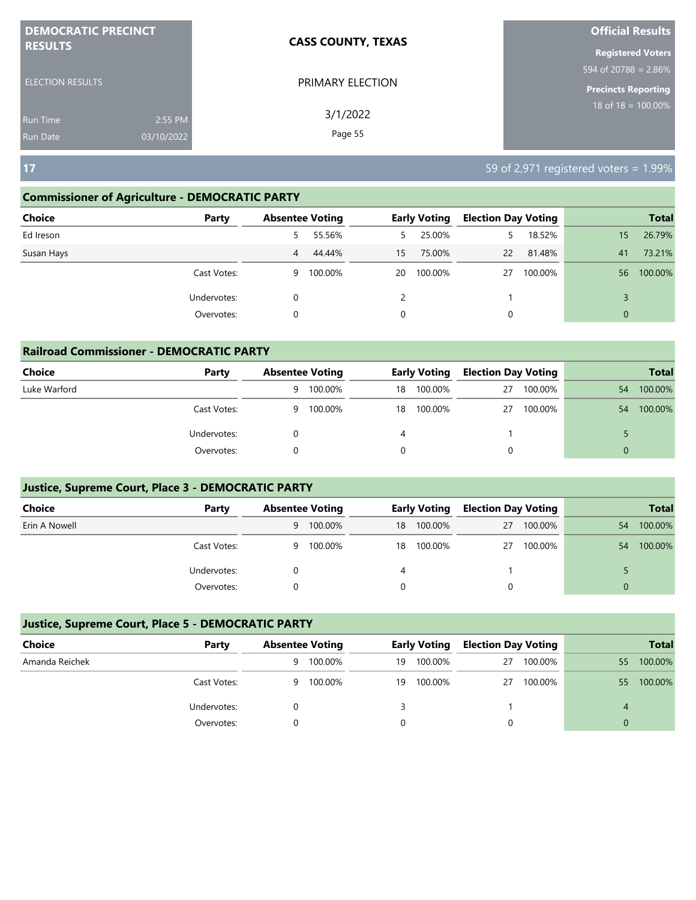**DEMOCRATIC PRECINCT RESULTS**

ELECTION RESULTS

Run Time 2:55 PM
Run Date 03/10/2022

**CASS COUNTY, TEXAS**

PRIMARY ELECTION

3/1/2022

**Official Results**

**Registered Voters**
594 of 20788 = 2.86%

**Precincts Reporting**
18 of 18 = 100.00%

## 17

59 of 2,971 registered voters = 1.99%

### Commissioner of Agriculture - DEMOCRATIC PARTY

| Choice | Party | Absentee Voting | | Early Voting | | Election Day Voting | | Total | |
|---|---|---|---|---|---|---|---|---|---|
| Ed Ireson | | 5 | 55.56% | 5 | 25.00% | 5 | 18.52% | 15 | 26.79% |
| Susan Hays | | 4 | 44.44% | 15 | 75.00% | 22 | 81.48% | 41 | 73.21% |
| | Cast Votes: | 9 | 100.00% | 20 | 100.00% | 27 | 100.00% | 56 | 100.00% |
| | Undervotes: | 0 | | 2 | | 1 | | 3 | |
| | Overvotes: | 0 | | 0 | | 0 | | 0 | |

### Railroad Commissioner - DEMOCRATIC PARTY

| Choice | Party | Absentee Voting | | Early Voting | | Election Day Voting | | Total | |
|---|---|---|---|---|---|---|---|---|---|
| Luke Warford | | 9 | 100.00% | 18 | 100.00% | 27 | 100.00% | 54 | 100.00% |
| | Cast Votes: | 9 | 100.00% | 18 | 100.00% | 27 | 100.00% | 54 | 100.00% |
| | Undervotes: | 0 | | 4 | | 1 | | 5 | |
| | Overvotes: | 0 | | 0 | | 0 | | 0 | |

### Justice, Supreme Court, Place 3 - DEMOCRATIC PARTY

| Choice | Party | Absentee Voting | | Early Voting | | Election Day Voting | | Total | |
|---|---|---|---|---|---|---|---|---|---|
| Erin A Nowell | | 9 | 100.00% | 18 | 100.00% | 27 | 100.00% | 54 | 100.00% |
| | Cast Votes: | 9 | 100.00% | 18 | 100.00% | 27 | 100.00% | 54 | 100.00% |
| | Undervotes: | 0 | | 4 | | 1 | | 5 | |
| | Overvotes: | 0 | | 0 | | 0 | | 0 | |

### Justice, Supreme Court, Place 5 - DEMOCRATIC PARTY

| Choice | Party | Absentee Voting | | Early Voting | | Election Day Voting | | Total | |
|---|---|---|---|---|---|---|---|---|---|
| Amanda Reichek | | 9 | 100.00% | 19 | 100.00% | 27 | 100.00% | 55 | 100.00% |
| | Cast Votes: | 9 | 100.00% | 19 | 100.00% | 27 | 100.00% | 55 | 100.00% |
| | Undervotes: | 0 | | 3 | | 1 | | 4 | |
| | Overvotes: | 0 | | 0 | | 0 | | 0 | |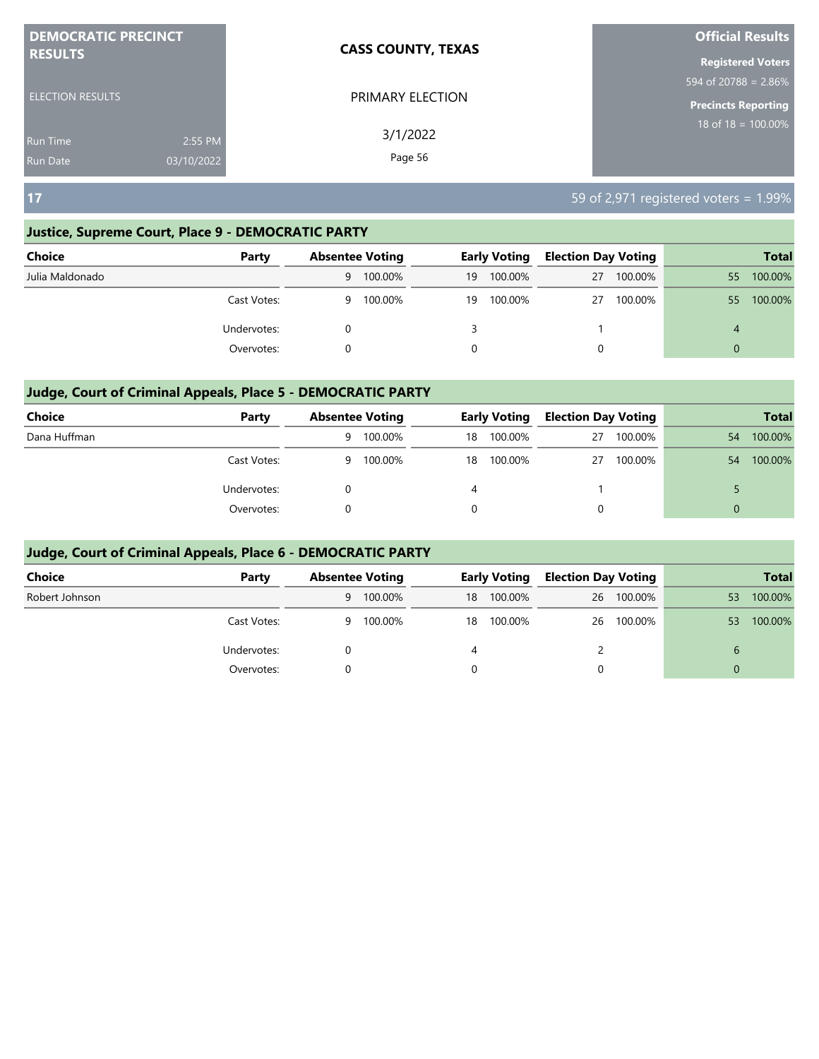**DEMOCRATIC PRECINCT RESULTS**

ELECTION RESULTS

Run Time 2:55 PM
Run Date 03/10/2022

**CASS COUNTY, TEXAS**

PRIMARY ELECTION

3/1/2022

**Official Results**

**Registered Voters**
594 of 20788 = 2.86%

**Precincts Reporting**
18 of 18 = 100.00%

## 17

59 of 2,971 registered voters = 1.99%

### Justice, Supreme Court, Place 9 - DEMOCRATIC PARTY

| Choice | Party | Absentee Voting | | Early Voting | | Election Day Voting | | Total | |
|---|---|---|---|---|---|---|---|---|---|
| Julia Maldonado | | 9 | 100.00% | 19 | 100.00% | 27 | 100.00% | 55 | 100.00% |
| | Cast Votes: | 9 | 100.00% | 19 | 100.00% | 27 | 100.00% | 55 | 100.00% |
| | Undervotes: | 0 | | 3 | | 1 | | 4 | |
| | Overvotes: | 0 | | 0 | | 0 | | 0 | |

### Judge, Court of Criminal Appeals, Place 5 - DEMOCRATIC PARTY

| Choice | Party | Absentee Voting | | Early Voting | | Election Day Voting | | Total | |
|---|---|---|---|---|---|---|---|---|---|
| Dana Huffman | | 9 | 100.00% | 18 | 100.00% | 27 | 100.00% | 54 | 100.00% |
| | Cast Votes: | 9 | 100.00% | 18 | 100.00% | 27 | 100.00% | 54 | 100.00% |
| | Undervotes: | 0 | | 4 | | 1 | | 5 | |
| | Overvotes: | 0 | | 0 | | 0 | | 0 | |

### Judge, Court of Criminal Appeals, Place 6 - DEMOCRATIC PARTY

| Choice | Party | Absentee Voting | | Early Voting | | Election Day Voting | | Total | |
|---|---|---|---|---|---|---|---|---|---|
| Robert Johnson | | 9 | 100.00% | 18 | 100.00% | 26 | 100.00% | 53 | 100.00% |
| | Cast Votes: | 9 | 100.00% | 18 | 100.00% | 26 | 100.00% | 53 | 100.00% |
| | Undervotes: | 0 | | 4 | | 2 | | 6 | |
| | Overvotes: | 0 | | 0 | | 0 | | 0 | |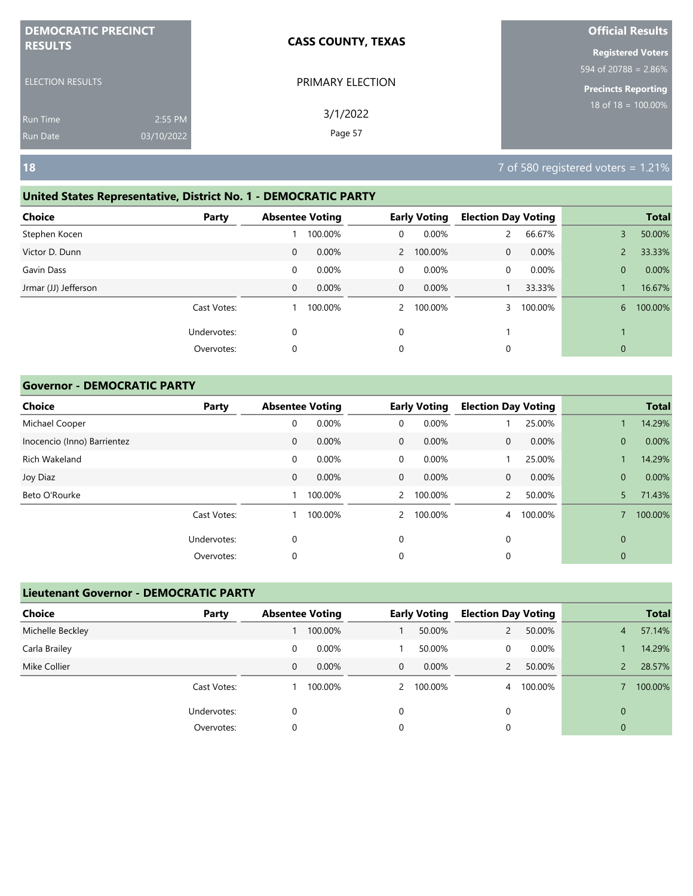**DEMOCRATIC PRECINCT RESULTS**

ELECTION RESULTS

Run Time 2:55 PM
Run Date 03/10/2022

**CASS COUNTY, TEXAS**

PRIMARY ELECTION

3/1/2022

**Official Results**

**Registered Voters**
594 of 20788 = 2.86%

**Precincts Reporting**
18 of 18 = 100.00%

## 18

7 of 580 registered voters = 1.21%

### United States Representative, District No. 1 - DEMOCRATIC PARTY

| Choice | Party | Absentee Voting | | Early Voting | | Election Day Voting | | Total | |
|---|---|---|---|---|---|---|---|---|---|
| Stephen Kocen | | 1 | 100.00% | 0 | 0.00% | 2 | 66.67% | 3 | 50.00% |
| Victor D. Dunn | | 0 | 0.00% | 2 | 100.00% | 0 | 0.00% | 2 | 33.33% |
| Gavin Dass | | 0 | 0.00% | 0 | 0.00% | 0 | 0.00% | 0 | 0.00% |
| Jrmar (JJ) Jefferson | | 0 | 0.00% | 0 | 0.00% | 1 | 33.33% | 1 | 16.67% |
| | Cast Votes: | 1 | 100.00% | 2 | 100.00% | 3 | 100.00% | 6 | 100.00% |
| | Undervotes: | 0 | | 0 | | 1 | | 1 | |
| | Overvotes: | 0 | | 0 | | 0 | | 0 | |

### Governor - DEMOCRATIC PARTY

| Choice | Party | Absentee Voting | | Early Voting | | Election Day Voting | | Total | |
|---|---|---|---|---|---|---|---|---|---|
| Michael Cooper | | 0 | 0.00% | 0 | 0.00% | 1 | 25.00% | 1 | 14.29% |
| Inocencio (Inno) Barrientez | | 0 | 0.00% | 0 | 0.00% | 0 | 0.00% | 0 | 0.00% |
| Rich Wakeland | | 0 | 0.00% | 0 | 0.00% | 1 | 25.00% | 1 | 14.29% |
| Joy Diaz | | 0 | 0.00% | 0 | 0.00% | 0 | 0.00% | 0 | 0.00% |
| Beto O'Rourke | | 1 | 100.00% | 2 | 100.00% | 2 | 50.00% | 5 | 71.43% |
| | Cast Votes: | 1 | 100.00% | 2 | 100.00% | 4 | 100.00% | 7 | 100.00% |
| | Undervotes: | 0 | | 0 | | 0 | | 0 | |
| | Overvotes: | 0 | | 0 | | 0 | | 0 | |

### Lieutenant Governor - DEMOCRATIC PARTY

| Choice | Party | Absentee Voting | | Early Voting | | Election Day Voting | | Total | |
|---|---|---|---|---|---|---|---|---|---|
| Michelle Beckley | | 1 | 100.00% | 1 | 50.00% | 2 | 50.00% | 4 | 57.14% |
| Carla Brailey | | 0 | 0.00% | 1 | 50.00% | 0 | 0.00% | 1 | 14.29% |
| Mike Collier | | 0 | 0.00% | 0 | 0.00% | 2 | 50.00% | 2 | 28.57% |
| | Cast Votes: | 1 | 100.00% | 2 | 100.00% | 4 | 100.00% | 7 | 100.00% |
| | Undervotes: | 0 | | 0 | | 0 | | 0 | |
| | Overvotes: | 0 | | 0 | | 0 | | 0 | |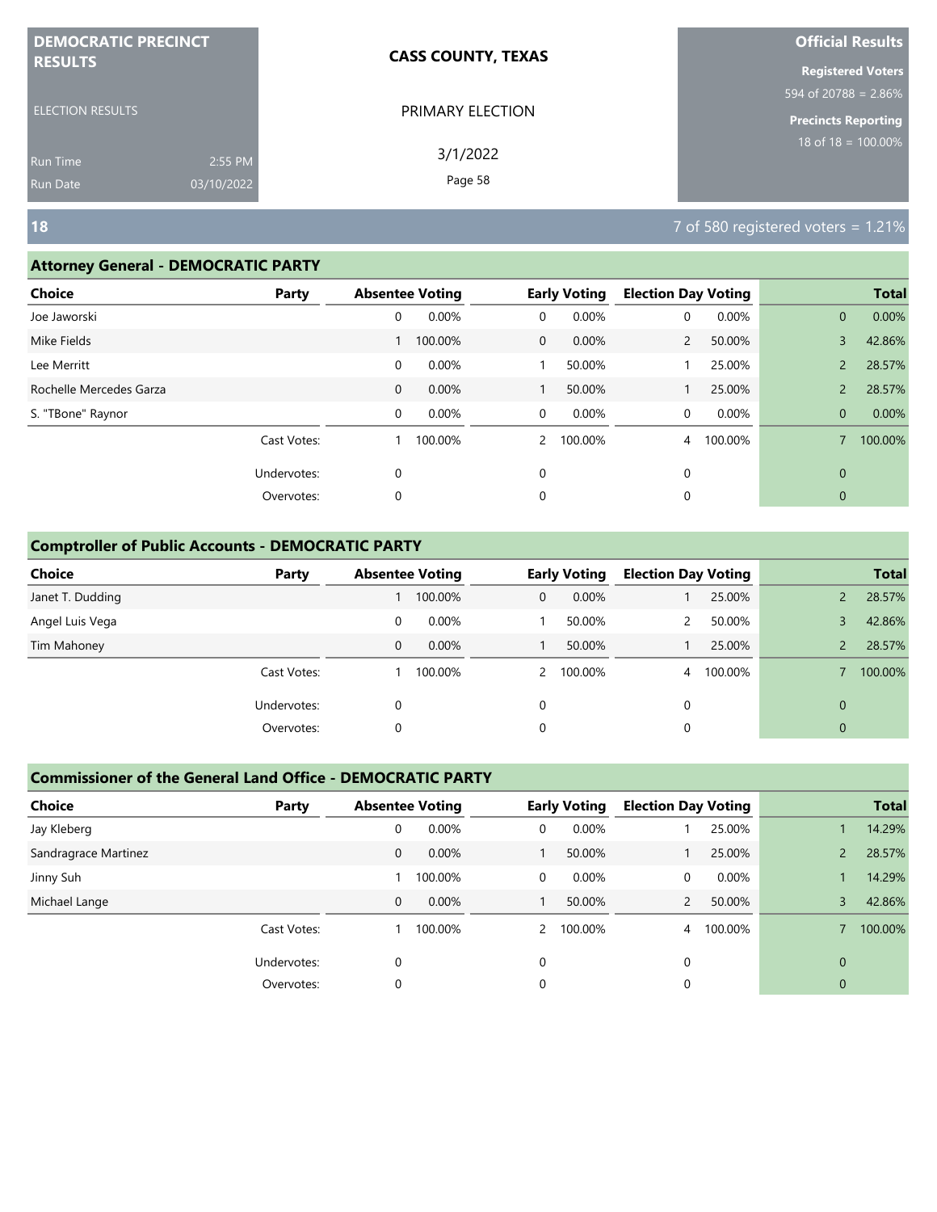**DEMOCRATIC PRECINCT RESULTS**

ELECTION RESULTS

Run Time 2:55 PM
Run Date 03/10/2022

**CASS COUNTY, TEXAS**

PRIMARY ELECTION

3/1/2022

**Official Results**

**Registered Voters**
594 of 20788 = 2.86%

**Precincts Reporting**
18 of 18 = 100.00%

## 18

7 of 580 registered voters = 1.21%

### Attorney General - DEMOCRATIC PARTY

| Choice | Party | Absentee Voting | | Early Voting | | Election Day Voting | | Total | |
|---|---|---|---|---|---|---|---|---|---|
| Joe Jaworski | | 0 | 0.00% | 0 | 0.00% | 0 | 0.00% | 0 | 0.00% |
| Mike Fields | | 1 | 100.00% | 0 | 0.00% | 2 | 50.00% | 3 | 42.86% |
| Lee Merritt | | 0 | 0.00% | 1 | 50.00% | 1 | 25.00% | 2 | 28.57% |
| Rochelle Mercedes Garza | | 0 | 0.00% | 1 | 50.00% | 1 | 25.00% | 2 | 28.57% |
| S. "TBone" Raynor | | 0 | 0.00% | 0 | 0.00% | 0 | 0.00% | 0 | 0.00% |
| | Cast Votes: | 1 | 100.00% | 2 | 100.00% | 4 | 100.00% | 7 | 100.00% |
| | Undervotes: | 0 | | 0 | | 0 | | 0 | |
| | Overvotes: | 0 | | 0 | | 0 | | 0 | |

### Comptroller of Public Accounts - DEMOCRATIC PARTY

| Choice | Party | Absentee Voting | | Early Voting | | Election Day Voting | | Total | |
|---|---|---|---|---|---|---|---|---|---|
| Janet T. Dudding | | 1 | 100.00% | 0 | 0.00% | 1 | 25.00% | 2 | 28.57% |
| Angel Luis Vega | | 0 | 0.00% | 1 | 50.00% | 2 | 50.00% | 3 | 42.86% |
| Tim Mahoney | | 0 | 0.00% | 1 | 50.00% | 1 | 25.00% | 2 | 28.57% |
| | Cast Votes: | 1 | 100.00% | 2 | 100.00% | 4 | 100.00% | 7 | 100.00% |
| | Undervotes: | 0 | | 0 | | 0 | | 0 | |
| | Overvotes: | 0 | | 0 | | 0 | | 0 | |

### Commissioner of the General Land Office - DEMOCRATIC PARTY

| Choice | Party | Absentee Voting | | Early Voting | | Election Day Voting | | Total | |
|---|---|---|---|---|---|---|---|---|---|
| Jay Kleberg | | 0 | 0.00% | 0 | 0.00% | 1 | 25.00% | 1 | 14.29% |
| Sandragrace Martinez | | 0 | 0.00% | 1 | 50.00% | 1 | 25.00% | 2 | 28.57% |
| Jinny Suh | | 1 | 100.00% | 0 | 0.00% | 0 | 0.00% | 1 | 14.29% |
| Michael Lange | | 0 | 0.00% | 1 | 50.00% | 2 | 50.00% | 3 | 42.86% |
| | Cast Votes: | 1 | 100.00% | 2 | 100.00% | 4 | 100.00% | 7 | 100.00% |
| | Undervotes: | 0 | | 0 | | 0 | | 0 | |
| | Overvotes: | 0 | | 0 | | 0 | | 0 | |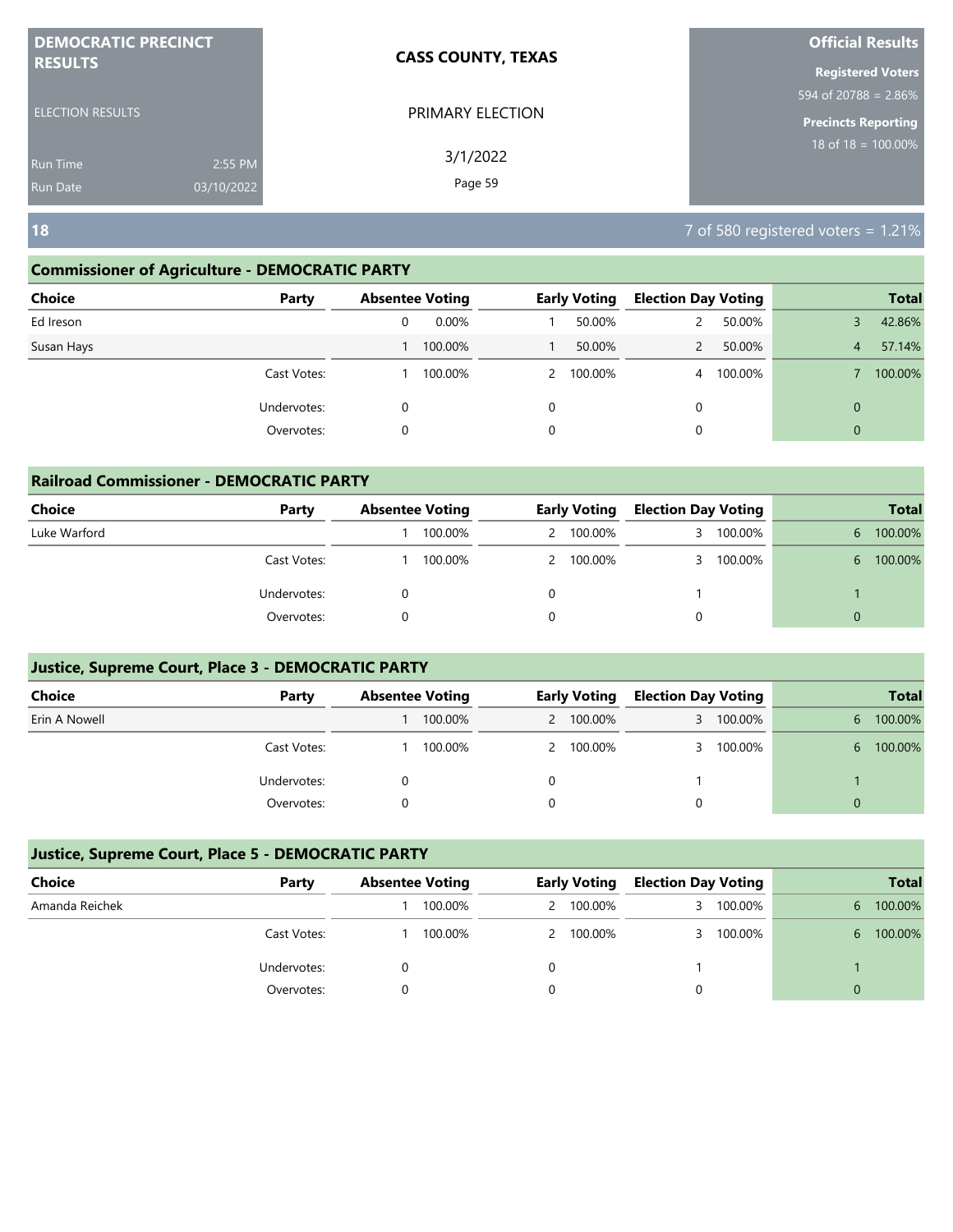# DEMOCRATIC PRECINCT RESULTS

ELECTION RESULTS

Run Time 2:55 PM
Run Date 03/10/2022

**CASS COUNTY, TEXAS**

PRIMARY ELECTION

3/1/2022

**Official Results**

**Registered Voters**
594 of 20788 = 2.86%

**Precincts Reporting**
18 of 18 = 100.00%

## 18

7 of 580 registered voters = 1.21%

### Commissioner of Agriculture - DEMOCRATIC PARTY

| Choice | Party | Absentee Voting | | Early Voting | | Election Day Voting | | Total | |
|---|---|---|---|---|---|---|---|---|---|
| Ed Ireson | | 0 | 0.00% | 1 | 50.00% | 2 | 50.00% | 3 | 42.86% |
| Susan Hays | | 1 | 100.00% | 1 | 50.00% | 2 | 50.00% | 4 | 57.14% |
| | Cast Votes: | 1 | 100.00% | 2 | 100.00% | 4 | 100.00% | 7 | 100.00% |
| | Undervotes: | 0 | | 0 | | 0 | | 0 | |
| | Overvotes: | 0 | | 0 | | 0 | | 0 | |

### Railroad Commissioner - DEMOCRATIC PARTY

| Choice | Party | Absentee Voting | | Early Voting | | Election Day Voting | | Total | |
|---|---|---|---|---|---|---|---|---|---|
| Luke Warford | | 1 | 100.00% | 2 | 100.00% | 3 | 100.00% | 6 | 100.00% |
| | Cast Votes: | 1 | 100.00% | 2 | 100.00% | 3 | 100.00% | 6 | 100.00% |
| | Undervotes: | 0 | | 0 | | 1 | | 1 | |
| | Overvotes: | 0 | | 0 | | 0 | | 0 | |

### Justice, Supreme Court, Place 3 - DEMOCRATIC PARTY

| Choice | Party | Absentee Voting | | Early Voting | | Election Day Voting | | Total | |
|---|---|---|---|---|---|---|---|---|---|
| Erin A Nowell | | 1 | 100.00% | 2 | 100.00% | 3 | 100.00% | 6 | 100.00% |
| | Cast Votes: | 1 | 100.00% | 2 | 100.00% | 3 | 100.00% | 6 | 100.00% |
| | Undervotes: | 0 | | 0 | | 1 | | 1 | |
| | Overvotes: | 0 | | 0 | | 0 | | 0 | |

### Justice, Supreme Court, Place 5 - DEMOCRATIC PARTY

| Choice | Party | Absentee Voting | | Early Voting | | Election Day Voting | | Total | |
|---|---|---|---|---|---|---|---|---|---|
| Amanda Reichek | | 1 | 100.00% | 2 | 100.00% | 3 | 100.00% | 6 | 100.00% |
| | Cast Votes: | 1 | 100.00% | 2 | 100.00% | 3 | 100.00% | 6 | 100.00% |
| | Undervotes: | 0 | | 0 | | 1 | | 1 | |
| | Overvotes: | 0 | | 0 | | 0 | | 0 | |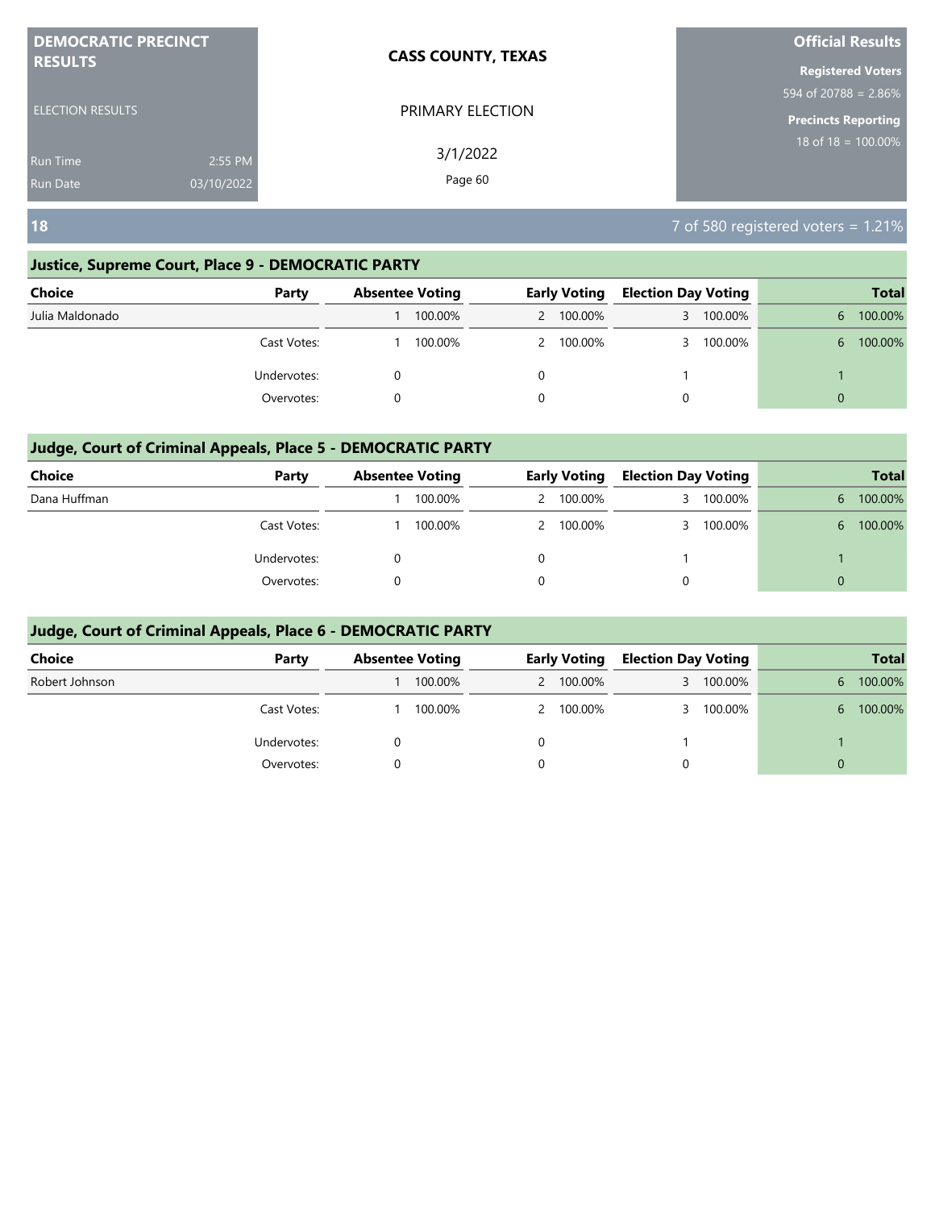**DEMOCRATIC PRECINCT RESULTS**

ELECTION RESULTS

Run Time 2:55 PM
Run Date 03/10/2022

**CASS COUNTY, TEXAS**

PRIMARY ELECTION

3/1/2022

**Official Results**

**Registered Voters**
594 of 20788 = 2.86%

**Precincts Reporting**
18 of 18 = 100.00%

## 18

7 of 580 registered voters = 1.21%

### Justice, Supreme Court, Place 9 - DEMOCRATIC PARTY

| Choice | Party | Absentee Voting | | Early Voting | | Election Day Voting | | Total | |
|---|---|---|---|---|---|---|---|---|---|
| Julia Maldonado | | 1 | 100.00% | 2 | 100.00% | 3 | 100.00% | 6 | 100.00% |
| | Cast Votes: | 1 | 100.00% | 2 | 100.00% | 3 | 100.00% | 6 | 100.00% |
| | Undervotes: | 0 | | 0 | | 1 | | 1 | |
| | Overvotes: | 0 | | 0 | | 0 | | 0 | |

### Judge, Court of Criminal Appeals, Place 5 - DEMOCRATIC PARTY

| Choice | Party | Absentee Voting | | Early Voting | | Election Day Voting | | Total | |
|---|---|---|---|---|---|---|---|---|---|
| Dana Huffman | | 1 | 100.00% | 2 | 100.00% | 3 | 100.00% | 6 | 100.00% |
| | Cast Votes: | 1 | 100.00% | 2 | 100.00% | 3 | 100.00% | 6 | 100.00% |
| | Undervotes: | 0 | | 0 | | 1 | | 1 | |
| | Overvotes: | 0 | | 0 | | 0 | | 0 | |

### Judge, Court of Criminal Appeals, Place 6 - DEMOCRATIC PARTY

| Choice | Party | Absentee Voting | | Early Voting | | Election Day Voting | | Total | |
|---|---|---|---|---|---|---|---|---|---|
| Robert Johnson | | 1 | 100.00% | 2 | 100.00% | 3 | 100.00% | 6 | 100.00% |
| | Cast Votes: | 1 | 100.00% | 2 | 100.00% | 3 | 100.00% | 6 | 100.00% |
| | Undervotes: | 0 | | 0 | | 1 | | 1 | |
| | Overvotes: | 0 | | 0 | | 0 | | 0 | |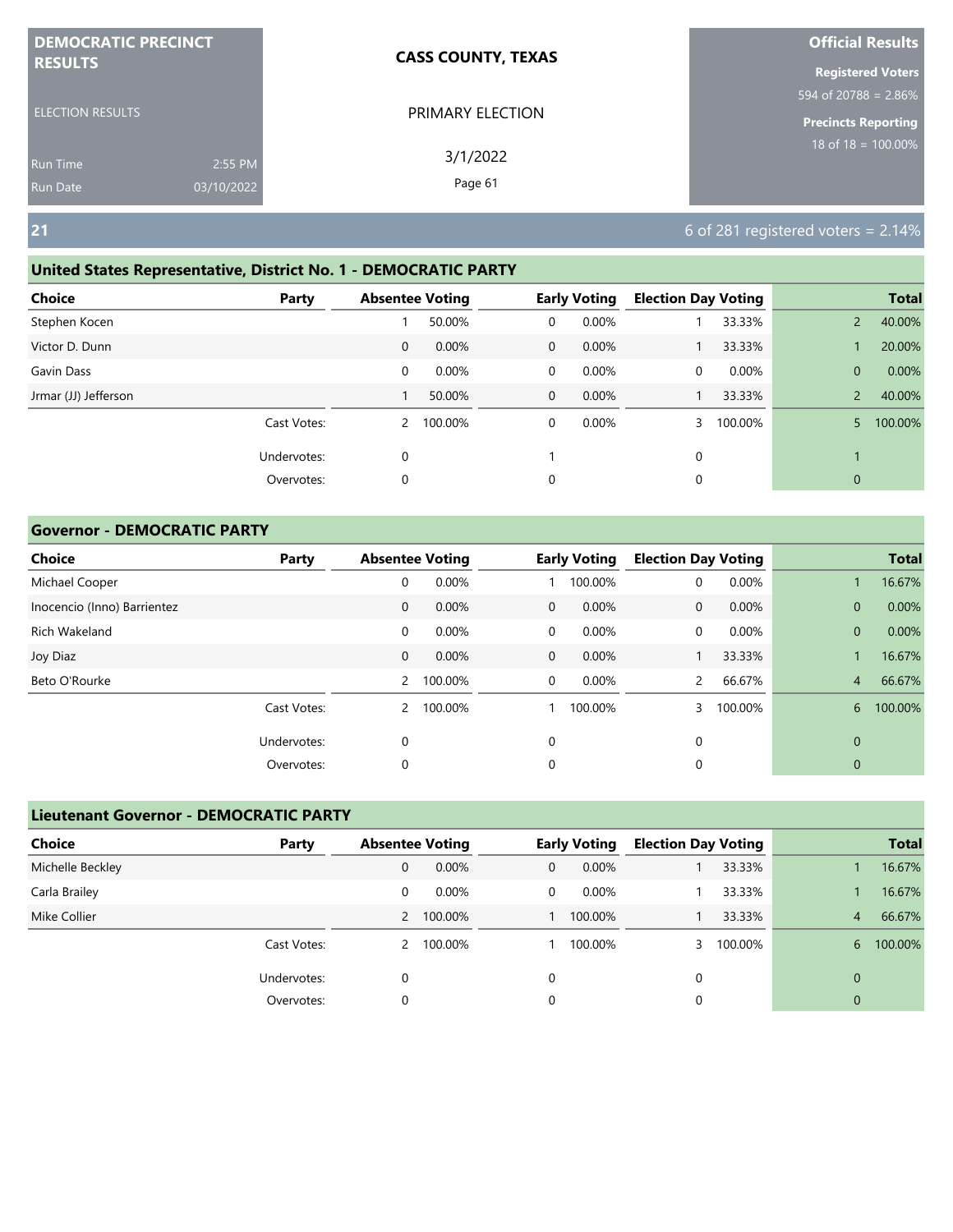**DEMOCRATIC PRECINCT RESULTS**

ELECTION RESULTS

Run Time 2:55 PM
Run Date 03/10/2022

**CASS COUNTY, TEXAS**

PRIMARY ELECTION

3/1/2022

**Official Results**

**Registered Voters**
594 of 20788 = 2.86%

**Precincts Reporting**
18 of 18 = 100.00%

## 21

6 of 281 registered voters = 2.14%

### United States Representative, District No. 1 - DEMOCRATIC PARTY

| Choice | Party | Absentee Voting | | Early Voting | | Election Day Voting | | Total | |
|---|---|---|---|---|---|---|---|---|---|
| Stephen Kocen | | 1 | 50.00% | 0 | 0.00% | 1 | 33.33% | 2 | 40.00% |
| Victor D. Dunn | | 0 | 0.00% | 0 | 0.00% | 1 | 33.33% | 1 | 20.00% |
| Gavin Dass | | 0 | 0.00% | 0 | 0.00% | 0 | 0.00% | 0 | 0.00% |
| Jrmar (JJ) Jefferson | | 1 | 50.00% | 0 | 0.00% | 1 | 33.33% | 2 | 40.00% |
| | Cast Votes: | 2 | 100.00% | 0 | 0.00% | 3 | 100.00% | 5 | 100.00% |
| | Undervotes: | 0 | | 1 | | 0 | | 1 | |
| | Overvotes: | 0 | | 0 | | 0 | | 0 | |

### Governor - DEMOCRATIC PARTY

| Choice | Party | Absentee Voting | | Early Voting | | Election Day Voting | | Total | |
|---|---|---|---|---|---|---|---|---|---|
| Michael Cooper | | 0 | 0.00% | 1 | 100.00% | 0 | 0.00% | 1 | 16.67% |
| Inocencio (Inno) Barrientez | | 0 | 0.00% | 0 | 0.00% | 0 | 0.00% | 0 | 0.00% |
| Rich Wakeland | | 0 | 0.00% | 0 | 0.00% | 0 | 0.00% | 0 | 0.00% |
| Joy Diaz | | 0 | 0.00% | 0 | 0.00% | 1 | 33.33% | 1 | 16.67% |
| Beto O'Rourke | | 2 | 100.00% | 0 | 0.00% | 2 | 66.67% | 4 | 66.67% |
| | Cast Votes: | 2 | 100.00% | 1 | 100.00% | 3 | 100.00% | 6 | 100.00% |
| | Undervotes: | 0 | | 0 | | 0 | | 0 | |
| | Overvotes: | 0 | | 0 | | 0 | | 0 | |

### Lieutenant Governor - DEMOCRATIC PARTY

| Choice | Party | Absentee Voting | | Early Voting | | Election Day Voting | | Total | |
|---|---|---|---|---|---|---|---|---|---|
| Michelle Beckley | | 0 | 0.00% | 0 | 0.00% | 1 | 33.33% | 1 | 16.67% |
| Carla Brailey | | 0 | 0.00% | 0 | 0.00% | 1 | 33.33% | 1 | 16.67% |
| Mike Collier | | 2 | 100.00% | 1 | 100.00% | 1 | 33.33% | 4 | 66.67% |
| | Cast Votes: | 2 | 100.00% | 1 | 100.00% | 3 | 100.00% | 6 | 100.00% |
| | Undervotes: | 0 | | 0 | | 0 | | 0 | |
| | Overvotes: | 0 | | 0 | | 0 | | 0 | |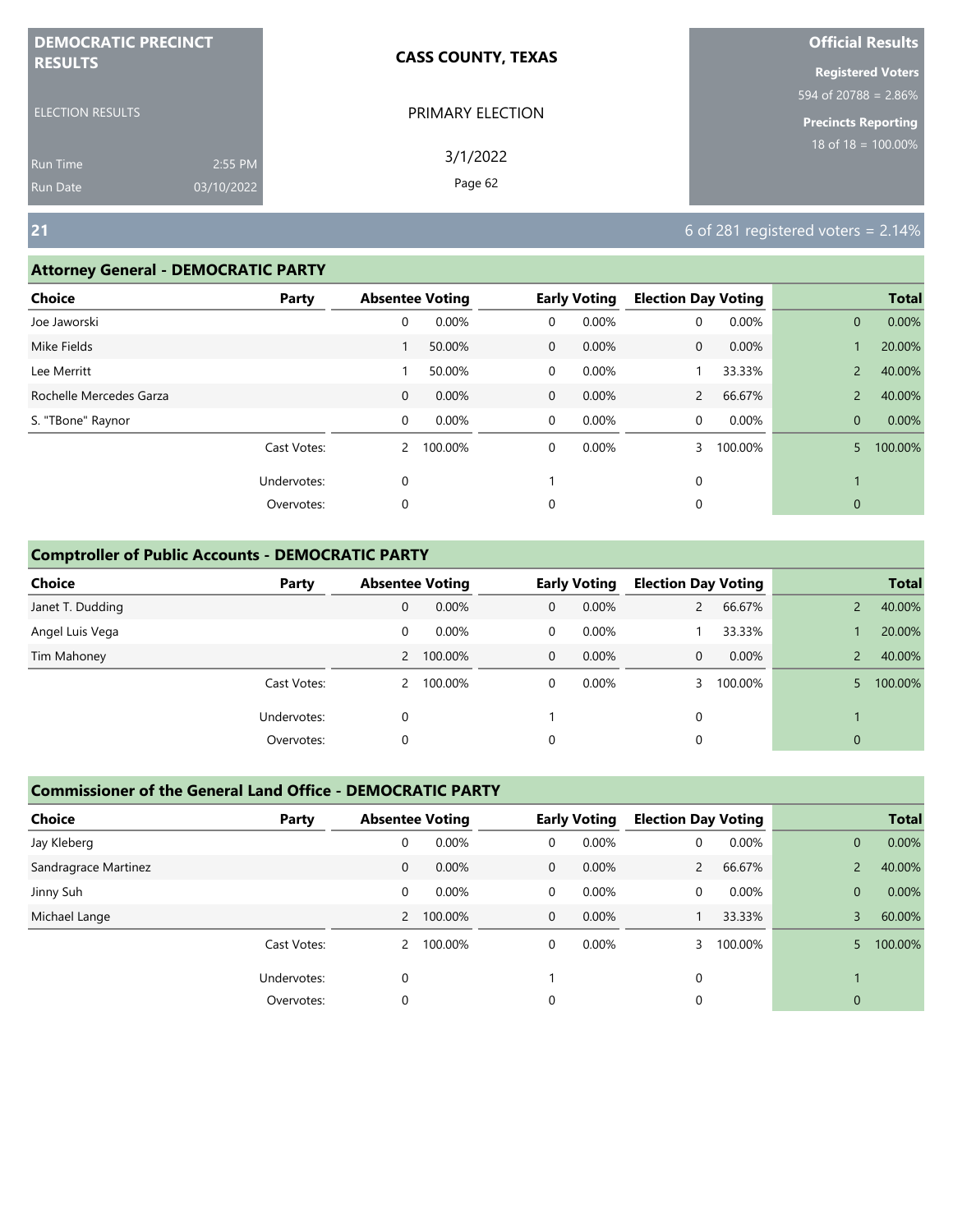**DEMOCRATIC PRECINCT RESULTS**

ELECTION RESULTS

Run Time 2:55 PM
Run Date 03/10/2022

**CASS COUNTY, TEXAS**

PRIMARY ELECTION

3/1/2022

**Official Results**

**Registered Voters**
594 of 20788 = 2.86%

**Precincts Reporting**
18 of 18 = 100.00%

## 21

6 of 281 registered voters = 2.14%

### Attorney General - DEMOCRATIC PARTY

| Choice | Party | Absentee Voting | | Early Voting | | Election Day Voting | | Total | |
|---|---|---|---|---|---|---|---|---|---|
| Joe Jaworski | | 0 | 0.00% | 0 | 0.00% | 0 | 0.00% | 0 | 0.00% |
| Mike Fields | | 1 | 50.00% | 0 | 0.00% | 0 | 0.00% | 1 | 20.00% |
| Lee Merritt | | 1 | 50.00% | 0 | 0.00% | 1 | 33.33% | 2 | 40.00% |
| Rochelle Mercedes Garza | | 0 | 0.00% | 0 | 0.00% | 2 | 66.67% | 2 | 40.00% |
| S. "TBone" Raynor | | 0 | 0.00% | 0 | 0.00% | 0 | 0.00% | 0 | 0.00% |
| | Cast Votes: | 2 | 100.00% | 0 | 0.00% | 3 | 100.00% | 5 | 100.00% |
| | Undervotes: | 0 | | 1 | | 0 | | 1 | |
| | Overvotes: | 0 | | 0 | | 0 | | 0 | |

### Comptroller of Public Accounts - DEMOCRATIC PARTY

| Choice | Party | Absentee Voting | | Early Voting | | Election Day Voting | | Total | |
|---|---|---|---|---|---|---|---|---|---|
| Janet T. Dudding | | 0 | 0.00% | 0 | 0.00% | 2 | 66.67% | 2 | 40.00% |
| Angel Luis Vega | | 0 | 0.00% | 0 | 0.00% | 1 | 33.33% | 1 | 20.00% |
| Tim Mahoney | | 2 | 100.00% | 0 | 0.00% | 0 | 0.00% | 2 | 40.00% |
| | Cast Votes: | 2 | 100.00% | 0 | 0.00% | 3 | 100.00% | 5 | 100.00% |
| | Undervotes: | 0 | | 1 | | 0 | | 1 | |
| | Overvotes: | 0 | | 0 | | 0 | | 0 | |

### Commissioner of the General Land Office - DEMOCRATIC PARTY

| Choice | Party | Absentee Voting | | Early Voting | | Election Day Voting | | Total | |
|---|---|---|---|---|---|---|---|---|---|
| Jay Kleberg | | 0 | 0.00% | 0 | 0.00% | 0 | 0.00% | 0 | 0.00% |
| Sandragrace Martinez | | 0 | 0.00% | 0 | 0.00% | 2 | 66.67% | 2 | 40.00% |
| Jinny Suh | | 0 | 0.00% | 0 | 0.00% | 0 | 0.00% | 0 | 0.00% |
| Michael Lange | | 2 | 100.00% | 0 | 0.00% | 1 | 33.33% | 3 | 60.00% |
| | Cast Votes: | 2 | 100.00% | 0 | 0.00% | 3 | 100.00% | 5 | 100.00% |
| | Undervotes: | 0 | | 1 | | 0 | | 1 | |
| | Overvotes: | 0 | | 0 | | 0 | | 0 | |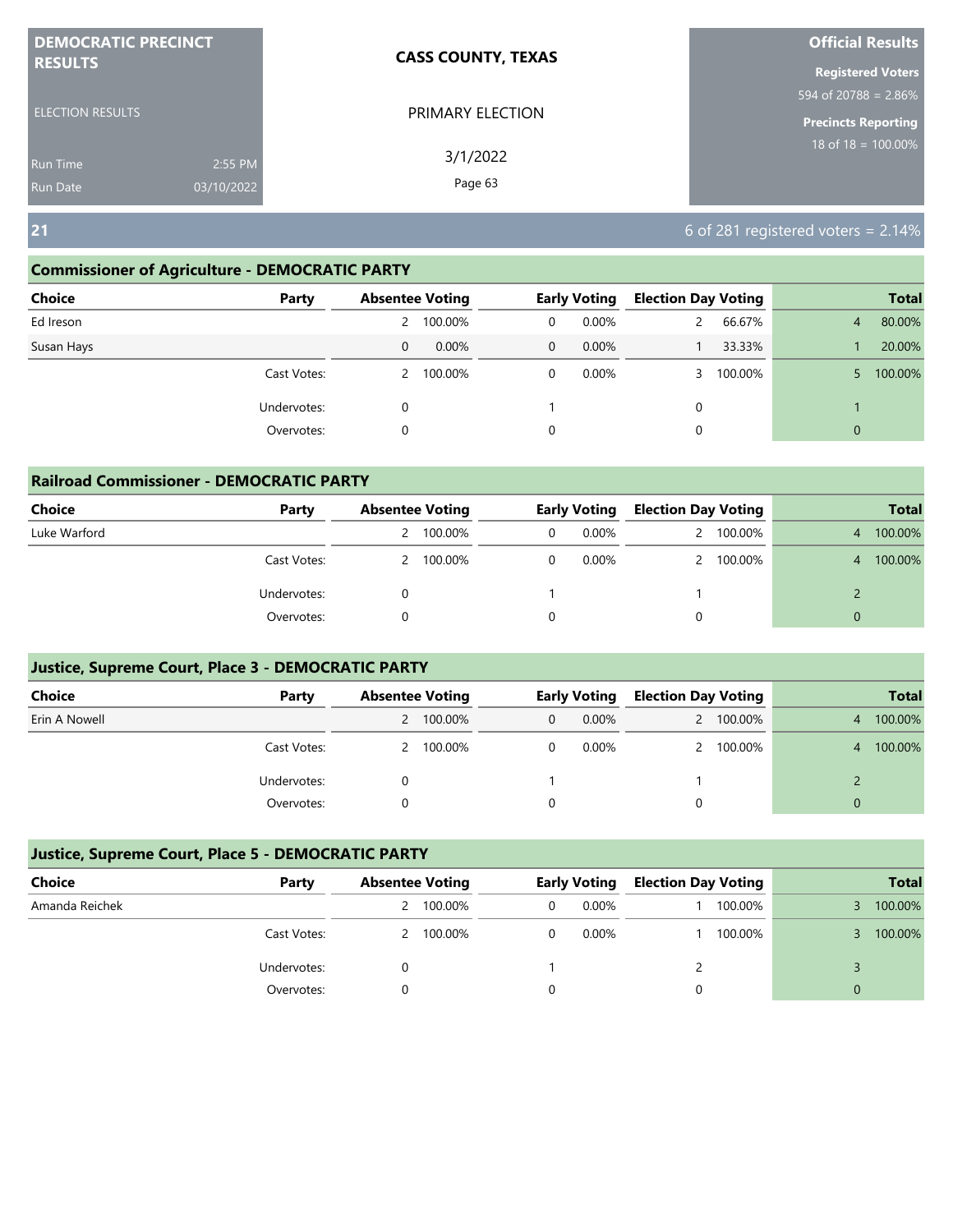**DEMOCRATIC PRECINCT RESULTS**

ELECTION RESULTS

Run Time 2:55 PM
Run Date 03/10/2022

**CASS COUNTY, TEXAS**

PRIMARY ELECTION

3/1/2022

**Official Results**

**Registered Voters**
594 of 20788 = 2.86%

**Precincts Reporting**
18 of 18 = 100.00%

## 21

6 of 281 registered voters = 2.14%

### Commissioner of Agriculture - DEMOCRATIC PARTY

| Choice | Party | Absentee Voting | | Early Voting | | Election Day Voting | | Total | |
|---|---|---|---|---|---|---|---|---|---|
| Ed Ireson | | 2 | 100.00% | 0 | 0.00% | 2 | 66.67% | 4 | 80.00% |
| Susan Hays | | 0 | 0.00% | 0 | 0.00% | 1 | 33.33% | 1 | 20.00% |
| | Cast Votes: | 2 | 100.00% | 0 | 0.00% | 3 | 100.00% | 5 | 100.00% |
| | Undervotes: | 0 | | 1 | | 0 | | 1 | |
| | Overvotes: | 0 | | 0 | | 0 | | 0 | |

### Railroad Commissioner - DEMOCRATIC PARTY

| Choice | Party | Absentee Voting | | Early Voting | | Election Day Voting | | Total | |
|---|---|---|---|---|---|---|---|---|---|
| Luke Warford | | 2 | 100.00% | 0 | 0.00% | 2 | 100.00% | 4 | 100.00% |
| | Cast Votes: | 2 | 100.00% | 0 | 0.00% | 2 | 100.00% | 4 | 100.00% |
| | Undervotes: | 0 | | 1 | | 1 | | 2 | |
| | Overvotes: | 0 | | 0 | | 0 | | 0 | |

### Justice, Supreme Court, Place 3 - DEMOCRATIC PARTY

| Choice | Party | Absentee Voting | | Early Voting | | Election Day Voting | | Total | |
|---|---|---|---|---|---|---|---|---|---|
| Erin A Nowell | | 2 | 100.00% | 0 | 0.00% | 2 | 100.00% | 4 | 100.00% |
| | Cast Votes: | 2 | 100.00% | 0 | 0.00% | 2 | 100.00% | 4 | 100.00% |
| | Undervotes: | 0 | | 1 | | 1 | | 2 | |
| | Overvotes: | 0 | | 0 | | 0 | | 0 | |

### Justice, Supreme Court, Place 5 - DEMOCRATIC PARTY

| Choice | Party | Absentee Voting | | Early Voting | | Election Day Voting | | Total | |
|---|---|---|---|---|---|---|---|---|---|
| Amanda Reichek | | 2 | 100.00% | 0 | 0.00% | 1 | 100.00% | 3 | 100.00% |
| | Cast Votes: | 2 | 100.00% | 0 | 0.00% | 1 | 100.00% | 3 | 100.00% |
| | Undervotes: | 0 | | 1 | | 2 | | 3 | |
| | Overvotes: | 0 | | 0 | | 0 | | 0 | |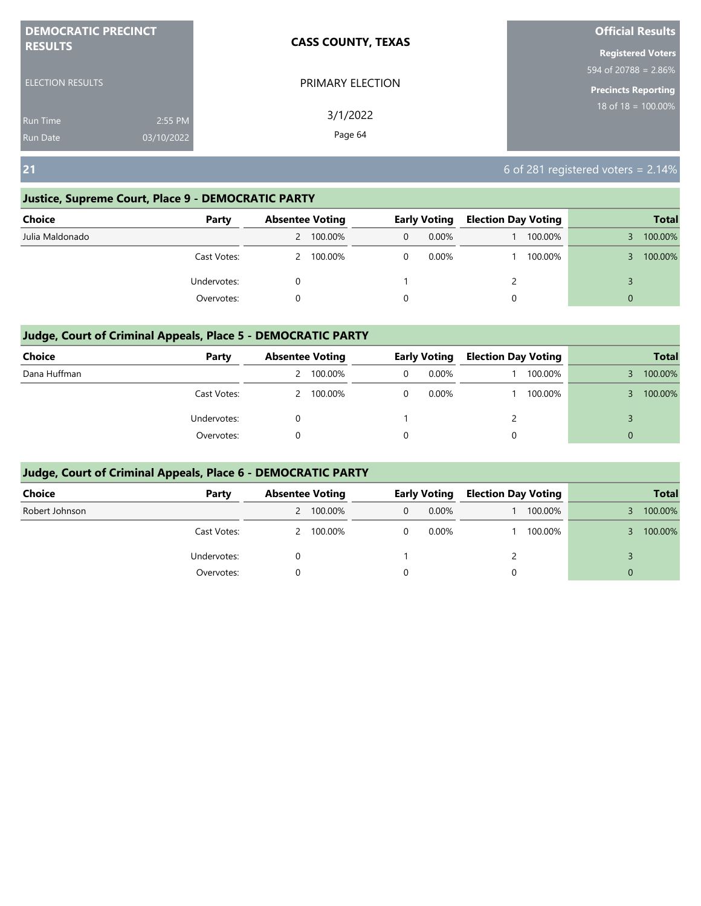**DEMOCRATIC PRECINCT RESULTS**

ELECTION RESULTS

Run Time 2:55 PM
Run Date 03/10/2022

**CASS COUNTY, TEXAS**

PRIMARY ELECTION

3/1/2022

**Official Results**

**Registered Voters**
594 of 20788 = 2.86%

**Precincts Reporting**
18 of 18 = 100.00%

## 21

6 of 281 registered voters = 2.14%

### Justice, Supreme Court, Place 9 - DEMOCRATIC PARTY

| Choice | Party | Absentee Voting | | Early Voting | | Election Day Voting | | Total | |
|---|---|---|---|---|---|---|---|---|---|
| Julia Maldonado | | 2 | 100.00% | 0 | 0.00% | 1 | 100.00% | 3 | 100.00% |
| | Cast Votes: | 2 | 100.00% | 0 | 0.00% | 1 | 100.00% | 3 | 100.00% |
| | Undervotes: | 0 | | 1 | | 2 | | 3 | |
| | Overvotes: | 0 | | 0 | | 0 | | 0 | |

### Judge, Court of Criminal Appeals, Place 5 - DEMOCRATIC PARTY

| Choice | Party | Absentee Voting | | Early Voting | | Election Day Voting | | Total | |
|---|---|---|---|---|---|---|---|---|---|
| Dana Huffman | | 2 | 100.00% | 0 | 0.00% | 1 | 100.00% | 3 | 100.00% |
| | Cast Votes: | 2 | 100.00% | 0 | 0.00% | 1 | 100.00% | 3 | 100.00% |
| | Undervotes: | 0 | | 1 | | 2 | | 3 | |
| | Overvotes: | 0 | | 0 | | 0 | | 0 | |

### Judge, Court of Criminal Appeals, Place 6 - DEMOCRATIC PARTY

| Choice | Party | Absentee Voting | | Early Voting | | Election Day Voting | | Total | |
|---|---|---|---|---|---|---|---|---|---|
| Robert Johnson | | 2 | 100.00% | 0 | 0.00% | 1 | 100.00% | 3 | 100.00% |
| | Cast Votes: | 2 | 100.00% | 0 | 0.00% | 1 | 100.00% | 3 | 100.00% |
| | Undervotes: | 0 | | 1 | | 2 | | 3 | |
| | Overvotes: | 0 | | 0 | | 0 | | 0 | |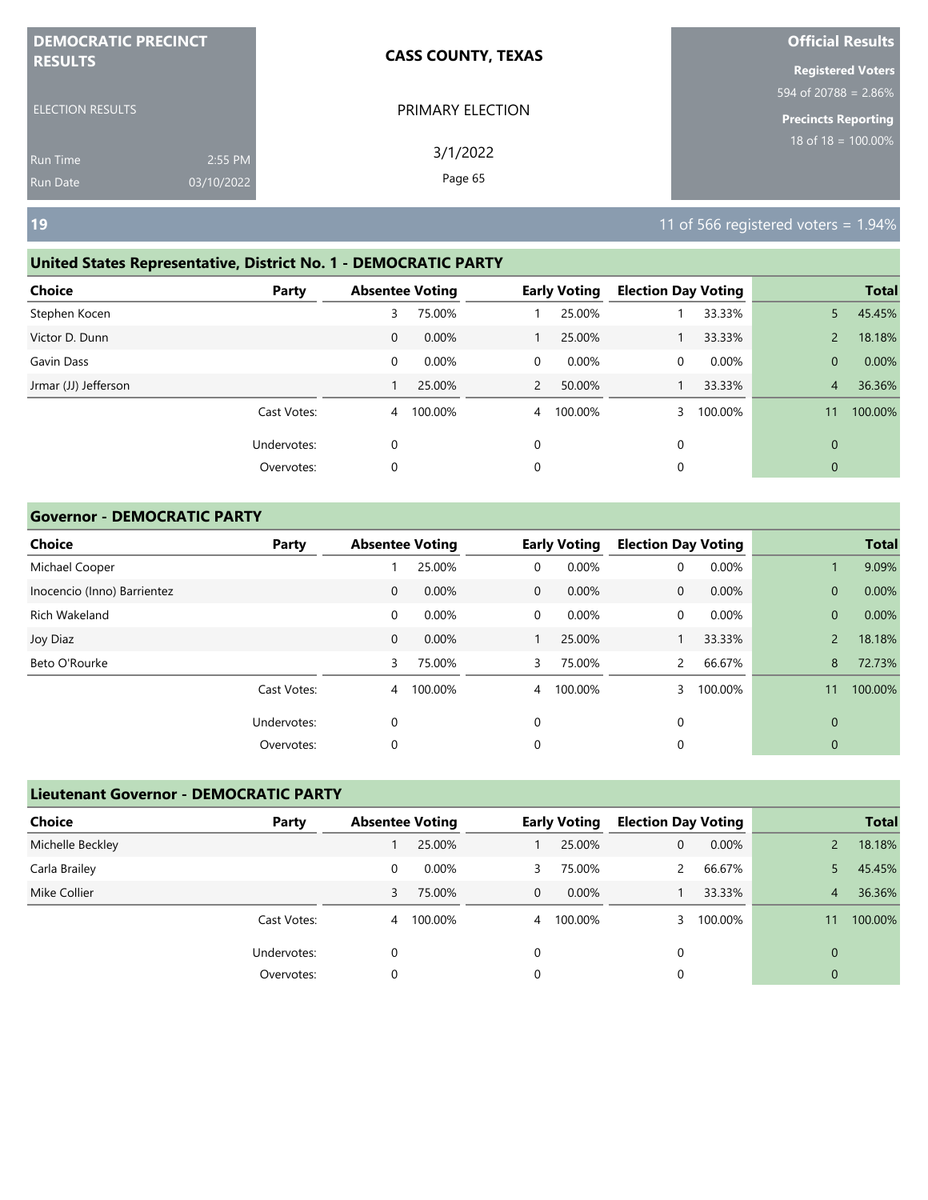**DEMOCRATIC PRECINCT RESULTS**

ELECTION RESULTS

Run Time 2:55 PM
Run Date 03/10/2022

**CASS COUNTY, TEXAS**

PRIMARY ELECTION

3/1/2022

**Official Results**

**Registered Voters**
594 of 20788 = 2.86%

**Precincts Reporting**
18 of 18 = 100.00%

## 19

11 of 566 registered voters = 1.94%

### United States Representative, District No. 1 - DEMOCRATIC PARTY

| Choice | Party | Absentee Voting | | Early Voting | | Election Day Voting | | Total | |
|---|---|---|---|---|---|---|---|---|---|
| Stephen Kocen | | 3 | 75.00% | 1 | 25.00% | 1 | 33.33% | 5 | 45.45% |
| Victor D. Dunn | | 0 | 0.00% | 1 | 25.00% | 1 | 33.33% | 2 | 18.18% |
| Gavin Dass | | 0 | 0.00% | 0 | 0.00% | 0 | 0.00% | 0 | 0.00% |
| Jrmar (JJ) Jefferson | | 1 | 25.00% | 2 | 50.00% | 1 | 33.33% | 4 | 36.36% |
| | Cast Votes: | 4 | 100.00% | 4 | 100.00% | 3 | 100.00% | 11 | 100.00% |
| | Undervotes: | 0 | | 0 | | 0 | | 0 | |
| | Overvotes: | 0 | | 0 | | 0 | | 0 | |

### Governor - DEMOCRATIC PARTY

| Choice | Party | Absentee Voting | | Early Voting | | Election Day Voting | | Total | |
|---|---|---|---|---|---|---|---|---|---|
| Michael Cooper | | 1 | 25.00% | 0 | 0.00% | 0 | 0.00% | 1 | 9.09% |
| Inocencio (Inno) Barrientez | | 0 | 0.00% | 0 | 0.00% | 0 | 0.00% | 0 | 0.00% |
| Rich Wakeland | | 0 | 0.00% | 0 | 0.00% | 0 | 0.00% | 0 | 0.00% |
| Joy Diaz | | 0 | 0.00% | 1 | 25.00% | 1 | 33.33% | 2 | 18.18% |
| Beto O'Rourke | | 3 | 75.00% | 3 | 75.00% | 2 | 66.67% | 8 | 72.73% |
| | Cast Votes: | 4 | 100.00% | 4 | 100.00% | 3 | 100.00% | 11 | 100.00% |
| | Undervotes: | 0 | | 0 | | 0 | | 0 | |
| | Overvotes: | 0 | | 0 | | 0 | | 0 | |

### Lieutenant Governor - DEMOCRATIC PARTY

| Choice | Party | Absentee Voting | | Early Voting | | Election Day Voting | | Total | |
|---|---|---|---|---|---|---|---|---|---|
| Michelle Beckley | | 1 | 25.00% | 1 | 25.00% | 0 | 0.00% | 2 | 18.18% |
| Carla Brailey | | 0 | 0.00% | 3 | 75.00% | 2 | 66.67% | 5 | 45.45% |
| Mike Collier | | 3 | 75.00% | 0 | 0.00% | 1 | 33.33% | 4 | 36.36% |
| | Cast Votes: | 4 | 100.00% | 4 | 100.00% | 3 | 100.00% | 11 | 100.00% |
| | Undervotes: | 0 | | 0 | | 0 | | 0 | |
| | Overvotes: | 0 | | 0 | | 0 | | 0 | |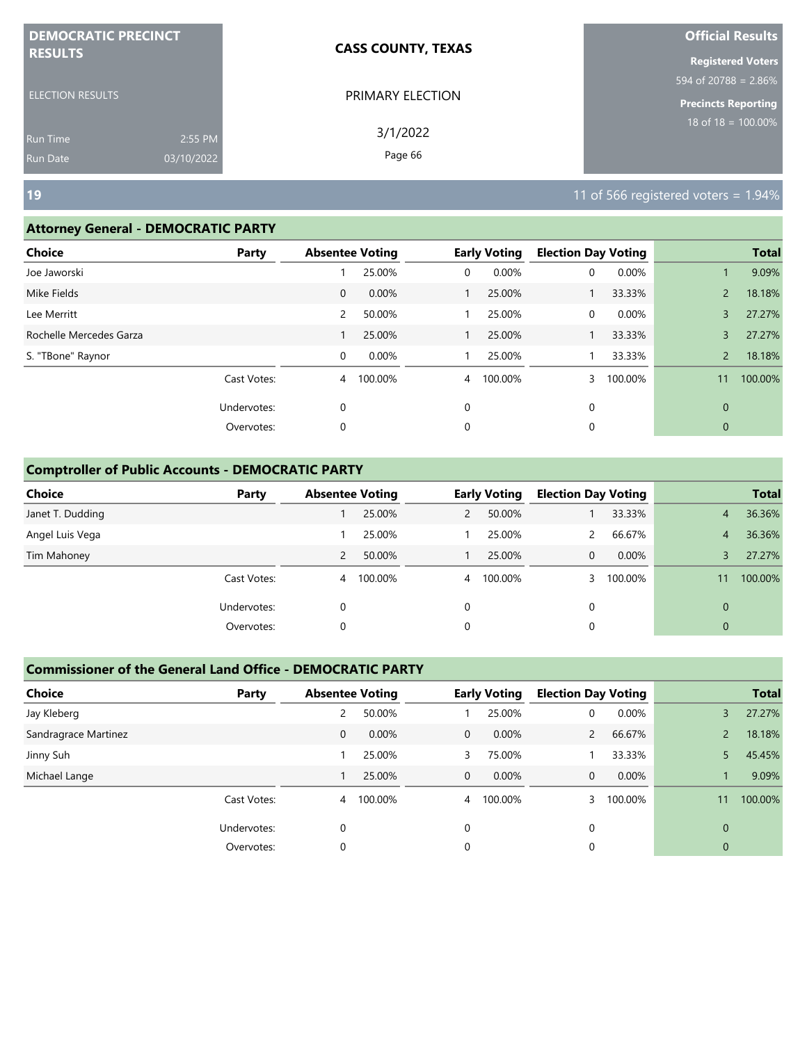**DEMOCRATIC PRECINCT RESULTS**

ELECTION RESULTS

Run Time 2:55 PM
Run Date 03/10/2022

**CASS COUNTY, TEXAS**

PRIMARY ELECTION

3/1/2022

**Official Results**

**Registered Voters**
594 of 20788 = 2.86%

**Precincts Reporting**
18 of 18 = 100.00%

## 19

11 of 566 registered voters = 1.94%

### Attorney General - DEMOCRATIC PARTY

| Choice | Party | Absentee Voting | | Early Voting | | Election Day Voting | | Total | |
|---|---|---|---|---|---|---|---|---|---|
| Joe Jaworski | | 1 | 25.00% | 0 | 0.00% | 0 | 0.00% | 1 | 9.09% |
| Mike Fields | | 0 | 0.00% | 1 | 25.00% | 1 | 33.33% | 2 | 18.18% |
| Lee Merritt | | 2 | 50.00% | 1 | 25.00% | 0 | 0.00% | 3 | 27.27% |
| Rochelle Mercedes Garza | | 1 | 25.00% | 1 | 25.00% | 1 | 33.33% | 3 | 27.27% |
| S. "TBone" Raynor | | 0 | 0.00% | 1 | 25.00% | 1 | 33.33% | 2 | 18.18% |
| | Cast Votes: | 4 | 100.00% | 4 | 100.00% | 3 | 100.00% | 11 | 100.00% |
| | Undervotes: | 0 | | 0 | | 0 | | 0 | |
| | Overvotes: | 0 | | 0 | | 0 | | 0 | |

### Comptroller of Public Accounts - DEMOCRATIC PARTY

| Choice | Party | Absentee Voting | | Early Voting | | Election Day Voting | | Total | |
|---|---|---|---|---|---|---|---|---|---|
| Janet T. Dudding | | 1 | 25.00% | 2 | 50.00% | 1 | 33.33% | 4 | 36.36% |
| Angel Luis Vega | | 1 | 25.00% | 1 | 25.00% | 2 | 66.67% | 4 | 36.36% |
| Tim Mahoney | | 2 | 50.00% | 1 | 25.00% | 0 | 0.00% | 3 | 27.27% |
| | Cast Votes: | 4 | 100.00% | 4 | 100.00% | 3 | 100.00% | 11 | 100.00% |
| | Undervotes: | 0 | | 0 | | 0 | | 0 | |
| | Overvotes: | 0 | | 0 | | 0 | | 0 | |

### Commissioner of the General Land Office - DEMOCRATIC PARTY

| Choice | Party | Absentee Voting | | Early Voting | | Election Day Voting | | Total | |
|---|---|---|---|---|---|---|---|---|---|
| Jay Kleberg | | 2 | 50.00% | 1 | 25.00% | 0 | 0.00% | 3 | 27.27% |
| Sandragrace Martinez | | 0 | 0.00% | 0 | 0.00% | 2 | 66.67% | 2 | 18.18% |
| Jinny Suh | | 1 | 25.00% | 3 | 75.00% | 1 | 33.33% | 5 | 45.45% |
| Michael Lange | | 1 | 25.00% | 0 | 0.00% | 0 | 0.00% | 1 | 9.09% |
| | Cast Votes: | 4 | 100.00% | 4 | 100.00% | 3 | 100.00% | 11 | 100.00% |
| | Undervotes: | 0 | | 0 | | 0 | | 0 | |
| | Overvotes: | 0 | | 0 | | 0 | | 0 | |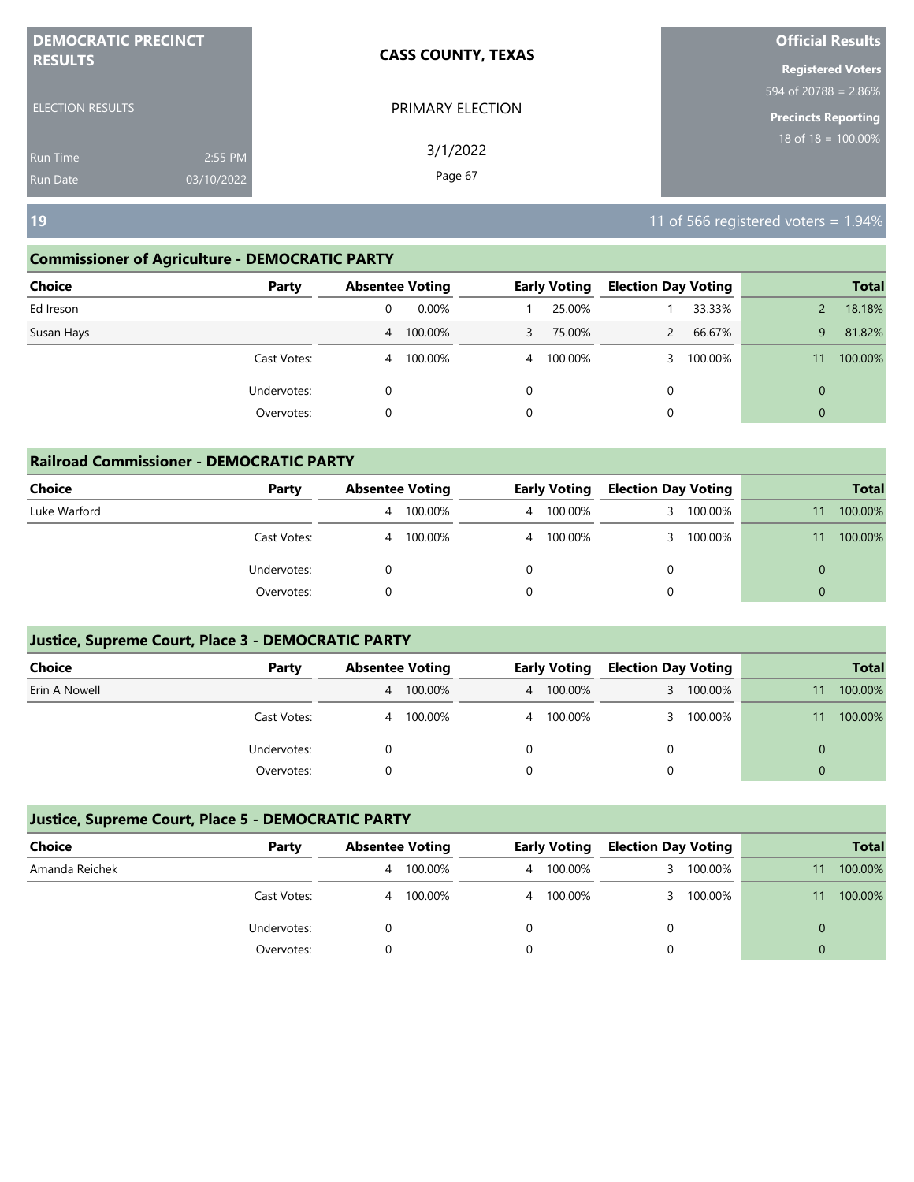**DEMOCRATIC PRECINCT RESULTS**

ELECTION RESULTS

Run Time 2:55 PM
Run Date 03/10/2022

**CASS COUNTY, TEXAS**

PRIMARY ELECTION

3/1/2022

**Official Results**

**Registered Voters**
594 of 20788 = 2.86%

**Precincts Reporting**
18 of 18 = 100.00%

## 19

11 of 566 registered voters = 1.94%

### Commissioner of Agriculture - DEMOCRATIC PARTY

| Choice | Party | Absentee Voting | | Early Voting | | Election Day Voting | | Total | |
|---|---|---|---|---|---|---|---|---|---|
| Ed Ireson | | 0 | 0.00% | 1 | 25.00% | 1 | 33.33% | 2 | 18.18% |
| Susan Hays | | 4 | 100.00% | 3 | 75.00% | 2 | 66.67% | 9 | 81.82% |
| | Cast Votes: | 4 | 100.00% | 4 | 100.00% | 3 | 100.00% | 11 | 100.00% |
| | Undervotes: | 0 | | 0 | | 0 | | 0 | |
| | Overvotes: | 0 | | 0 | | 0 | | 0 | |

### Railroad Commissioner - DEMOCRATIC PARTY

| Choice | Party | Absentee Voting | | Early Voting | | Election Day Voting | | Total | |
|---|---|---|---|---|---|---|---|---|---|
| Luke Warford | | 4 | 100.00% | 4 | 100.00% | 3 | 100.00% | 11 | 100.00% |
| | Cast Votes: | 4 | 100.00% | 4 | 100.00% | 3 | 100.00% | 11 | 100.00% |
| | Undervotes: | 0 | | 0 | | 0 | | 0 | |
| | Overvotes: | 0 | | 0 | | 0 | | 0 | |

### Justice, Supreme Court, Place 3 - DEMOCRATIC PARTY

| Choice | Party | Absentee Voting | | Early Voting | | Election Day Voting | | Total | |
|---|---|---|---|---|---|---|---|---|---|
| Erin A Nowell | | 4 | 100.00% | 4 | 100.00% | 3 | 100.00% | 11 | 100.00% |
| | Cast Votes: | 4 | 100.00% | 4 | 100.00% | 3 | 100.00% | 11 | 100.00% |
| | Undervotes: | 0 | | 0 | | 0 | | 0 | |
| | Overvotes: | 0 | | 0 | | 0 | | 0 | |

### Justice, Supreme Court, Place 5 - DEMOCRATIC PARTY

| Choice | Party | Absentee Voting | | Early Voting | | Election Day Voting | | Total | |
|---|---|---|---|---|---|---|---|---|---|
| Amanda Reichek | | 4 | 100.00% | 4 | 100.00% | 3 | 100.00% | 11 | 100.00% |
| | Cast Votes: | 4 | 100.00% | 4 | 100.00% | 3 | 100.00% | 11 | 100.00% |
| | Undervotes: | 0 | | 0 | | 0 | | 0 | |
| | Overvotes: | 0 | | 0 | | 0 | | 0 | |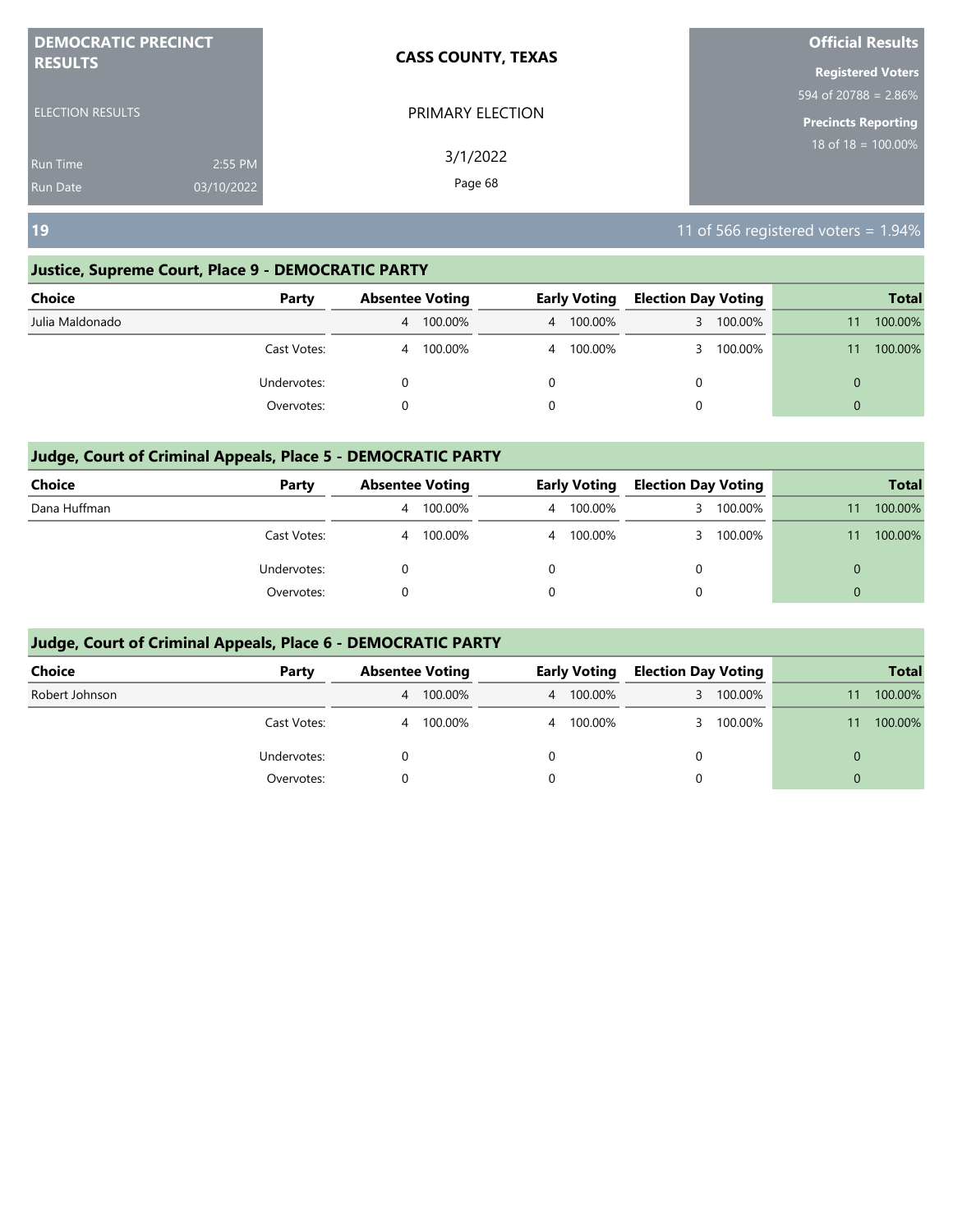**DEMOCRATIC PRECINCT RESULTS**

ELECTION RESULTS

Run Time 2:55 PM
Run Date 03/10/2022

**CASS COUNTY, TEXAS**

PRIMARY ELECTION

3/1/2022

**Official Results**

**Registered Voters**
594 of 20788 = 2.86%

**Precincts Reporting**
18 of 18 = 100.00%

## 19

11 of 566 registered voters = 1.94%

### Justice, Supreme Court, Place 9 - DEMOCRATIC PARTY

| Choice | Party | Absentee Voting | | Early Voting | | Election Day Voting | | Total | |
|---|---|---|---|---|---|---|---|---|---|
| Julia Maldonado | | 4 | 100.00% | 4 | 100.00% | 3 | 100.00% | 11 | 100.00% |
| | Cast Votes: | 4 | 100.00% | 4 | 100.00% | 3 | 100.00% | 11 | 100.00% |
| | Undervotes: | 0 | | 0 | | 0 | | 0 | |
| | Overvotes: | 0 | | 0 | | 0 | | 0 | |

### Judge, Court of Criminal Appeals, Place 5 - DEMOCRATIC PARTY

| Choice | Party | Absentee Voting | | Early Voting | | Election Day Voting | | Total | |
|---|---|---|---|---|---|---|---|---|---|
| Dana Huffman | | 4 | 100.00% | 4 | 100.00% | 3 | 100.00% | 11 | 100.00% |
| | Cast Votes: | 4 | 100.00% | 4 | 100.00% | 3 | 100.00% | 11 | 100.00% |
| | Undervotes: | 0 | | 0 | | 0 | | 0 | |
| | Overvotes: | 0 | | 0 | | 0 | | 0 | |

### Judge, Court of Criminal Appeals, Place 6 - DEMOCRATIC PARTY

| Choice | Party | Absentee Voting | | Early Voting | | Election Day Voting | | Total | |
|---|---|---|---|---|---|---|---|---|---|
| Robert Johnson | | 4 | 100.00% | 4 | 100.00% | 3 | 100.00% | 11 | 100.00% |
| | Cast Votes: | 4 | 100.00% | 4 | 100.00% | 3 | 100.00% | 11 | 100.00% |
| | Undervotes: | 0 | | 0 | | 0 | | 0 | |
| | Overvotes: | 0 | | 0 | | 0 | | 0 | |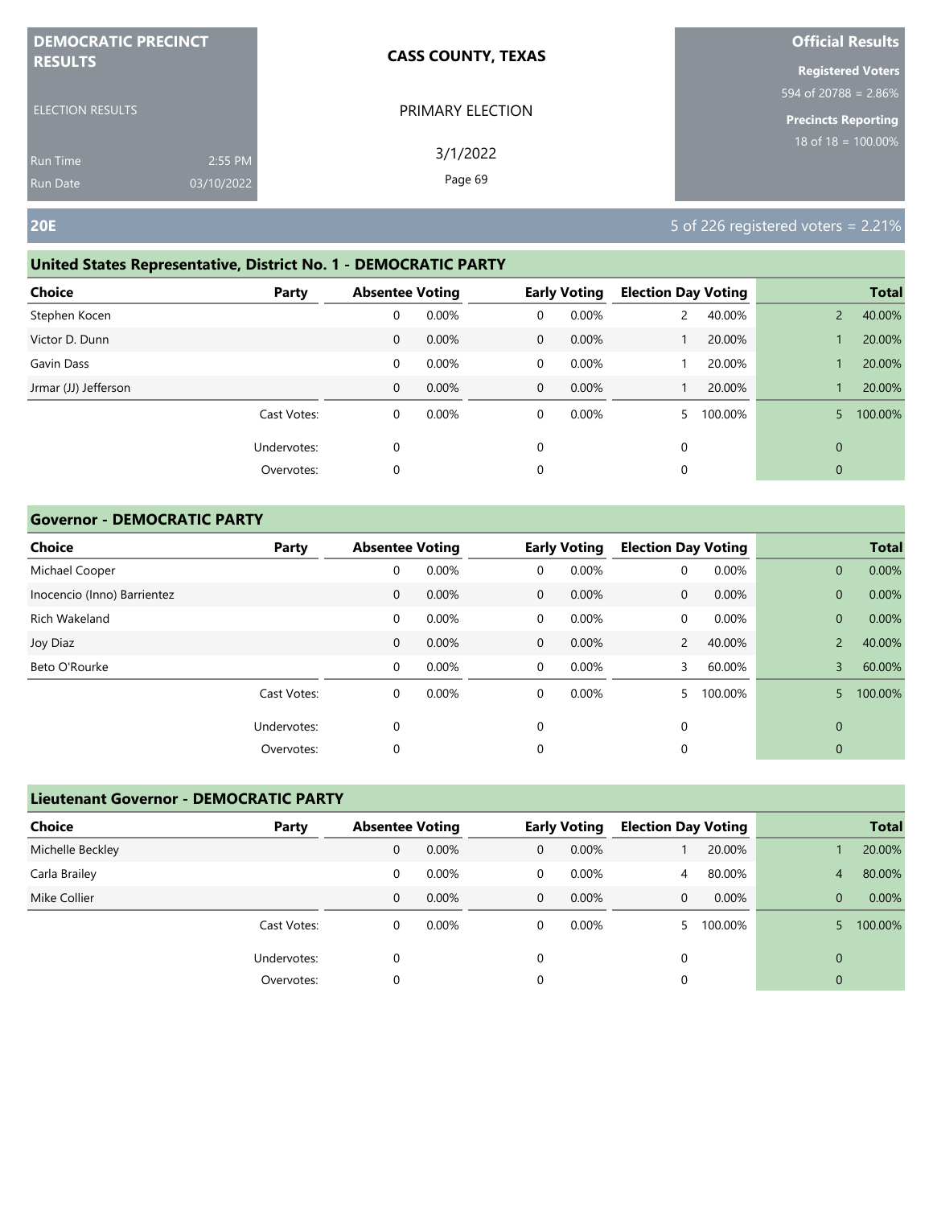**DEMOCRATIC PRECINCT RESULTS**

ELECTION RESULTS

Run Time 2:55 PM
Run Date 03/10/2022

**CASS COUNTY, TEXAS**

PRIMARY ELECTION

3/1/2022

**Official Results**

**Registered Voters**
594 of 20788 = 2.86%

**Precincts Reporting**
18 of 18 = 100.00%

## 20E

5 of 226 registered voters = 2.21%

### United States Representative, District No. 1 - DEMOCRATIC PARTY

| Choice | Party | Absentee Voting | | Early Voting | | Election Day Voting | | Total | |
|---|---|---|---|---|---|---|---|---|---|
| Stephen Kocen | | 0 | 0.00% | 0 | 0.00% | 2 | 40.00% | 2 | 40.00% |
| Victor D. Dunn | | 0 | 0.00% | 0 | 0.00% | 1 | 20.00% | 1 | 20.00% |
| Gavin Dass | | 0 | 0.00% | 0 | 0.00% | 1 | 20.00% | 1 | 20.00% |
| Jrmar (JJ) Jefferson | | 0 | 0.00% | 0 | 0.00% | 1 | 20.00% | 1 | 20.00% |
| | Cast Votes: | 0 | 0.00% | 0 | 0.00% | 5 | 100.00% | 5 | 100.00% |
| | Undervotes: | 0 | | 0 | | 0 | | 0 | |
| | Overvotes: | 0 | | 0 | | 0 | | 0 | |

### Governor - DEMOCRATIC PARTY

| Choice | Party | Absentee Voting | | Early Voting | | Election Day Voting | | Total | |
|---|---|---|---|---|---|---|---|---|---|
| Michael Cooper | | 0 | 0.00% | 0 | 0.00% | 0 | 0.00% | 0 | 0.00% |
| Inocencio (Inno) Barrientez | | 0 | 0.00% | 0 | 0.00% | 0 | 0.00% | 0 | 0.00% |
| Rich Wakeland | | 0 | 0.00% | 0 | 0.00% | 0 | 0.00% | 0 | 0.00% |
| Joy Diaz | | 0 | 0.00% | 0 | 0.00% | 2 | 40.00% | 2 | 40.00% |
| Beto O'Rourke | | 0 | 0.00% | 0 | 0.00% | 3 | 60.00% | 3 | 60.00% |
| | Cast Votes: | 0 | 0.00% | 0 | 0.00% | 5 | 100.00% | 5 | 100.00% |
| | Undervotes: | 0 | | 0 | | 0 | | 0 | |
| | Overvotes: | 0 | | 0 | | 0 | | 0 | |

### Lieutenant Governor - DEMOCRATIC PARTY

| Choice | Party | Absentee Voting | | Early Voting | | Election Day Voting | | Total | |
|---|---|---|---|---|---|---|---|---|---|
| Michelle Beckley | | 0 | 0.00% | 0 | 0.00% | 1 | 20.00% | 1 | 20.00% |
| Carla Brailey | | 0 | 0.00% | 0 | 0.00% | 4 | 80.00% | 4 | 80.00% |
| Mike Collier | | 0 | 0.00% | 0 | 0.00% | 0 | 0.00% | 0 | 0.00% |
| | Cast Votes: | 0 | 0.00% | 0 | 0.00% | 5 | 100.00% | 5 | 100.00% |
| | Undervotes: | 0 | | 0 | | 0 | | 0 | |
| | Overvotes: | 0 | | 0 | | 0 | | 0 | |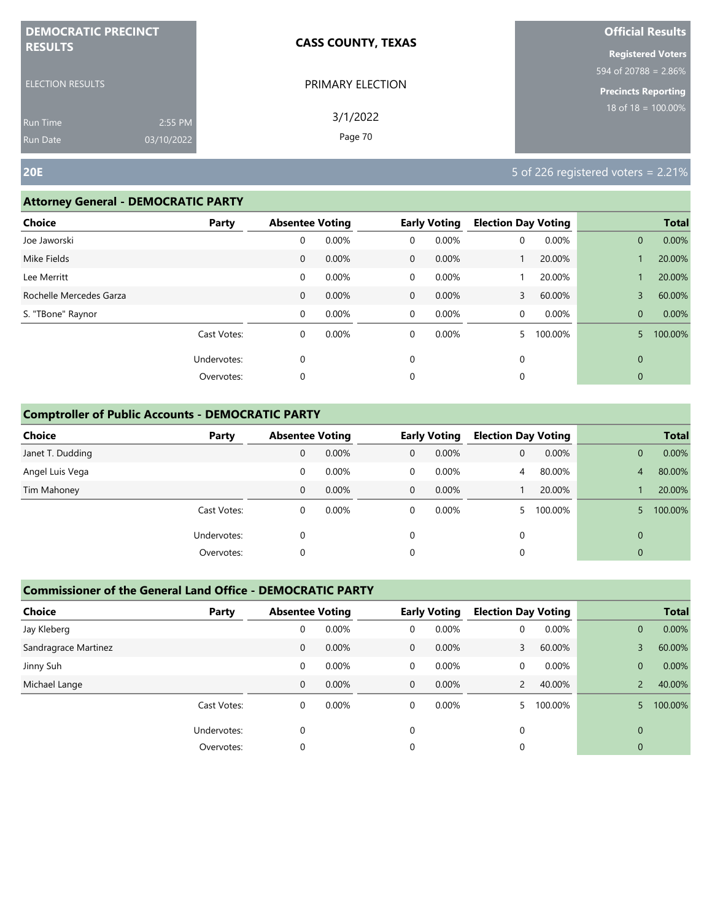**DEMOCRATIC PRECINCT RESULTS**

ELECTION RESULTS

Run Time 2:55 PM
Run Date 03/10/2022

**CASS COUNTY, TEXAS**

PRIMARY ELECTION

3/1/2022

**Official Results**

**Registered Voters**
594 of 20788 = 2.86%

**Precincts Reporting**
18 of 18 = 100.00%

## 20E

5 of 226 registered voters = 2.21%

### Attorney General - DEMOCRATIC PARTY

| Choice | Party | Absentee Voting | | Early Voting | | Election Day Voting | | Total | |
|---|---|---|---|---|---|---|---|---|---|
| Joe Jaworski | | 0 | 0.00% | 0 | 0.00% | 0 | 0.00% | 0 | 0.00% |
| Mike Fields | | 0 | 0.00% | 0 | 0.00% | 1 | 20.00% | 1 | 20.00% |
| Lee Merritt | | 0 | 0.00% | 0 | 0.00% | 1 | 20.00% | 1 | 20.00% |
| Rochelle Mercedes Garza | | 0 | 0.00% | 0 | 0.00% | 3 | 60.00% | 3 | 60.00% |
| S. "TBone" Raynor | | 0 | 0.00% | 0 | 0.00% | 0 | 0.00% | 0 | 0.00% |
| | Cast Votes: | 0 | 0.00% | 0 | 0.00% | 5 | 100.00% | 5 | 100.00% |
| | Undervotes: | 0 | | 0 | | 0 | | 0 | |
| | Overvotes: | 0 | | 0 | | 0 | | 0 | |

### Comptroller of Public Accounts - DEMOCRATIC PARTY

| Choice | Party | Absentee Voting | | Early Voting | | Election Day Voting | | Total | |
|---|---|---|---|---|---|---|---|---|---|
| Janet T. Dudding | | 0 | 0.00% | 0 | 0.00% | 0 | 0.00% | 0 | 0.00% |
| Angel Luis Vega | | 0 | 0.00% | 0 | 0.00% | 4 | 80.00% | 4 | 80.00% |
| Tim Mahoney | | 0 | 0.00% | 0 | 0.00% | 1 | 20.00% | 1 | 20.00% |
| | Cast Votes: | 0 | 0.00% | 0 | 0.00% | 5 | 100.00% | 5 | 100.00% |
| | Undervotes: | 0 | | 0 | | 0 | | 0 | |
| | Overvotes: | 0 | | 0 | | 0 | | 0 | |

### Commissioner of the General Land Office - DEMOCRATIC PARTY

| Choice | Party | Absentee Voting | | Early Voting | | Election Day Voting | | Total | |
|---|---|---|---|---|---|---|---|---|---|
| Jay Kleberg | | 0 | 0.00% | 0 | 0.00% | 0 | 0.00% | 0 | 0.00% |
| Sandragrace Martinez | | 0 | 0.00% | 0 | 0.00% | 3 | 60.00% | 3 | 60.00% |
| Jinny Suh | | 0 | 0.00% | 0 | 0.00% | 0 | 0.00% | 0 | 0.00% |
| Michael Lange | | 0 | 0.00% | 0 | 0.00% | 2 | 40.00% | 2 | 40.00% |
| | Cast Votes: | 0 | 0.00% | 0 | 0.00% | 5 | 100.00% | 5 | 100.00% |
| | Undervotes: | 0 | | 0 | | 0 | | 0 | |
| | Overvotes: | 0 | | 0 | | 0 | | 0 | |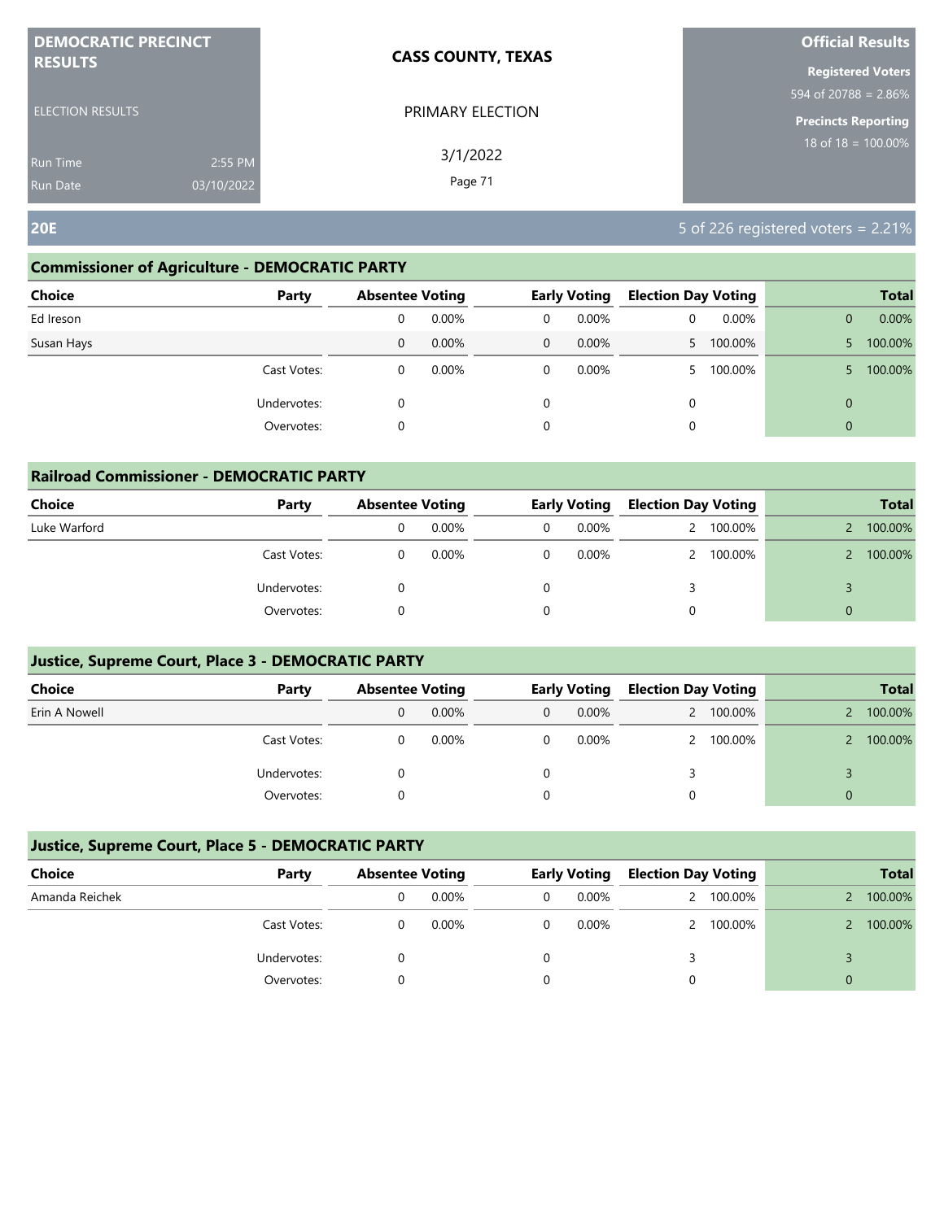**DEMOCRATIC PRECINCT RESULTS**

ELECTION RESULTS

Run Time 2:55 PM
Run Date 03/10/2022

**CASS COUNTY, TEXAS**

PRIMARY ELECTION

3/1/2022

**Official Results**

**Registered Voters**
594 of 20788 = 2.86%

**Precincts Reporting**
18 of 18 = 100.00%

## 20E

5 of 226 registered voters = 2.21%

### Commissioner of Agriculture - DEMOCRATIC PARTY

| Choice | Party | Absentee Voting | | Early Voting | | Election Day Voting | | Total | |
|---|---|---|---|---|---|---|---|---|---|
| Ed Ireson | | 0 | 0.00% | 0 | 0.00% | 0 | 0.00% | 0 | 0.00% |
| Susan Hays | | 0 | 0.00% | 0 | 0.00% | 5 | 100.00% | 5 | 100.00% |
| | Cast Votes: | 0 | 0.00% | 0 | 0.00% | 5 | 100.00% | 5 | 100.00% |
| | Undervotes: | 0 | | 0 | | 0 | | 0 | |
| | Overvotes: | 0 | | 0 | | 0 | | 0 | |

### Railroad Commissioner - DEMOCRATIC PARTY

| Choice | Party | Absentee Voting | | Early Voting | | Election Day Voting | | Total | |
|---|---|---|---|---|---|---|---|---|---|
| Luke Warford | | 0 | 0.00% | 0 | 0.00% | 2 | 100.00% | 2 | 100.00% |
| | Cast Votes: | 0 | 0.00% | 0 | 0.00% | 2 | 100.00% | 2 | 100.00% |
| | Undervotes: | 0 | | 0 | | 3 | | 3 | |
| | Overvotes: | 0 | | 0 | | 0 | | 0 | |

### Justice, Supreme Court, Place 3 - DEMOCRATIC PARTY

| Choice | Party | Absentee Voting | | Early Voting | | Election Day Voting | | Total | |
|---|---|---|---|---|---|---|---|---|---|
| Erin A Nowell | | 0 | 0.00% | 0 | 0.00% | 2 | 100.00% | 2 | 100.00% |
| | Cast Votes: | 0 | 0.00% | 0 | 0.00% | 2 | 100.00% | 2 | 100.00% |
| | Undervotes: | 0 | | 0 | | 3 | | 3 | |
| | Overvotes: | 0 | | 0 | | 0 | | 0 | |

### Justice, Supreme Court, Place 5 - DEMOCRATIC PARTY

| Choice | Party | Absentee Voting | | Early Voting | | Election Day Voting | | Total | |
|---|---|---|---|---|---|---|---|---|---|
| Amanda Reichek | | 0 | 0.00% | 0 | 0.00% | 2 | 100.00% | 2 | 100.00% |
| | Cast Votes: | 0 | 0.00% | 0 | 0.00% | 2 | 100.00% | 2 | 100.00% |
| | Undervotes: | 0 | | 0 | | 3 | | 3 | |
| | Overvotes: | 0 | | 0 | | 0 | | 0 | |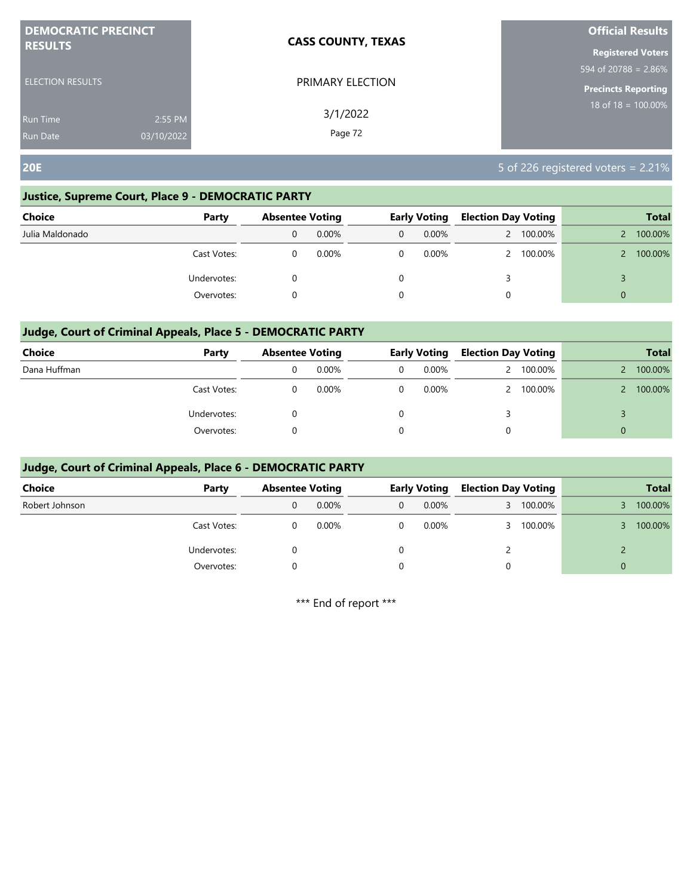**DEMOCRATIC PRECINCT RESULTS**

ELECTION RESULTS

Run Time 2:55 PM
Run Date 03/10/2022

**CASS COUNTY, TEXAS**

PRIMARY ELECTION

3/1/2022

**Official Results**

**Registered Voters**
594 of 20788 = 2.86%

**Precincts Reporting**
18 of 18 = 100.00%

## 20E

5 of 226 registered voters = 2.21%

### Justice, Supreme Court, Place 9 - DEMOCRATIC PARTY

| Choice | Party | Absentee Voting | | Early Voting | | Election Day Voting | | Total | |
|---|---|---|---|---|---|---|---|---|---|
| Julia Maldonado | | 0 | 0.00% | 0 | 0.00% | 2 | 100.00% | 2 | 100.00% |
| | Cast Votes: | 0 | 0.00% | 0 | 0.00% | 2 | 100.00% | 2 | 100.00% |
| | Undervotes: | 0 | | 0 | | 3 | | 3 | |
| | Overvotes: | 0 | | 0 | | 0 | | 0 | |

### Judge, Court of Criminal Appeals, Place 5 - DEMOCRATIC PARTY

| Choice | Party | Absentee Voting | | Early Voting | | Election Day Voting | | Total | |
|---|---|---|---|---|---|---|---|---|---|
| Dana Huffman | | 0 | 0.00% | 0 | 0.00% | 2 | 100.00% | 2 | 100.00% |
| | Cast Votes: | 0 | 0.00% | 0 | 0.00% | 2 | 100.00% | 2 | 100.00% |
| | Undervotes: | 0 | | 0 | | 3 | | 3 | |
| | Overvotes: | 0 | | 0 | | 0 | | 0 | |

### Judge, Court of Criminal Appeals, Place 6 - DEMOCRATIC PARTY

| Choice | Party | Absentee Voting | | Early Voting | | Election Day Voting | | Total | |
|---|---|---|---|---|---|---|---|---|---|
| Robert Johnson | | 0 | 0.00% | 0 | 0.00% | 3 | 100.00% | 3 | 100.00% |
| | Cast Votes: | 0 | 0.00% | 0 | 0.00% | 3 | 100.00% | 3 | 100.00% |
| | Undervotes: | 0 | | 0 | | 2 | | 2 | |
| | Overvotes: | 0 | | 0 | | 0 | | 0 | |

*** End of report ***